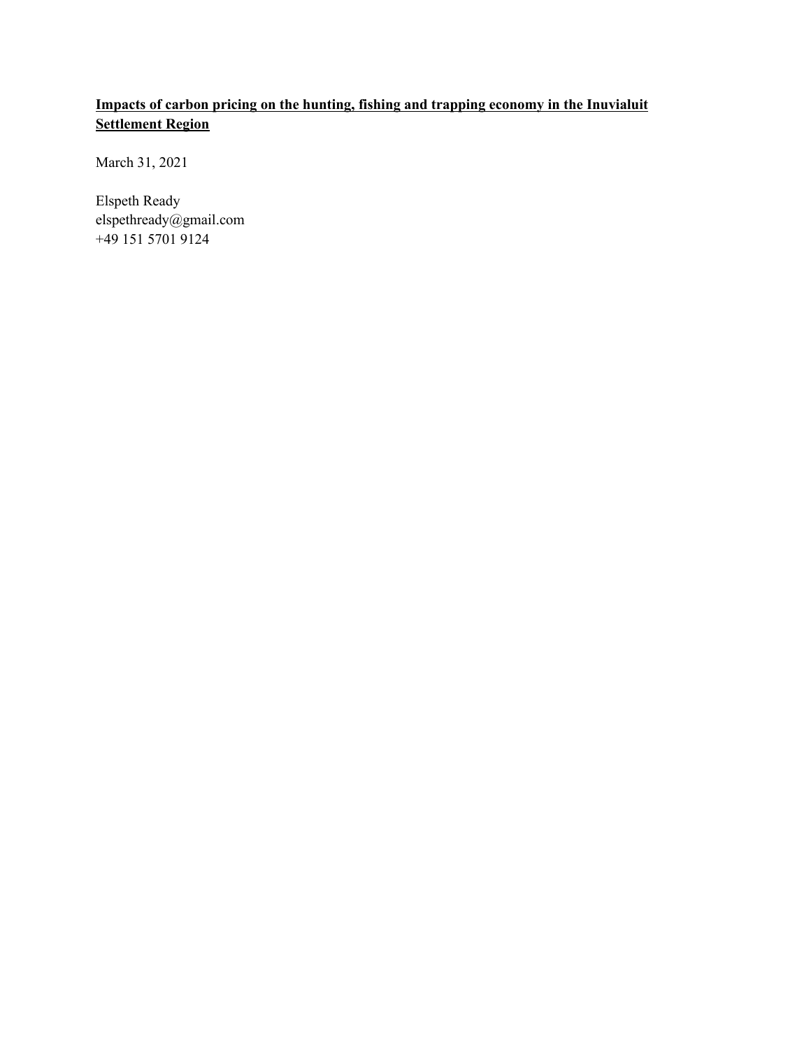**<u>Impacts of carbon pricing on the hunting, fishing and trapping economy in the Inuvialuit Settlement Region</u>**

March 31, 2021

Elspeth Ready
elspethready@gmail.com
+49 151 5701 9124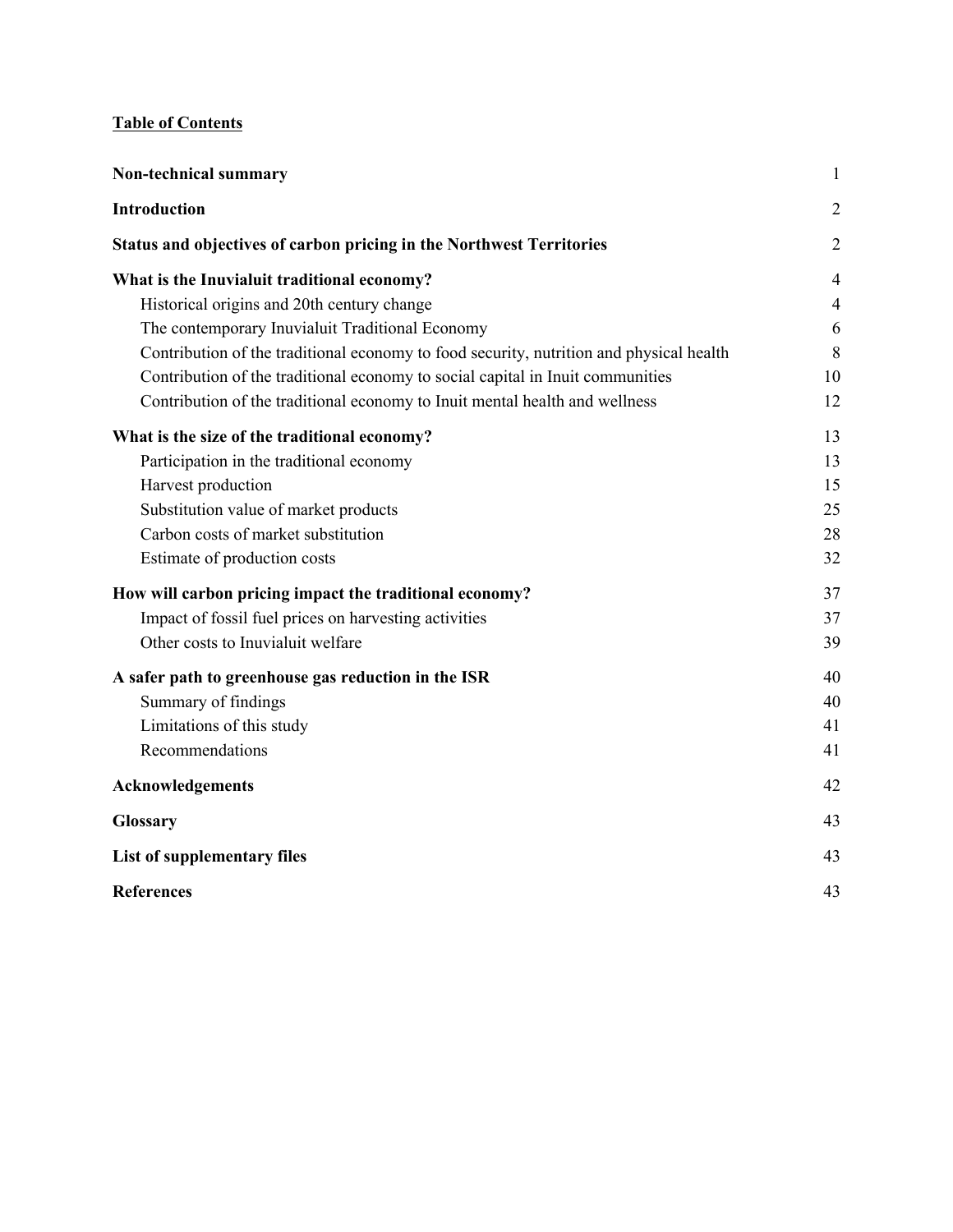**Table of Contents**

| | |
|---|---|
| **Non-technical summary** | 1 |
| **Introduction** | 2 |
| **Status and objectives of carbon pricing in the Northwest Territories** | 2 |
| **What is the Inuvialuit traditional economy?** | 4 |
| Historical origins and 20th century change | 4 |
| The contemporary Inuvialuit Traditional Economy | 6 |
| Contribution of the traditional economy to food security, nutrition and physical health | 8 |
| Contribution of the traditional economy to social capital in Inuit communities | 10 |
| Contribution of the traditional economy to Inuit mental health and wellness | 12 |
| **What is the size of the traditional economy?** | 13 |
| Participation in the traditional economy | 13 |
| Harvest production | 15 |
| Substitution value of market products | 25 |
| Carbon costs of market substitution | 28 |
| Estimate of production costs | 32 |
| **How will carbon pricing impact the traditional economy?** | 37 |
| Impact of fossil fuel prices on harvesting activities | 37 |
| Other costs to Inuvialuit welfare | 39 |
| **A safer path to greenhouse gas reduction in the ISR** | 40 |
| Summary of findings | 40 |
| Limitations of this study | 41 |
| Recommendations | 41 |
| **Acknowledgements** | 42 |
| **Glossary** | 43 |
| **List of supplementary files** | 43 |
| **References** | 43 |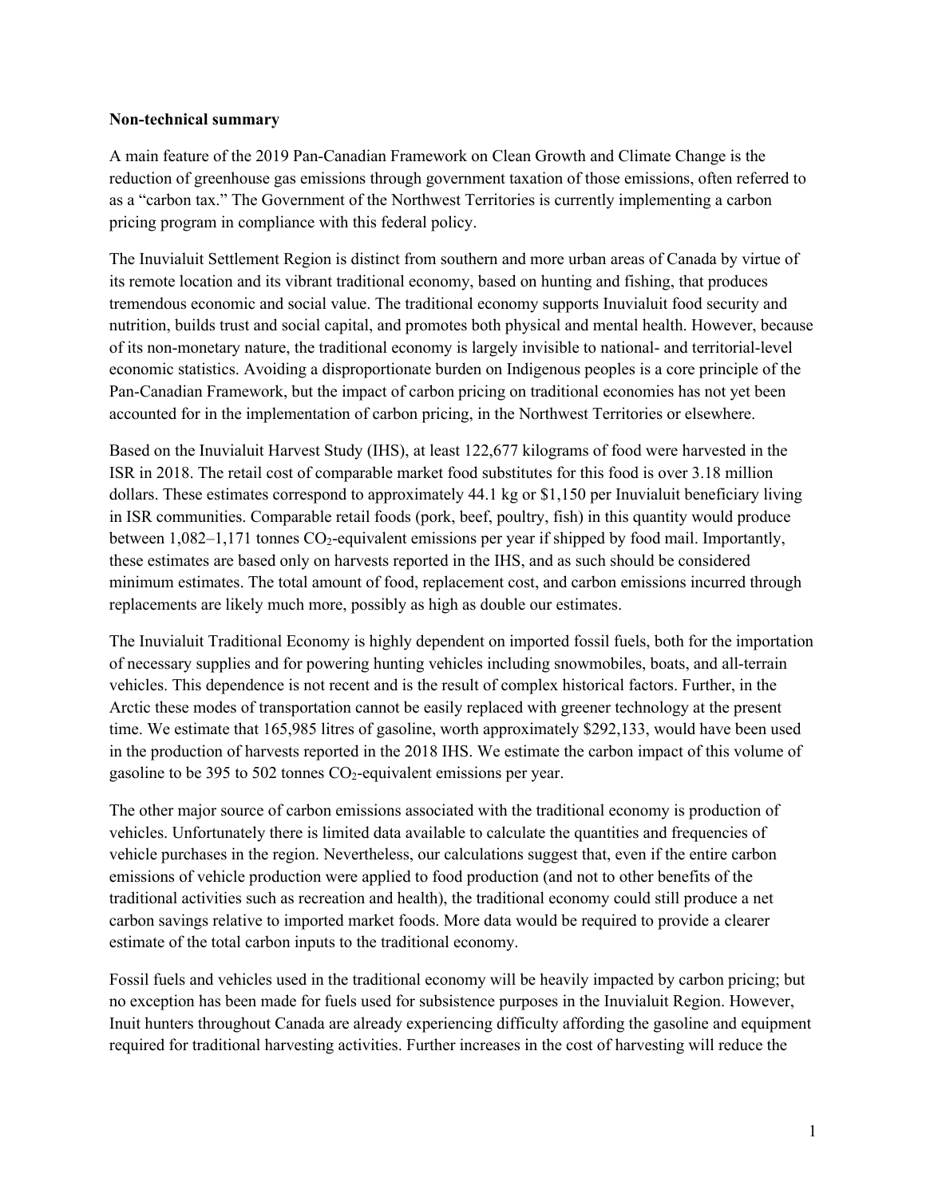**Non-technical summary**

A main feature of the 2019 Pan-Canadian Framework on Clean Growth and Climate Change is the reduction of greenhouse gas emissions through government taxation of those emissions, often referred to as a "carbon tax." The Government of the Northwest Territories is currently implementing a carbon pricing program in compliance with this federal policy.

The Inuvialuit Settlement Region is distinct from southern and more urban areas of Canada by virtue of its remote location and its vibrant traditional economy, based on hunting and fishing, that produces tremendous economic and social value. The traditional economy supports Inuvialuit food security and nutrition, builds trust and social capital, and promotes both physical and mental health. However, because of its non-monetary nature, the traditional economy is largely invisible to national- and territorial-level economic statistics. Avoiding a disproportionate burden on Indigenous peoples is a core principle of the Pan-Canadian Framework, but the impact of carbon pricing on traditional economies has not yet been accounted for in the implementation of carbon pricing, in the Northwest Territories or elsewhere.

Based on the Inuvialuit Harvest Study (IHS), at least 122,677 kilograms of food were harvested in the ISR in 2018. The retail cost of comparable market food substitutes for this food is over 3.18 million dollars. These estimates correspond to approximately 44.1 kg or $1,150 per Inuvialuit beneficiary living in ISR communities. Comparable retail foods (pork, beef, poultry, fish) in this quantity would produce between 1,082–1,171 tonnes $CO_2$-equivalent emissions per year if shipped by food mail. Importantly, these estimates are based only on harvests reported in the IHS, and as such should be considered minimum estimates. The total amount of food, replacement cost, and carbon emissions incurred through replacements are likely much more, possibly as high as double our estimates.

The Inuvialuit Traditional Economy is highly dependent on imported fossil fuels, both for the importation of necessary supplies and for powering hunting vehicles including snowmobiles, boats, and all-terrain vehicles. This dependence is not recent and is the result of complex historical factors. Further, in the Arctic these modes of transportation cannot be easily replaced with greener technology at the present time. We estimate that 165,985 litres of gasoline, worth approximately $292,133, would have been used in the production of harvests reported in the 2018 IHS. We estimate the carbon impact of this volume of gasoline to be 395 to 502 tonnes $CO_2$-equivalent emissions per year.

The other major source of carbon emissions associated with the traditional economy is production of vehicles. Unfortunately there is limited data available to calculate the quantities and frequencies of vehicle purchases in the region. Nevertheless, our calculations suggest that, even if the entire carbon emissions of vehicle production were applied to food production (and not to other benefits of the traditional activities such as recreation and health), the traditional economy could still produce a net carbon savings relative to imported market foods. More data would be required to provide a clearer estimate of the total carbon inputs to the traditional economy.

Fossil fuels and vehicles used in the traditional economy will be heavily impacted by carbon pricing; but no exception has been made for fuels used for subsistence purposes in the Inuvialuit Region. However, Inuit hunters throughout Canada are already experiencing difficulty affording the gasoline and equipment required for traditional harvesting activities. Further increases in the cost of harvesting will reduce the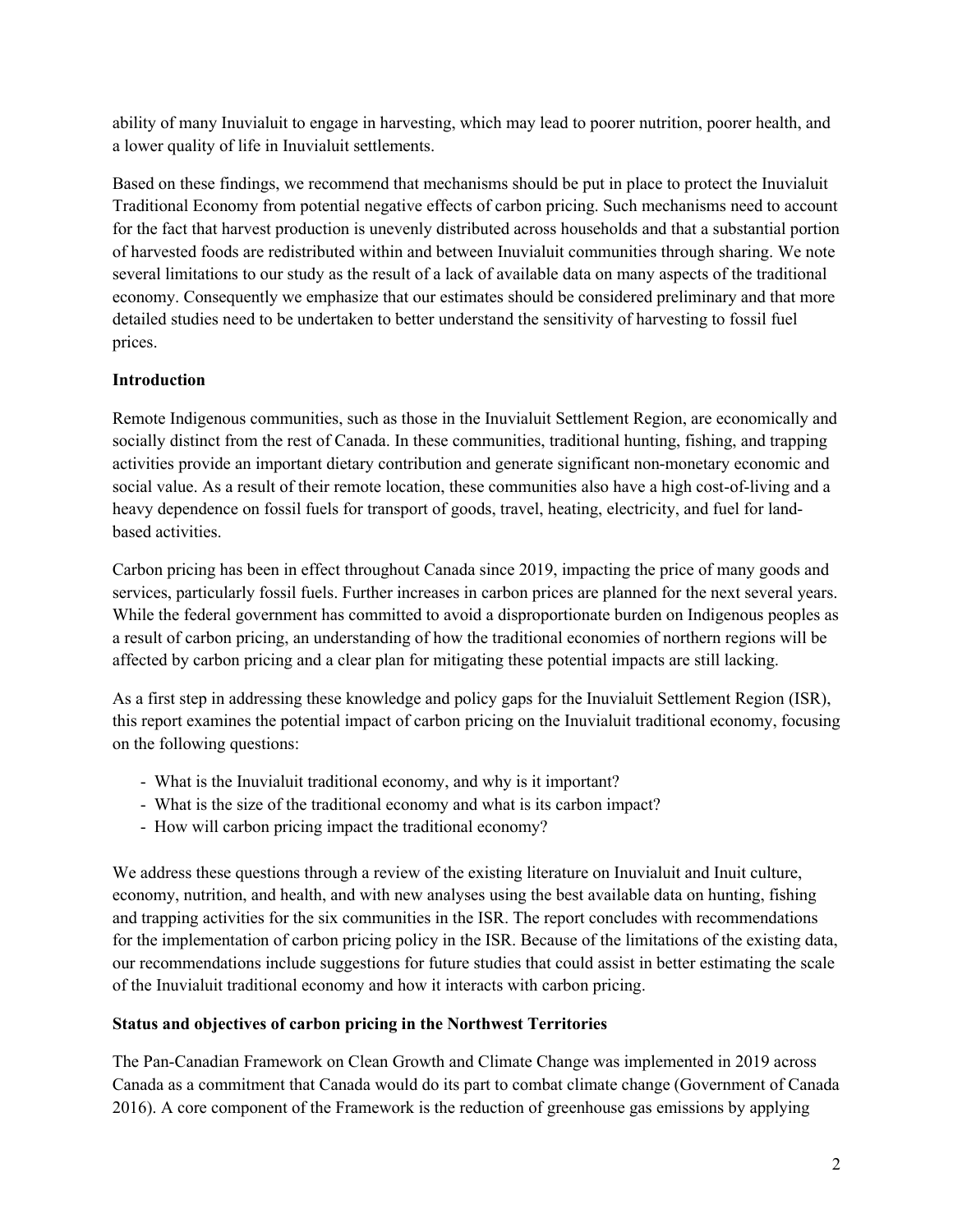ability of many Inuvialuit to engage in harvesting, which may lead to poorer nutrition, poorer health, and a lower quality of life in Inuvialuit settlements.

Based on these findings, we recommend that mechanisms should be put in place to protect the Inuvialuit Traditional Economy from potential negative effects of carbon pricing. Such mechanisms need to account for the fact that harvest production is unevenly distributed across households and that a substantial portion of harvested foods are redistributed within and between Inuvialuit communities through sharing. We note several limitations to our study as the result of a lack of available data on many aspects of the traditional economy. Consequently we emphasize that our estimates should be considered preliminary and that more detailed studies need to be undertaken to better understand the sensitivity of harvesting to fossil fuel prices.

## Introduction

Remote Indigenous communities, such as those in the Inuvialuit Settlement Region, are economically and socially distinct from the rest of Canada. In these communities, traditional hunting, fishing, and trapping activities provide an important dietary contribution and generate significant non-monetary economic and social value. As a result of their remote location, these communities also have a high cost-of-living and a heavy dependence on fossil fuels for transport of goods, travel, heating, electricity, and fuel for land-based activities.

Carbon pricing has been in effect throughout Canada since 2019, impacting the price of many goods and services, particularly fossil fuels. Further increases in carbon prices are planned for the next several years. While the federal government has committed to avoid a disproportionate burden on Indigenous peoples as a result of carbon pricing, an understanding of how the traditional economies of northern regions will be affected by carbon pricing and a clear plan for mitigating these potential impacts are still lacking.

As a first step in addressing these knowledge and policy gaps for the Inuvialuit Settlement Region (ISR), this report examines the potential impact of carbon pricing on the Inuvialuit traditional economy, focusing on the following questions:

- What is the Inuvialuit traditional economy, and why is it important?
- What is the size of the traditional economy and what is its carbon impact?
- How will carbon pricing impact the traditional economy?

We address these questions through a review of the existing literature on Inuvialuit and Inuit culture, economy, nutrition, and health, and with new analyses using the best available data on hunting, fishing and trapping activities for the six communities in the ISR. The report concludes with recommendations for the implementation of carbon pricing policy in the ISR. Because of the limitations of the existing data, our recommendations include suggestions for future studies that could assist in better estimating the scale of the Inuvialuit traditional economy and how it interacts with carbon pricing.

## Status and objectives of carbon pricing in the Northwest Territories

The Pan-Canadian Framework on Clean Growth and Climate Change was implemented in 2019 across Canada as a commitment that Canada would do its part to combat climate change (Government of Canada 2016). A core component of the Framework is the reduction of greenhouse gas emissions by applying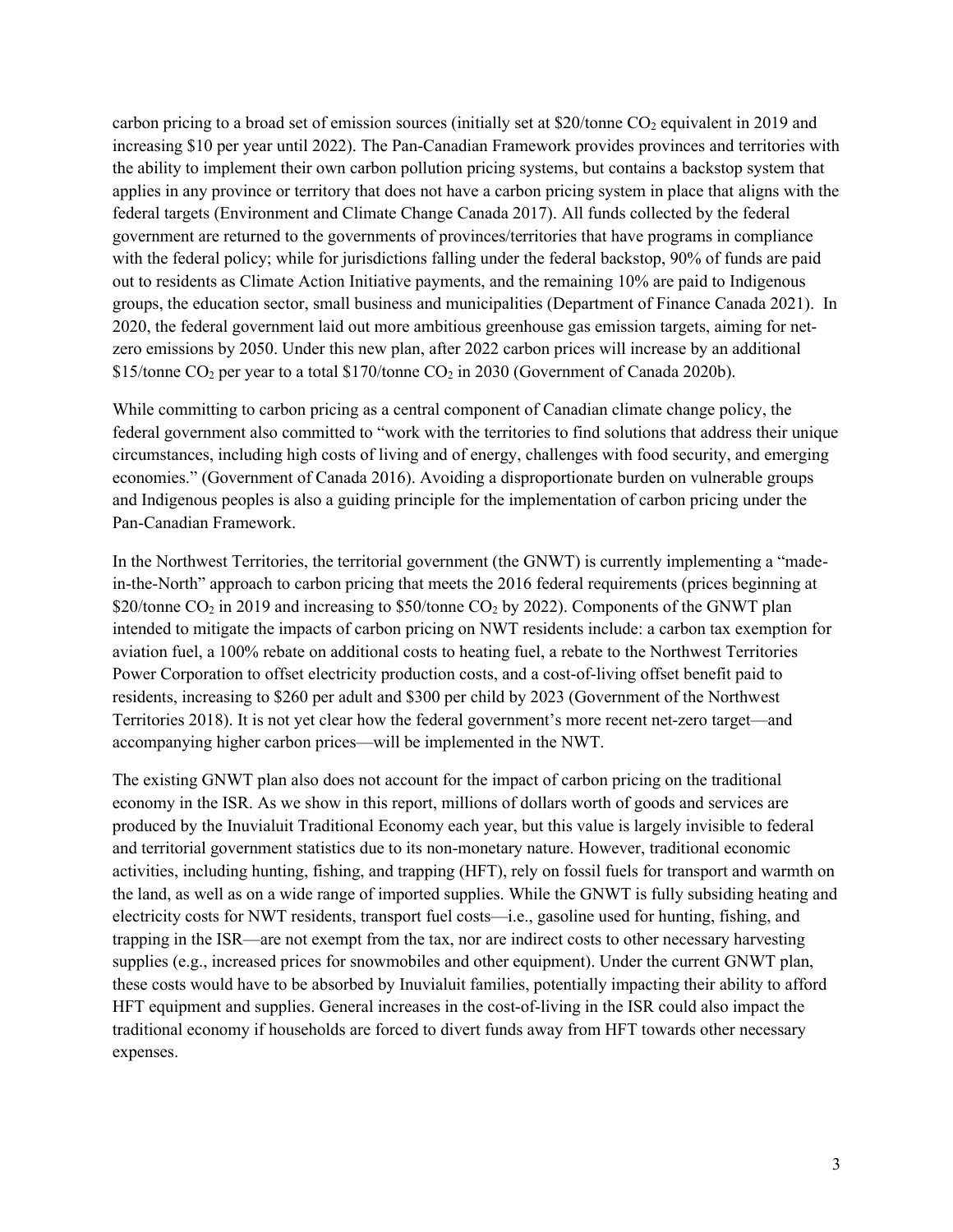carbon pricing to a broad set of emission sources (initially set at \$20/tonne $CO_2$ equivalent in 2019 and increasing \$10 per year until 2022). The Pan-Canadian Framework provides provinces and territories with the ability to implement their own carbon pollution pricing systems, but contains a backstop system that applies in any province or territory that does not have a carbon pricing system in place that aligns with the federal targets (Environment and Climate Change Canada 2017). All funds collected by the federal government are returned to the governments of provinces/territories that have programs in compliance with the federal policy; while for jurisdictions falling under the federal backstop, 90% of funds are paid out to residents as Climate Action Initiative payments, and the remaining 10% are paid to Indigenous groups, the education sector, small business and municipalities (Department of Finance Canada 2021). In 2020, the federal government laid out more ambitious greenhouse gas emission targets, aiming for net-zero emissions by 2050. Under this new plan, after 2022 carbon prices will increase by an additional \$15/tonne $CO_2$ per year to a total \$170/tonne $CO_2$ in 2030 (Government of Canada 2020b).

While committing to carbon pricing as a central component of Canadian climate change policy, the federal government also committed to "work with the territories to find solutions that address their unique circumstances, including high costs of living and of energy, challenges with food security, and emerging economies." (Government of Canada 2016). Avoiding a disproportionate burden on vulnerable groups and Indigenous peoples is also a guiding principle for the implementation of carbon pricing under the Pan-Canadian Framework.

In the Northwest Territories, the territorial government (the GNWT) is currently implementing a "made-in-the-North" approach to carbon pricing that meets the 2016 federal requirements (prices beginning at \$20/tonne $CO_2$ in 2019 and increasing to \$50/tonne $CO_2$ by 2022). Components of the GNWT plan intended to mitigate the impacts of carbon pricing on NWT residents include: a carbon tax exemption for aviation fuel, a 100% rebate on additional costs to heating fuel, a rebate to the Northwest Territories Power Corporation to offset electricity production costs, and a cost-of-living offset benefit paid to residents, increasing to \$260 per adult and \$300 per child by 2023 (Government of the Northwest Territories 2018). It is not yet clear how the federal government's more recent net-zero target—and accompanying higher carbon prices—will be implemented in the NWT.

The existing GNWT plan also does not account for the impact of carbon pricing on the traditional economy in the ISR. As we show in this report, millions of dollars worth of goods and services are produced by the Inuvialuit Traditional Economy each year, but this value is largely invisible to federal and territorial government statistics due to its non-monetary nature. However, traditional economic activities, including hunting, fishing, and trapping (HFT), rely on fossil fuels for transport and warmth on the land, as well as on a wide range of imported supplies. While the GNWT is fully subsiding heating and electricity costs for NWT residents, transport fuel costs—i.e., gasoline used for hunting, fishing, and trapping in the ISR—are not exempt from the tax, nor are indirect costs to other necessary harvesting supplies (e.g., increased prices for snowmobiles and other equipment). Under the current GNWT plan, these costs would have to be absorbed by Inuvialuit families, potentially impacting their ability to afford HFT equipment and supplies. General increases in the cost-of-living in the ISR could also impact the traditional economy if households are forced to divert funds away from HFT towards other necessary expenses.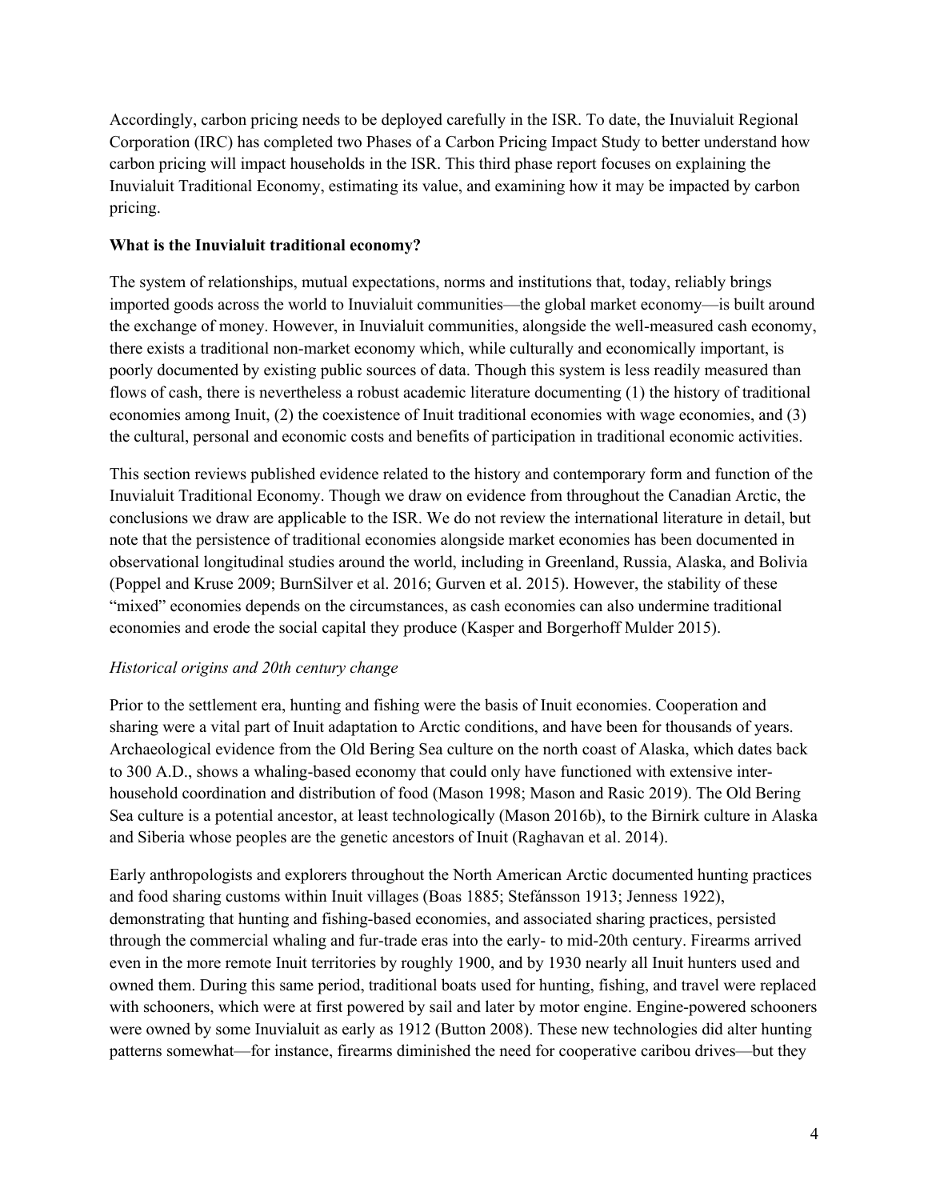Accordingly, carbon pricing needs to be deployed carefully in the ISR. To date, the Inuvialuit Regional Corporation (IRC) has completed two Phases of a Carbon Pricing Impact Study to better understand how carbon pricing will impact households in the ISR. This third phase report focuses on explaining the Inuvialuit Traditional Economy, estimating its value, and examining how it may be impacted by carbon pricing.

**What is the Inuvialuit traditional economy?**

The system of relationships, mutual expectations, norms and institutions that, today, reliably brings imported goods across the world to Inuvialuit communities—the global market economy—is built around the exchange of money. However, in Inuvialuit communities, alongside the well-measured cash economy, there exists a traditional non-market economy which, while culturally and economically important, is poorly documented by existing public sources of data. Though this system is less readily measured than flows of cash, there is nevertheless a robust academic literature documenting (1) the history of traditional economies among Inuit, (2) the coexistence of Inuit traditional economies with wage economies, and (3) the cultural, personal and economic costs and benefits of participation in traditional economic activities.

This section reviews published evidence related to the history and contemporary form and function of the Inuvialuit Traditional Economy. Though we draw on evidence from throughout the Canadian Arctic, the conclusions we draw are applicable to the ISR. We do not review the international literature in detail, but note that the persistence of traditional economies alongside market economies has been documented in observational longitudinal studies around the world, including in Greenland, Russia, Alaska, and Bolivia (Poppel and Kruse 2009; BurnSilver et al. 2016; Gurven et al. 2015). However, the stability of these "mixed" economies depends on the circumstances, as cash economies can also undermine traditional economies and erode the social capital they produce (Kasper and Borgerhoff Mulder 2015).

*Historical origins and 20th century change*

Prior to the settlement era, hunting and fishing were the basis of Inuit economies. Cooperation and sharing were a vital part of Inuit adaptation to Arctic conditions, and have been for thousands of years. Archaeological evidence from the Old Bering Sea culture on the north coast of Alaska, which dates back to 300 A.D., shows a whaling-based economy that could only have functioned with extensive inter-household coordination and distribution of food (Mason 1998; Mason and Rasic 2019). The Old Bering Sea culture is a potential ancestor, at least technologically (Mason 2016b), to the Birnirk culture in Alaska and Siberia whose peoples are the genetic ancestors of Inuit (Raghavan et al. 2014).

Early anthropologists and explorers throughout the North American Arctic documented hunting practices and food sharing customs within Inuit villages (Boas 1885; Stefánsson 1913; Jenness 1922), demonstrating that hunting and fishing-based economies, and associated sharing practices, persisted through the commercial whaling and fur-trade eras into the early- to mid-20th century. Firearms arrived even in the more remote Inuit territories by roughly 1900, and by 1930 nearly all Inuit hunters used and owned them. During this same period, traditional boats used for hunting, fishing, and travel were replaced with schooners, which were at first powered by sail and later by motor engine. Engine-powered schooners were owned by some Inuvialuit as early as 1912 (Button 2008). These new technologies did alter hunting patterns somewhat—for instance, firearms diminished the need for cooperative caribou drives—but they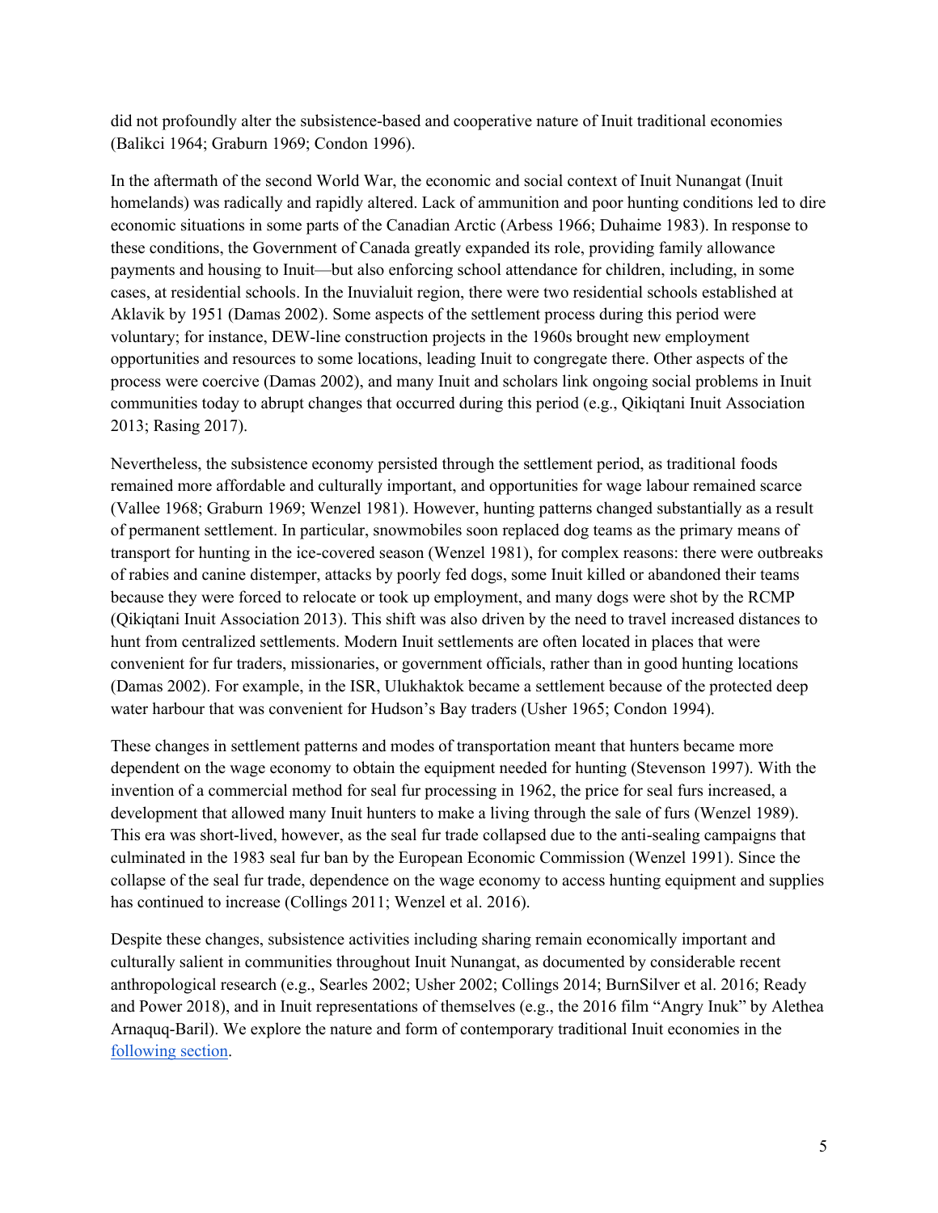did not profoundly alter the subsistence-based and cooperative nature of Inuit traditional economies (Balikci 1964; Graburn 1969; Condon 1996).

In the aftermath of the second World War, the economic and social context of Inuit Nunangat (Inuit homelands) was radically and rapidly altered. Lack of ammunition and poor hunting conditions led to dire economic situations in some parts of the Canadian Arctic (Arbess 1966; Duhaime 1983). In response to these conditions, the Government of Canada greatly expanded its role, providing family allowance payments and housing to Inuit—but also enforcing school attendance for children, including, in some cases, at residential schools. In the Inuvialuit region, there were two residential schools established at Aklavik by 1951 (Damas 2002). Some aspects of the settlement process during this period were voluntary; for instance, DEW-line construction projects in the 1960s brought new employment opportunities and resources to some locations, leading Inuit to congregate there. Other aspects of the process were coercive (Damas 2002), and many Inuit and scholars link ongoing social problems in Inuit communities today to abrupt changes that occurred during this period (e.g., Qikiqtani Inuit Association 2013; Rasing 2017).

Nevertheless, the subsistence economy persisted through the settlement period, as traditional foods remained more affordable and culturally important, and opportunities for wage labour remained scarce (Vallee 1968; Graburn 1969; Wenzel 1981). However, hunting patterns changed substantially as a result of permanent settlement. In particular, snowmobiles soon replaced dog teams as the primary means of transport for hunting in the ice-covered season (Wenzel 1981), for complex reasons: there were outbreaks of rabies and canine distemper, attacks by poorly fed dogs, some Inuit killed or abandoned their teams because they were forced to relocate or took up employment, and many dogs were shot by the RCMP (Qikiqtani Inuit Association 2013). This shift was also driven by the need to travel increased distances to hunt from centralized settlements. Modern Inuit settlements are often located in places that were convenient for fur traders, missionaries, or government officials, rather than in good hunting locations (Damas 2002). For example, in the ISR, Ulukhaktok became a settlement because of the protected deep water harbour that was convenient for Hudson's Bay traders (Usher 1965; Condon 1994).

These changes in settlement patterns and modes of transportation meant that hunters became more dependent on the wage economy to obtain the equipment needed for hunting (Stevenson 1997). With the invention of a commercial method for seal fur processing in 1962, the price for seal furs increased, a development that allowed many Inuit hunters to make a living through the sale of furs (Wenzel 1989). This era was short-lived, however, as the seal fur trade collapsed due to the anti-sealing campaigns that culminated in the 1983 seal fur ban by the European Economic Commission (Wenzel 1991). Since the collapse of the seal fur trade, dependence on the wage economy to access hunting equipment and supplies has continued to increase (Collings 2011; Wenzel et al. 2016).

Despite these changes, subsistence activities including sharing remain economically important and culturally salient in communities throughout Inuit Nunangat, as documented by considerable recent anthropological research (e.g., Searles 2002; Usher 2002; Collings 2014; BurnSilver et al. 2016; Ready and Power 2018), and in Inuit representations of themselves (e.g., the 2016 film "Angry Inuk" by Alethea Arnaquq-Baril). We explore the nature and form of contemporary traditional Inuit economies in the following section.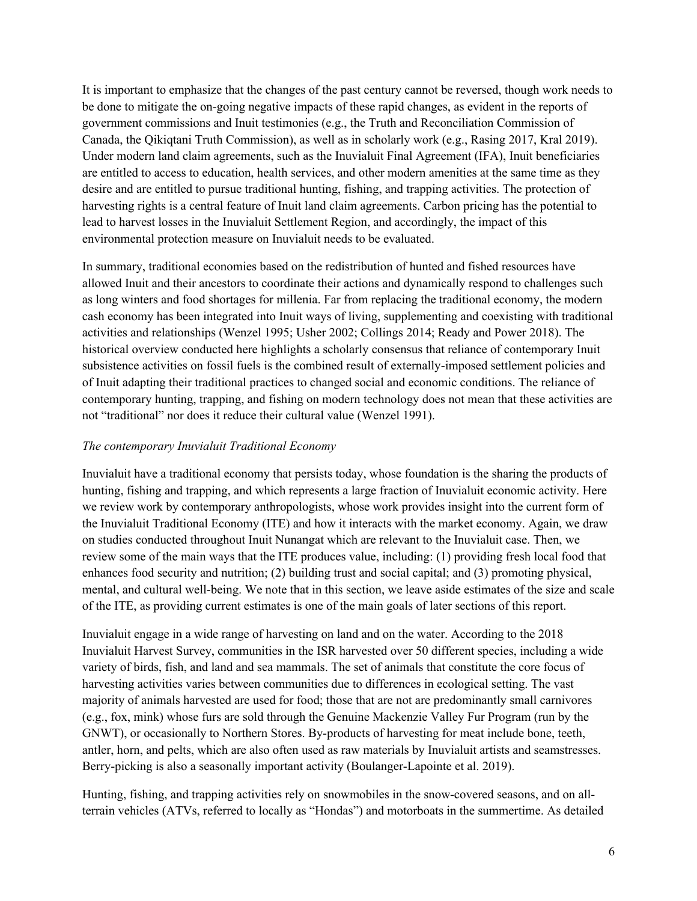It is important to emphasize that the changes of the past century cannot be reversed, though work needs to be done to mitigate the on-going negative impacts of these rapid changes, as evident in the reports of government commissions and Inuit testimonies (e.g., the Truth and Reconciliation Commission of Canada, the Qikiqtani Truth Commission), as well as in scholarly work (e.g., Rasing 2017, Kral 2019). Under modern land claim agreements, such as the Inuvialuit Final Agreement (IFA), Inuit beneficiaries are entitled to access to education, health services, and other modern amenities at the same time as they desire and are entitled to pursue traditional hunting, fishing, and trapping activities. The protection of harvesting rights is a central feature of Inuit land claim agreements. Carbon pricing has the potential to lead to harvest losses in the Inuvialuit Settlement Region, and accordingly, the impact of this environmental protection measure on Inuvialuit needs to be evaluated.

In summary, traditional economies based on the redistribution of hunted and fished resources have allowed Inuit and their ancestors to coordinate their actions and dynamically respond to challenges such as long winters and food shortages for millenia. Far from replacing the traditional economy, the modern cash economy has been integrated into Inuit ways of living, supplementing and coexisting with traditional activities and relationships (Wenzel 1995; Usher 2002; Collings 2014; Ready and Power 2018). The historical overview conducted here highlights a scholarly consensus that reliance of contemporary Inuit subsistence activities on fossil fuels is the combined result of externally-imposed settlement policies and of Inuit adapting their traditional practices to changed social and economic conditions. The reliance of contemporary hunting, trapping, and fishing on modern technology does not mean that these activities are not "traditional" nor does it reduce their cultural value (Wenzel 1991).

*The contemporary Inuvialuit Traditional Economy*

Inuvialuit have a traditional economy that persists today, whose foundation is the sharing the products of hunting, fishing and trapping, and which represents a large fraction of Inuvialuit economic activity. Here we review work by contemporary anthropologists, whose work provides insight into the current form of the Inuvialuit Traditional Economy (ITE) and how it interacts with the market economy. Again, we draw on studies conducted throughout Inuit Nunangat which are relevant to the Inuvialuit case. Then, we review some of the main ways that the ITE produces value, including: (1) providing fresh local food that enhances food security and nutrition; (2) building trust and social capital; and (3) promoting physical, mental, and cultural well-being. We note that in this section, we leave aside estimates of the size and scale of the ITE, as providing current estimates is one of the main goals of later sections of this report.

Inuvialuit engage in a wide range of harvesting on land and on the water. According to the 2018 Inuvialuit Harvest Survey, communities in the ISR harvested over 50 different species, including a wide variety of birds, fish, and land and sea mammals. The set of animals that constitute the core focus of harvesting activities varies between communities due to differences in ecological setting. The vast majority of animals harvested are used for food; those that are not are predominantly small carnivores (e.g., fox, mink) whose furs are sold through the Genuine Mackenzie Valley Fur Program (run by the GNWT), or occasionally to Northern Stores. By-products of harvesting for meat include bone, teeth, antler, horn, and pelts, which are also often used as raw materials by Inuvialuit artists and seamstresses. Berry-picking is also a seasonally important activity (Boulanger-Lapointe et al. 2019).

Hunting, fishing, and trapping activities rely on snowmobiles in the snow-covered seasons, and on all-terrain vehicles (ATVs, referred to locally as "Hondas") and motorboats in the summertime. As detailed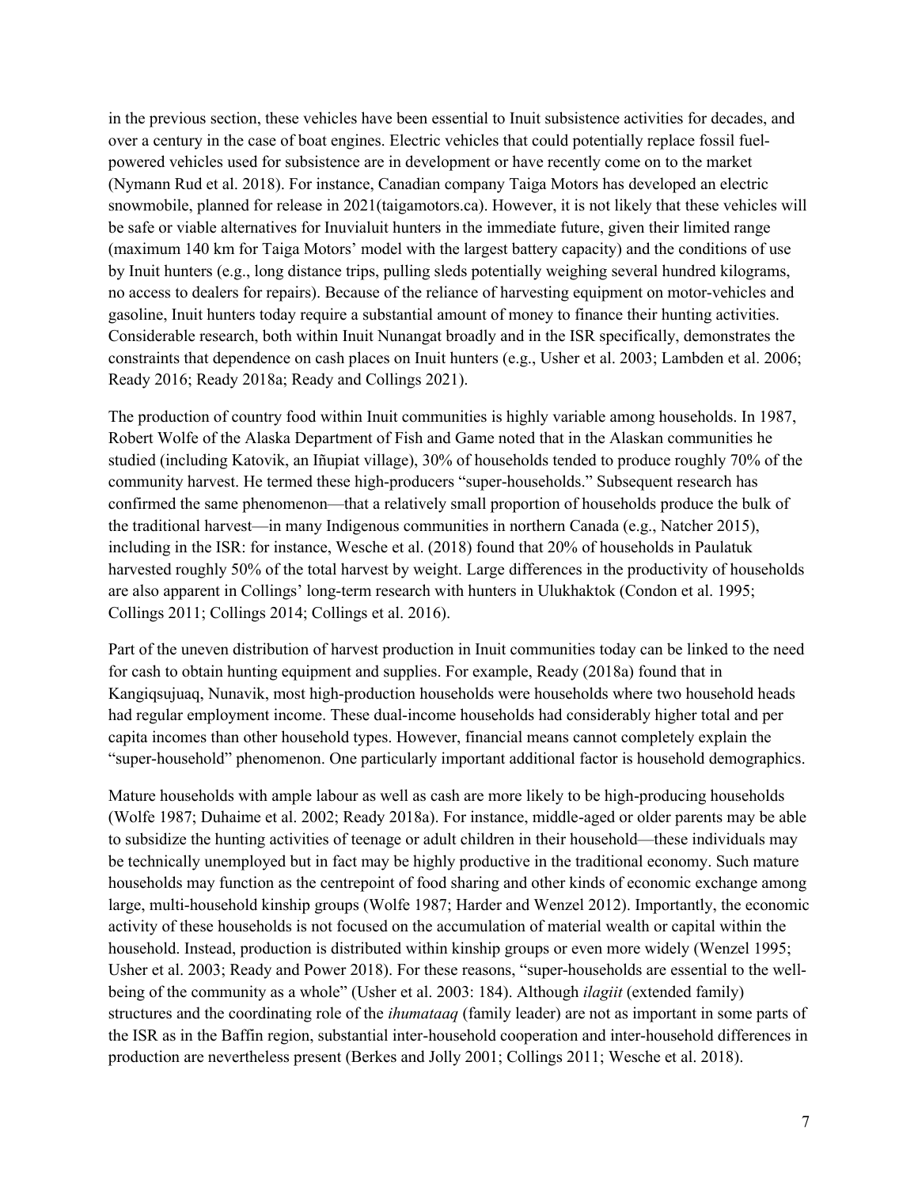in the previous section, these vehicles have been essential to Inuit subsistence activities for decades, and over a century in the case of boat engines. Electric vehicles that could potentially replace fossil fuel-powered vehicles used for subsistence are in development or have recently come on to the market (Nymann Rud et al. 2018). For instance, Canadian company Taiga Motors has developed an electric snowmobile, planned for release in 2021(taigamotors.ca). However, it is not likely that these vehicles will be safe or viable alternatives for Inuvialuit hunters in the immediate future, given their limited range (maximum 140 km for Taiga Motors' model with the largest battery capacity) and the conditions of use by Inuit hunters (e.g., long distance trips, pulling sleds potentially weighing several hundred kilograms, no access to dealers for repairs). Because of the reliance of harvesting equipment on motor-vehicles and gasoline, Inuit hunters today require a substantial amount of money to finance their hunting activities. Considerable research, both within Inuit Nunangat broadly and in the ISR specifically, demonstrates the constraints that dependence on cash places on Inuit hunters (e.g., Usher et al. 2003; Lambden et al. 2006; Ready 2016; Ready 2018a; Ready and Collings 2021).

The production of country food within Inuit communities is highly variable among households. In 1987, Robert Wolfe of the Alaska Department of Fish and Game noted that in the Alaskan communities he studied (including Katovik, an Iñupiat village), 30% of households tended to produce roughly 70% of the community harvest. He termed these high-producers "super-households." Subsequent research has confirmed the same phenomenon—that a relatively small proportion of households produce the bulk of the traditional harvest—in many Indigenous communities in northern Canada (e.g., Natcher 2015), including in the ISR: for instance, Wesche et al. (2018) found that 20% of households in Paulatuk harvested roughly 50% of the total harvest by weight. Large differences in the productivity of households are also apparent in Collings' long-term research with hunters in Ulukhaktok (Condon et al. 1995; Collings 2011; Collings 2014; Collings et al. 2016).

Part of the uneven distribution of harvest production in Inuit communities today can be linked to the need for cash to obtain hunting equipment and supplies. For example, Ready (2018a) found that in Kangiqsujuaq, Nunavik, most high-production households were households where two household heads had regular employment income. These dual-income households had considerably higher total and per capita incomes than other household types. However, financial means cannot completely explain the "super-household" phenomenon. One particularly important additional factor is household demographics.

Mature households with ample labour as well as cash are more likely to be high-producing households (Wolfe 1987; Duhaime et al. 2002; Ready 2018a). For instance, middle-aged or older parents may be able to subsidize the hunting activities of teenage or adult children in their household—these individuals may be technically unemployed but in fact may be highly productive in the traditional economy. Such mature households may function as the centrepoint of food sharing and other kinds of economic exchange among large, multi-household kinship groups (Wolfe 1987; Harder and Wenzel 2012). Importantly, the economic activity of these households is not focused on the accumulation of material wealth or capital within the household. Instead, production is distributed within kinship groups or even more widely (Wenzel 1995; Usher et al. 2003; Ready and Power 2018). For these reasons, "super-households are essential to the well-being of the community as a whole" (Usher et al. 2003: 184). Although *ilagiit* (extended family) structures and the coordinating role of the *ihumataaq* (family leader) are not as important in some parts of the ISR as in the Baffin region, substantial inter-household cooperation and inter-household differences in production are nevertheless present (Berkes and Jolly 2001; Collings 2011; Wesche et al. 2018).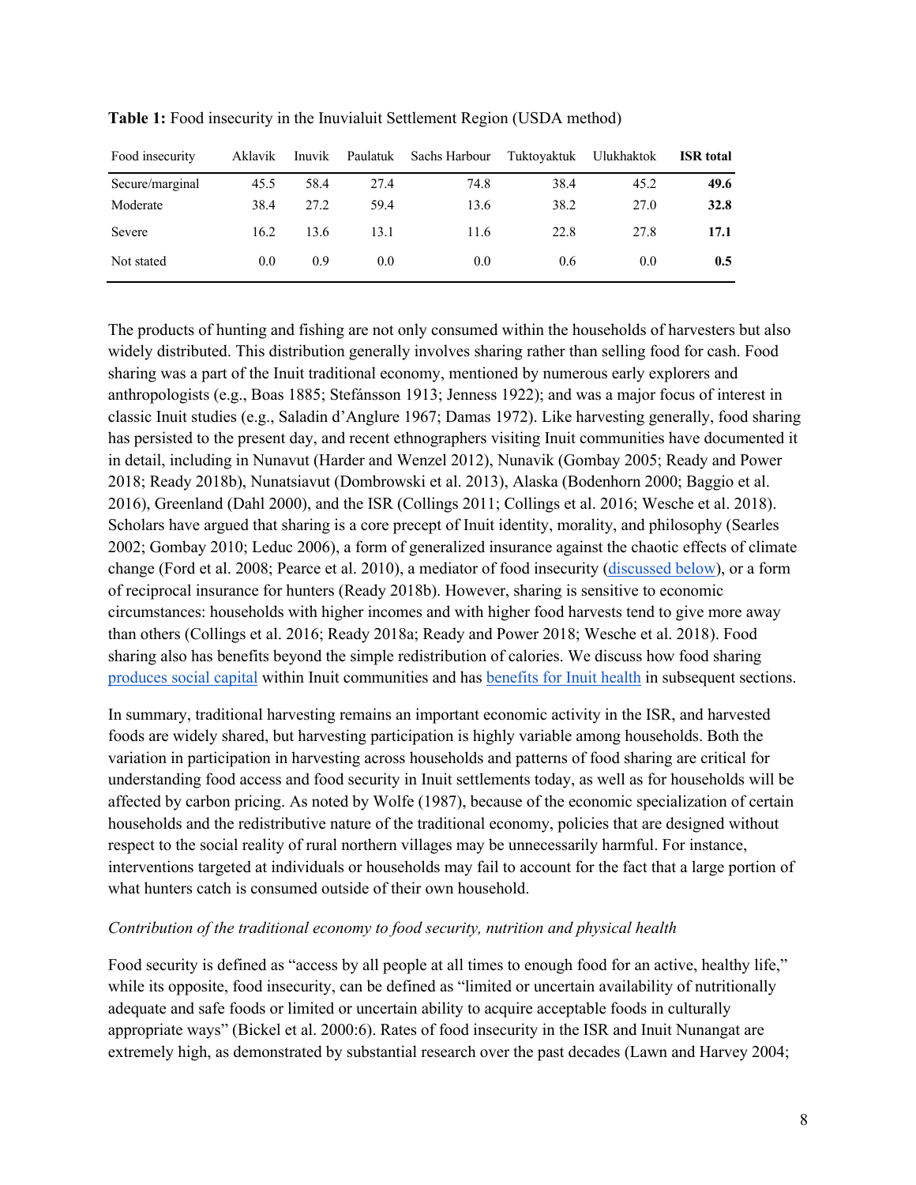**Table 1:** Food insecurity in the Inuvialuit Settlement Region (USDA method)

| Food insecurity | Aklavik | Inuvik | Paulatuk | Sachs Harbour | Tuktoyaktuk | Ulukhaktok | **ISR total** |
|---|---|---|---|---|---|---|---|
| Secure/marginal | 45.5 | 58.4 | 27.4 | 74.8 | 38.4 | 45.2 | **49.6** |
| Moderate | 38.4 | 27.2 | 59.4 | 13.6 | 38.2 | 27.0 | **32.8** |
| Severe | 16.2 | 13.6 | 13.1 | 11.6 | 22.8 | 27.8 | **17.1** |
| Not stated | 0.0 | 0.9 | 0.0 | 0.0 | 0.6 | 0.0 | **0.5** |

The products of hunting and fishing are not only consumed within the households of harvesters but also widely distributed. This distribution generally involves sharing rather than selling food for cash. Food sharing was a part of the Inuit traditional economy, mentioned by numerous early explorers and anthropologists (e.g., Boas 1885; Stefánsson 1913; Jenness 1922); and was a major focus of interest in classic Inuit studies (e.g., Saladin d'Anglure 1967; Damas 1972). Like harvesting generally, food sharing has persisted to the present day, and recent ethnographers visiting Inuit communities have documented it in detail, including in Nunavut (Harder and Wenzel 2012), Nunavik (Gombay 2005; Ready and Power 2018; Ready 2018b), Nunatsiavut (Dombrowski et al. 2013), Alaska (Bodenhorn 2000; Baggio et al. 2016), Greenland (Dahl 2000), and the ISR (Collings 2011; Collings et al. 2016; Wesche et al. 2018). Scholars have argued that sharing is a core precept of Inuit identity, morality, and philosophy (Searles 2002; Gombay 2010; Leduc 2006), a form of generalized insurance against the chaotic effects of climate change (Ford et al. 2008; Pearce et al. 2010), a mediator of food insecurity (discussed below), or a form of reciprocal insurance for hunters (Ready 2018b). However, sharing is sensitive to economic circumstances: households with higher incomes and with higher food harvests tend to give more away than others (Collings et al. 2016; Ready 2018a; Ready and Power 2018; Wesche et al. 2018). Food sharing also has benefits beyond the simple redistribution of calories. We discuss how food sharing produces social capital within Inuit communities and has benefits for Inuit health in subsequent sections.

In summary, traditional harvesting remains an important economic activity in the ISR, and harvested foods are widely shared, but harvesting participation is highly variable among households. Both the variation in participation in harvesting across households and patterns of food sharing are critical for understanding food access and food security in Inuit settlements today, as well as for households will be affected by carbon pricing. As noted by Wolfe (1987), because of the economic specialization of certain households and the redistributive nature of the traditional economy, policies that are designed without respect to the social reality of rural northern villages may be unnecessarily harmful. For instance, interventions targeted at individuals or households may fail to account for the fact that a large portion of what hunters catch is consumed outside of their own household.

*Contribution of the traditional economy to food security, nutrition and physical health*

Food security is defined as "access by all people at all times to enough food for an active, healthy life," while its opposite, food insecurity, can be defined as "limited or uncertain availability of nutritionally adequate and safe foods or limited or uncertain ability to acquire acceptable foods in culturally appropriate ways" (Bickel et al. 2000:6). Rates of food insecurity in the ISR and Inuit Nunangat are extremely high, as demonstrated by substantial research over the past decades (Lawn and Harvey 2004;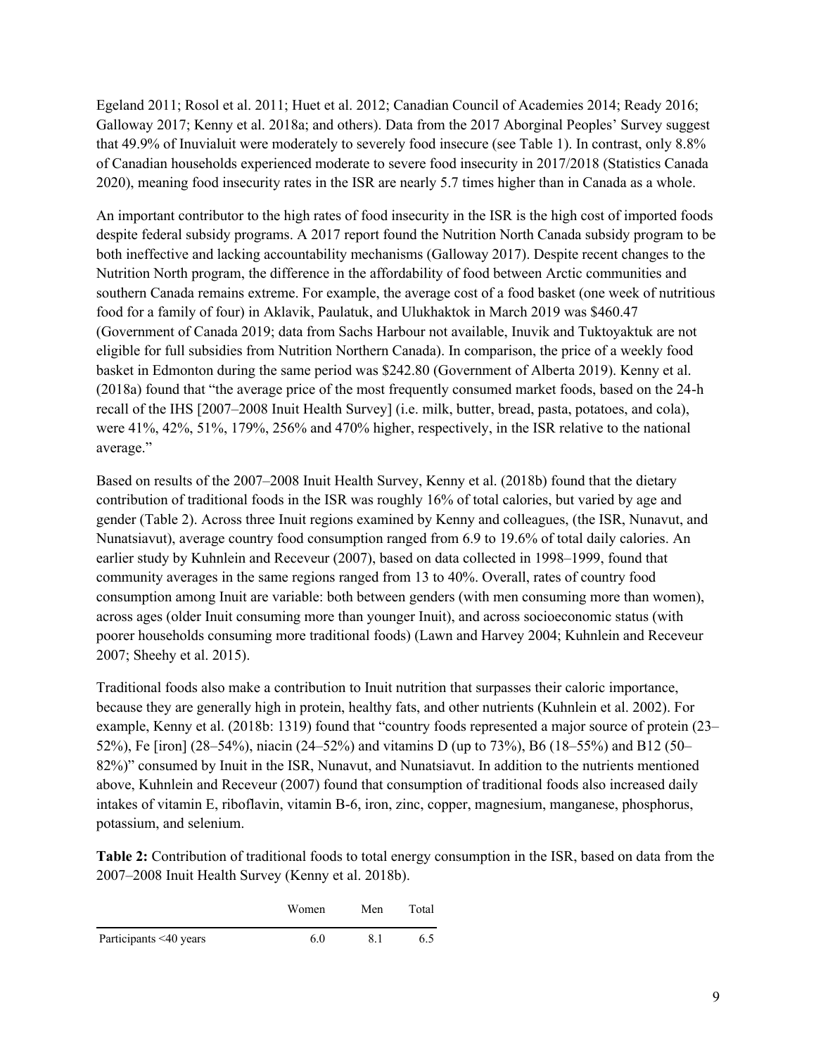Egeland 2011; Rosol et al. 2011; Huet et al. 2012; Canadian Council of Academies 2014; Ready 2016; Galloway 2017; Kenny et al. 2018a; and others). Data from the 2017 Aboriginal Peoples' Survey suggest that 49.9% of Inuvialuit were moderately to severely food insecure (see Table 1). In contrast, only 8.8% of Canadian households experienced moderate to severe food insecurity in 2017/2018 (Statistics Canada 2020), meaning food insecurity rates in the ISR are nearly 5.7 times higher than in Canada as a whole.

An important contributor to the high rates of food insecurity in the ISR is the high cost of imported foods despite federal subsidy programs. A 2017 report found the Nutrition North Canada subsidy program to be both ineffective and lacking accountability mechanisms (Galloway 2017). Despite recent changes to the Nutrition North program, the difference in the affordability of food between Arctic communities and southern Canada remains extreme. For example, the average cost of a food basket (one week of nutritious food for a family of four) in Aklavik, Paulatuk, and Ulukhaktok in March 2019 was $460.47 (Government of Canada 2019; data from Sachs Harbour not available, Inuvik and Tuktoyaktuk are not eligible for full subsidies from Nutrition Northern Canada). In comparison, the price of a weekly food basket in Edmonton during the same period was $242.80 (Government of Alberta 2019). Kenny et al. (2018a) found that "the average price of the most frequently consumed market foods, based on the 24-h recall of the IHS [2007–2008 Inuit Health Survey] (i.e. milk, butter, bread, pasta, potatoes, and cola), were 41%, 42%, 51%, 179%, 256% and 470% higher, respectively, in the ISR relative to the national average."

Based on results of the 2007–2008 Inuit Health Survey, Kenny et al. (2018b) found that the dietary contribution of traditional foods in the ISR was roughly 16% of total calories, but varied by age and gender (Table 2). Across three Inuit regions examined by Kenny and colleagues, (the ISR, Nunavut, and Nunatsiavut), average country food consumption ranged from 6.9 to 19.6% of total daily calories. An earlier study by Kuhnlein and Receveur (2007), based on data collected in 1998–1999, found that community averages in the same regions ranged from 13 to 40%. Overall, rates of country food consumption among Inuit are variable: both between genders (with men consuming more than women), across ages (older Inuit consuming more than younger Inuit), and across socioeconomic status (with poorer households consuming more traditional foods) (Lawn and Harvey 2004; Kuhnlein and Receveur 2007; Sheehy et al. 2015).

Traditional foods also make a contribution to Inuit nutrition that surpasses their caloric importance, because they are generally high in protein, healthy fats, and other nutrients (Kuhnlein et al. 2002). For example, Kenny et al. (2018b: 1319) found that "country foods represented a major source of protein (23–52%), Fe [iron] (28–54%), niacin (24–52%) and vitamins D (up to 73%), B6 (18–55%) and B12 (50–82%)" consumed by Inuit in the ISR, Nunavut, and Nunatsiavut. In addition to the nutrients mentioned above, Kuhnlein and Receveur (2007) found that consumption of traditional foods also increased daily intakes of vitamin E, riboflavin, vitamin B-6, iron, zinc, copper, magnesium, manganese, phosphorus, potassium, and selenium.

**Table 2:** Contribution of traditional foods to total energy consumption in the ISR, based on data from the 2007–2008 Inuit Health Survey (Kenny et al. 2018b).

| | Women | Men | Total |
|---|---|---|---|
| Participants <40 years | 6.0 | 8.1 | 6.5 |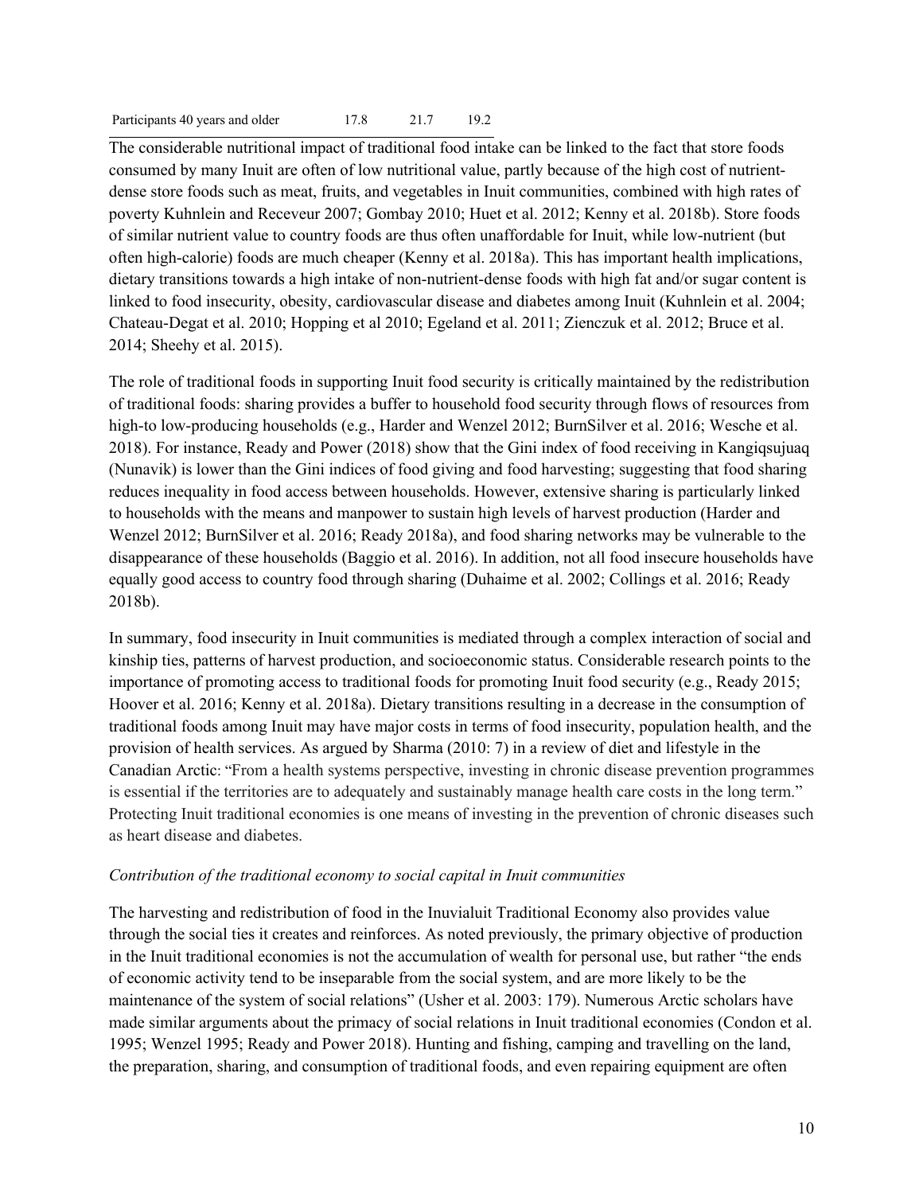| Participants 40 years and older | 17.8 | 21.7 | 19.2 |
|---|---|---|---|

The considerable nutritional impact of traditional food intake can be linked to the fact that store foods consumed by many Inuit are often of low nutritional value, partly because of the high cost of nutrient-dense store foods such as meat, fruits, and vegetables in Inuit communities, combined with high rates of poverty Kuhnlein and Receveur 2007; Gombay 2010; Huet et al. 2012; Kenny et al. 2018b). Store foods of similar nutrient value to country foods are thus often unaffordable for Inuit, while low-nutrient (but often high-calorie) foods are much cheaper (Kenny et al. 2018a). This has important health implications, dietary transitions towards a high intake of non-nutrient-dense foods with high fat and/or sugar content is linked to food insecurity, obesity, cardiovascular disease and diabetes among Inuit (Kuhnlein et al. 2004; Chateau-Degat et al. 2010; Hopping et al 2010; Egeland et al. 2011; Zienczuk et al. 2012; Bruce et al. 2014; Sheehy et al. 2015).

The role of traditional foods in supporting Inuit food security is critically maintained by the redistribution of traditional foods: sharing provides a buffer to household food security through flows of resources from high-to low-producing households (e.g., Harder and Wenzel 2012; BurnSilver et al. 2016; Wesche et al. 2018). For instance, Ready and Power (2018) show that the Gini index of food receiving in Kangiqsujuaq (Nunavik) is lower than the Gini indices of food giving and food harvesting; suggesting that food sharing reduces inequality in food access between households. However, extensive sharing is particularly linked to households with the means and manpower to sustain high levels of harvest production (Harder and Wenzel 2012; BurnSilver et al. 2016; Ready 2018a), and food sharing networks may be vulnerable to the disappearance of these households (Baggio et al. 2016). In addition, not all food insecure households have equally good access to country food through sharing (Duhaime et al. 2002; Collings et al. 2016; Ready 2018b).

In summary, food insecurity in Inuit communities is mediated through a complex interaction of social and kinship ties, patterns of harvest production, and socioeconomic status. Considerable research points to the importance of promoting access to traditional foods for promoting Inuit food security (e.g., Ready 2015; Hoover et al. 2016; Kenny et al. 2018a). Dietary transitions resulting in a decrease in the consumption of traditional foods among Inuit may have major costs in terms of food insecurity, population health, and the provision of health services. As argued by Sharma (2010: 7) in a review of diet and lifestyle in the Canadian Arctic: "From a health systems perspective, investing in chronic disease prevention programmes is essential if the territories are to adequately and sustainably manage health care costs in the long term." Protecting Inuit traditional economies is one means of investing in the prevention of chronic diseases such as heart disease and diabetes.

*Contribution of the traditional economy to social capital in Inuit communities*

The harvesting and redistribution of food in the Inuvialuit Traditional Economy also provides value through the social ties it creates and reinforces. As noted previously, the primary objective of production in the Inuit traditional economies is not the accumulation of wealth for personal use, but rather "the ends of economic activity tend to be inseparable from the social system, and are more likely to be the maintenance of the system of social relations" (Usher et al. 2003: 179). Numerous Arctic scholars have made similar arguments about the primacy of social relations in Inuit traditional economies (Condon et al. 1995; Wenzel 1995; Ready and Power 2018). Hunting and fishing, camping and travelling on the land, the preparation, sharing, and consumption of traditional foods, and even repairing equipment are often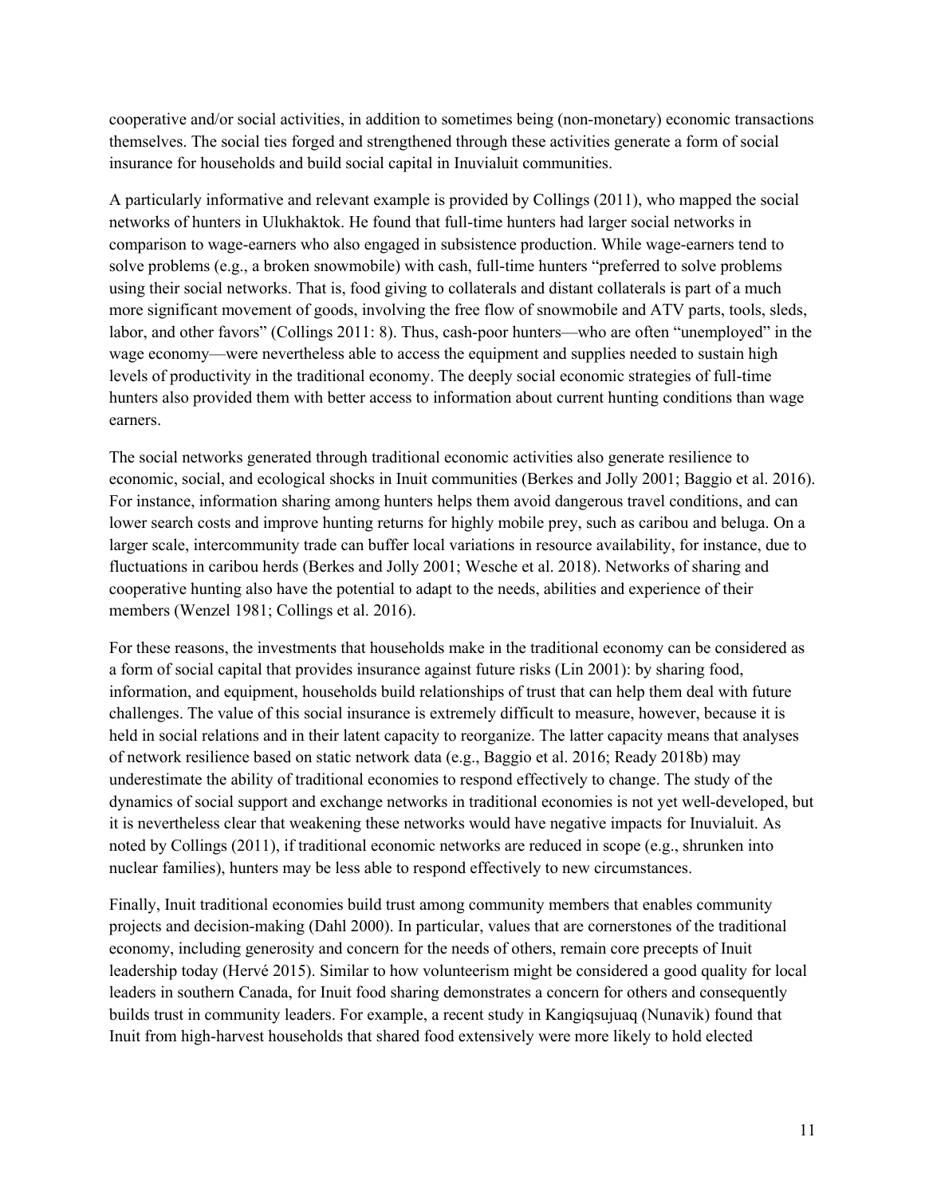cooperative and/or social activities, in addition to sometimes being (non-monetary) economic transactions themselves. The social ties forged and strengthened through these activities generate a form of social insurance for households and build social capital in Inuvialuit communities.

A particularly informative and relevant example is provided by Collings (2011), who mapped the social networks of hunters in Ulukhaktok. He found that full-time hunters had larger social networks in comparison to wage-earners who also engaged in subsistence production. While wage-earners tend to solve problems (e.g., a broken snowmobile) with cash, full-time hunters "preferred to solve problems using their social networks. That is, food giving to collaterals and distant collaterals is part of a much more significant movement of goods, involving the free flow of snowmobile and ATV parts, tools, sleds, labor, and other favors" (Collings 2011: 8). Thus, cash-poor hunters—who are often "unemployed" in the wage economy—were nevertheless able to access the equipment and supplies needed to sustain high levels of productivity in the traditional economy. The deeply social economic strategies of full-time hunters also provided them with better access to information about current hunting conditions than wage earners.

The social networks generated through traditional economic activities also generate resilience to economic, social, and ecological shocks in Inuit communities (Berkes and Jolly 2001; Baggio et al. 2016). For instance, information sharing among hunters helps them avoid dangerous travel conditions, and can lower search costs and improve hunting returns for highly mobile prey, such as caribou and beluga. On a larger scale, intercommunity trade can buffer local variations in resource availability, for instance, due to fluctuations in caribou herds (Berkes and Jolly 2001; Wesche et al. 2018). Networks of sharing and cooperative hunting also have the potential to adapt to the needs, abilities and experience of their members (Wenzel 1981; Collings et al. 2016).

For these reasons, the investments that households make in the traditional economy can be considered as a form of social capital that provides insurance against future risks (Lin 2001): by sharing food, information, and equipment, households build relationships of trust that can help them deal with future challenges. The value of this social insurance is extremely difficult to measure, however, because it is held in social relations and in their latent capacity to reorganize. The latter capacity means that analyses of network resilience based on static network data (e.g., Baggio et al. 2016; Ready 2018b) may underestimate the ability of traditional economies to respond effectively to change. The study of the dynamics of social support and exchange networks in traditional economies is not yet well-developed, but it is nevertheless clear that weakening these networks would have negative impacts for Inuvialuit. As noted by Collings (2011), if traditional economic networks are reduced in scope (e.g., shrunken into nuclear families), hunters may be less able to respond effectively to new circumstances.

Finally, Inuit traditional economies build trust among community members that enables community projects and decision-making (Dahl 2000). In particular, values that are cornerstones of the traditional economy, including generosity and concern for the needs of others, remain core precepts of Inuit leadership today (Hervé 2015). Similar to how volunteerism might be considered a good quality for local leaders in southern Canada, for Inuit food sharing demonstrates a concern for others and consequently builds trust in community leaders. For example, a recent study in Kangiqsujuaq (Nunavik) found that Inuit from high-harvest households that shared food extensively were more likely to hold elected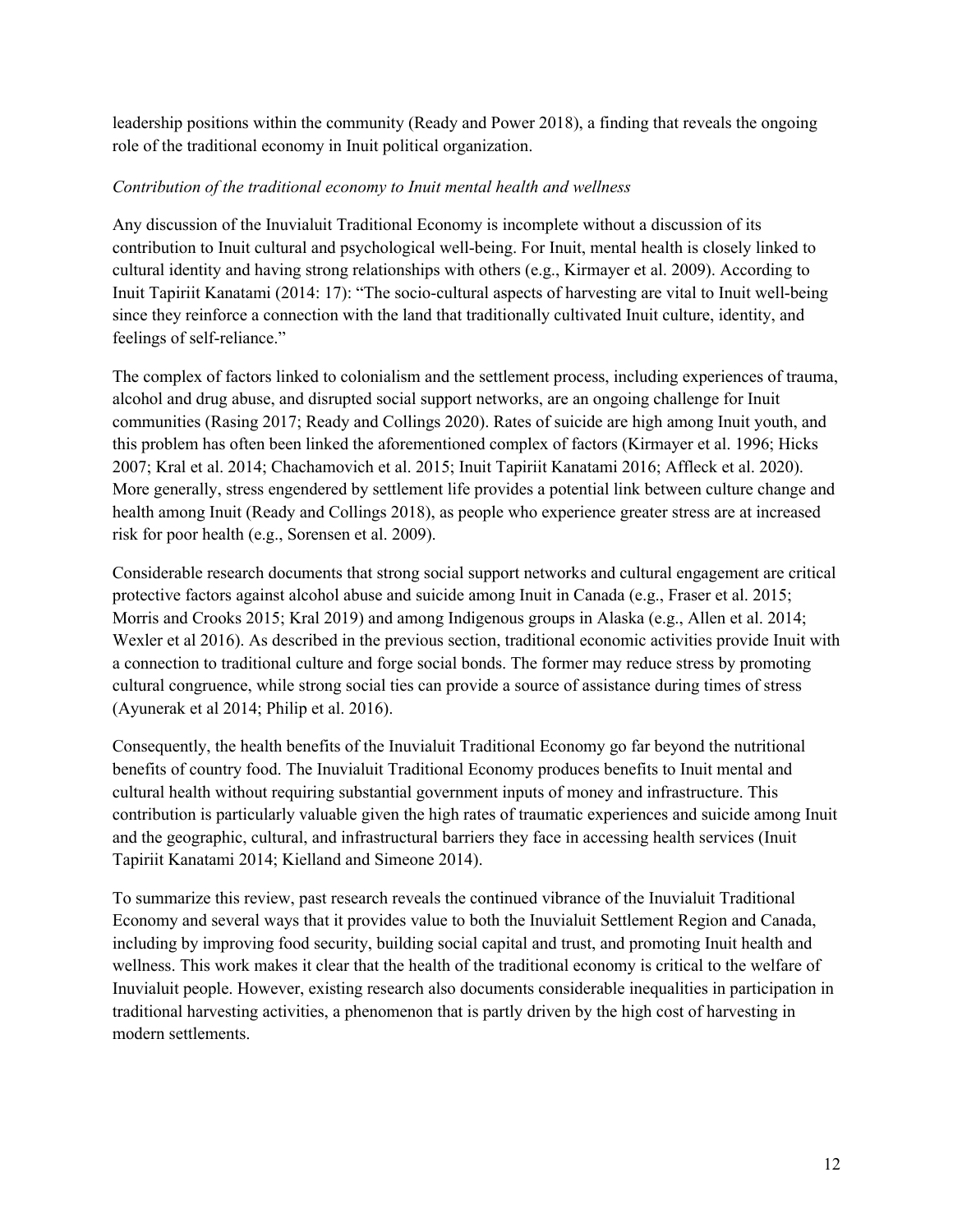leadership positions within the community (Ready and Power 2018), a finding that reveals the ongoing role of the traditional economy in Inuit political organization.

*Contribution of the traditional economy to Inuit mental health and wellness*

Any discussion of the Inuvialuit Traditional Economy is incomplete without a discussion of its contribution to Inuit cultural and psychological well-being. For Inuit, mental health is closely linked to cultural identity and having strong relationships with others (e.g., Kirmayer et al. 2009). According to Inuit Tapiriit Kanatami (2014: 17): "The socio-cultural aspects of harvesting are vital to Inuit well-being since they reinforce a connection with the land that traditionally cultivated Inuit culture, identity, and feelings of self-reliance."

The complex of factors linked to colonialism and the settlement process, including experiences of trauma, alcohol and drug abuse, and disrupted social support networks, are an ongoing challenge for Inuit communities (Rasing 2017; Ready and Collings 2020). Rates of suicide are high among Inuit youth, and this problem has often been linked the aforementioned complex of factors (Kirmayer et al. 1996; Hicks 2007; Kral et al. 2014; Chachamovich et al. 2015; Inuit Tapiriit Kanatami 2016; Affleck et al. 2020). More generally, stress engendered by settlement life provides a potential link between culture change and health among Inuit (Ready and Collings 2018), as people who experience greater stress are at increased risk for poor health (e.g., Sorensen et al. 2009).

Considerable research documents that strong social support networks and cultural engagement are critical protective factors against alcohol abuse and suicide among Inuit in Canada (e.g., Fraser et al. 2015; Morris and Crooks 2015; Kral 2019) and among Indigenous groups in Alaska (e.g., Allen et al. 2014; Wexler et al 2016). As described in the previous section, traditional economic activities provide Inuit with a connection to traditional culture and forge social bonds. The former may reduce stress by promoting cultural congruence, while strong social ties can provide a source of assistance during times of stress (Ayunerak et al 2014; Philip et al. 2016).

Consequently, the health benefits of the Inuvialuit Traditional Economy go far beyond the nutritional benefits of country food. The Inuvialuit Traditional Economy produces benefits to Inuit mental and cultural health without requiring substantial government inputs of money and infrastructure. This contribution is particularly valuable given the high rates of traumatic experiences and suicide among Inuit and the geographic, cultural, and infrastructural barriers they face in accessing health services (Inuit Tapiriit Kanatami 2014; Kielland and Simeone 2014).

To summarize this review, past research reveals the continued vibrance of the Inuvialuit Traditional Economy and several ways that it provides value to both the Inuvialuit Settlement Region and Canada, including by improving food security, building social capital and trust, and promoting Inuit health and wellness. This work makes it clear that the health of the traditional economy is critical to the welfare of Inuvialuit people. However, existing research also documents considerable inequalities in participation in traditional harvesting activities, a phenomenon that is partly driven by the high cost of harvesting in modern settlements.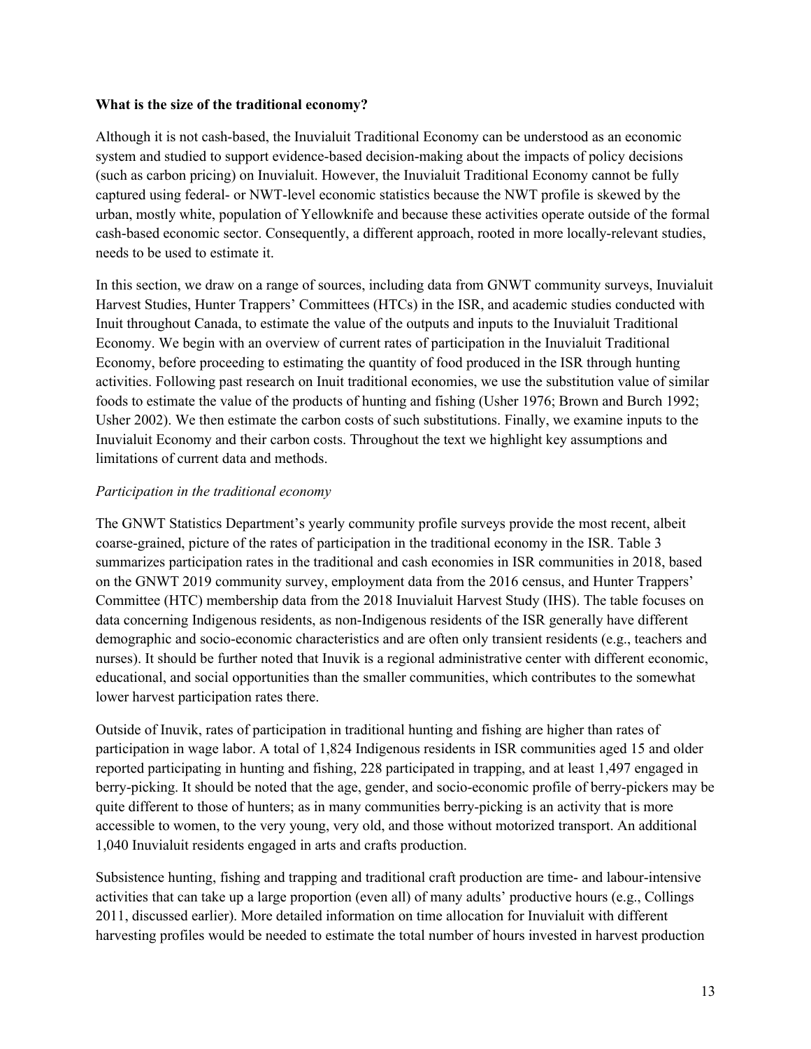**What is the size of the traditional economy?**

Although it is not cash-based, the Inuvialuit Traditional Economy can be understood as an economic system and studied to support evidence-based decision-making about the impacts of policy decisions (such as carbon pricing) on Inuvialuit. However, the Inuvialuit Traditional Economy cannot be fully captured using federal- or NWT-level economic statistics because the NWT profile is skewed by the urban, mostly white, population of Yellowknife and because these activities operate outside of the formal cash-based economic sector. Consequently, a different approach, rooted in more locally-relevant studies, needs to be used to estimate it.

In this section, we draw on a range of sources, including data from GNWT community surveys, Inuvialuit Harvest Studies, Hunter Trappers' Committees (HTCs) in the ISR, and academic studies conducted with Inuit throughout Canada, to estimate the value of the outputs and inputs to the Inuvialuit Traditional Economy. We begin with an overview of current rates of participation in the Inuvialuit Traditional Economy, before proceeding to estimating the quantity of food produced in the ISR through hunting activities. Following past research on Inuit traditional economies, we use the substitution value of similar foods to estimate the value of the products of hunting and fishing (Usher 1976; Brown and Burch 1992; Usher 2002). We then estimate the carbon costs of such substitutions. Finally, we examine inputs to the Inuvialuit Economy and their carbon costs. Throughout the text we highlight key assumptions and limitations of current data and methods.

*Participation in the traditional economy*

The GNWT Statistics Department's yearly community profile surveys provide the most recent, albeit coarse-grained, picture of the rates of participation in the traditional economy in the ISR. Table 3 summarizes participation rates in the traditional and cash economies in ISR communities in 2018, based on the GNWT 2019 community survey, employment data from the 2016 census, and Hunter Trappers' Committee (HTC) membership data from the 2018 Inuvialuit Harvest Study (IHS). The table focuses on data concerning Indigenous residents, as non-Indigenous residents of the ISR generally have different demographic and socio-economic characteristics and are often only transient residents (e.g., teachers and nurses). It should be further noted that Inuvik is a regional administrative center with different economic, educational, and social opportunities than the smaller communities, which contributes to the somewhat lower harvest participation rates there.

Outside of Inuvik, rates of participation in traditional hunting and fishing are higher than rates of participation in wage labor. A total of 1,824 Indigenous residents in ISR communities aged 15 and older reported participating in hunting and fishing, 228 participated in trapping, and at least 1,497 engaged in berry-picking. It should be noted that the age, gender, and socio-economic profile of berry-pickers may be quite different to those of hunters; as in many communities berry-picking is an activity that is more accessible to women, to the very young, very old, and those without motorized transport. An additional 1,040 Inuvialuit residents engaged in arts and crafts production.

Subsistence hunting, fishing and trapping and traditional craft production are time- and labour-intensive activities that can take up a large proportion (even all) of many adults' productive hours (e.g., Collings 2011, discussed earlier). More detailed information on time allocation for Inuvialuit with different harvesting profiles would be needed to estimate the total number of hours invested in harvest production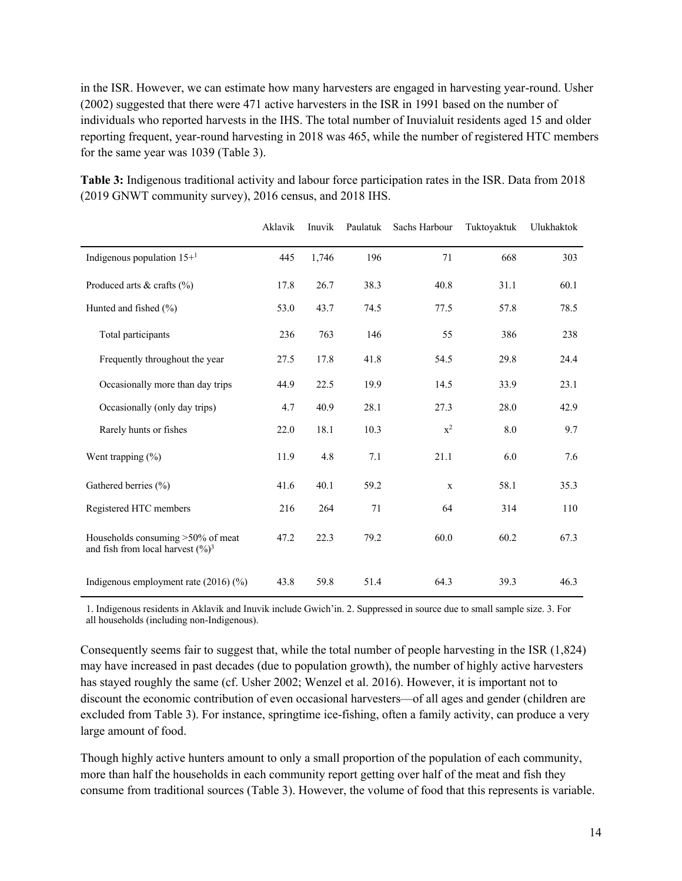in the ISR. However, we can estimate how many harvesters are engaged in harvesting year-round. Usher (2002) suggested that there were 471 active harvesters in the ISR in 1991 based on the number of individuals who reported harvests in the IHS. The total number of Inuvialuit residents aged 15 and older reporting frequent, year-round harvesting in 2018 was 465, while the number of registered HTC members for the same year was 1039 (Table 3).

**Table 3:** Indigenous traditional activity and labour force participation rates in the ISR. Data from 2018 (2019 GNWT community survey), 2016 census, and 2018 IHS.

| | Aklavik | Inuvik | Paulatuk | Sachs Harbour | Tuktoyaktuk | Ulukhaktok |
|---|---|---|---|---|---|---|
| Indigenous population 15+[1] | 445 | 1,746 | 196 | 71 | 668 | 303 |
| Produced arts & crafts (%) | 17.8 | 26.7 | 38.3 | 40.8 | 31.1 | 60.1 |
| Hunted and fished (%) | 53.0 | 43.7 | 74.5 | 77.5 | 57.8 | 78.5 |
| Total participants | 236 | 763 | 146 | 55 | 386 | 238 |
| Frequently throughout the year | 27.5 | 17.8 | 41.8 | 54.5 | 29.8 | 24.4 |
| Occasionally more than day trips | 44.9 | 22.5 | 19.9 | 14.5 | 33.9 | 23.1 |
| Occasionally (only day trips) | 4.7 | 40.9 | 28.1 | 27.3 | 28.0 | 42.9 |
| Rarely hunts or fishes | 22.0 | 18.1 | 10.3 | x[2] | 8.0 | 9.7 |
| Went trapping (%) | 11.9 | 4.8 | 7.1 | 21.1 | 6.0 | 7.6 |
| Gathered berries (%) | 41.6 | 40.1 | 59.2 | x | 58.1 | 35.3 |
| Registered HTC members | 216 | 264 | 71 | 64 | 314 | 110 |
| Households consuming >50% of meat and fish from local harvest (%)[3] | 47.2 | 22.3 | 79.2 | 60.0 | 60.2 | 67.3 |
| Indigenous employment rate (2016) (%) | 43.8 | 59.8 | 51.4 | 64.3 | 39.3 | 46.3 |

1. Indigenous residents in Aklavik and Inuvik include Gwich'in. 2. Suppressed in source due to small sample size. 3. For all households (including non-Indigenous).

Consequently seems fair to suggest that, while the total number of people harvesting in the ISR (1,824) may have increased in past decades (due to population growth), the number of highly active harvesters has stayed roughly the same (cf. Usher 2002; Wenzel et al. 2016). However, it is important not to discount the economic contribution of even occasional harvesters—of all ages and gender (children are excluded from Table 3). For instance, springtime ice-fishing, often a family activity, can produce a very large amount of food.

Though highly active hunters amount to only a small proportion of the population of each community, more than half the households in each community report getting over half of the meat and fish they consume from traditional sources (Table 3). However, the volume of food that this represents is variable.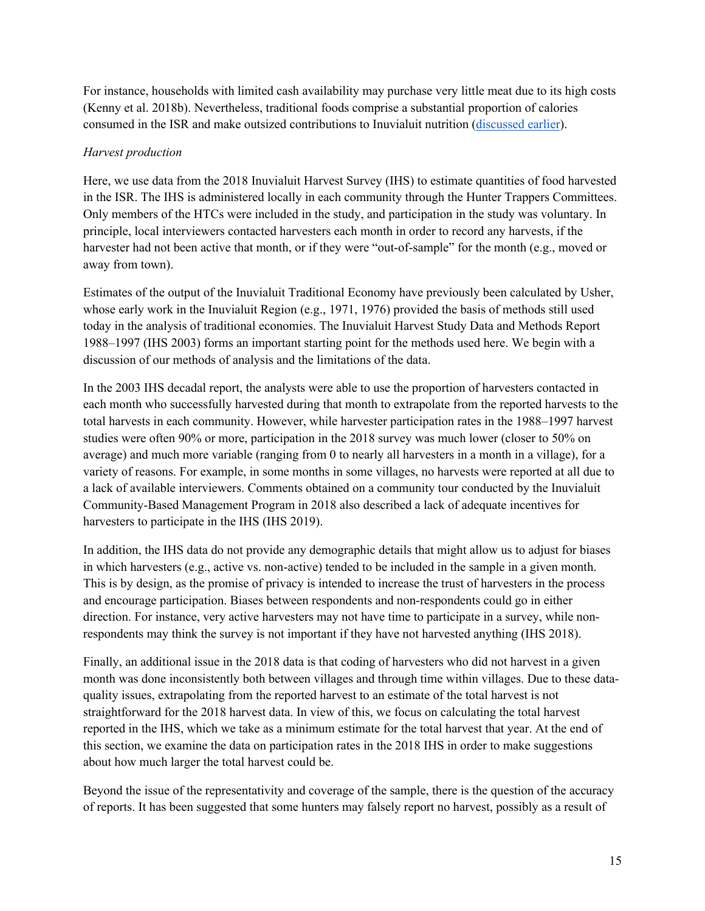For instance, households with limited cash availability may purchase very little meat due to its high costs (Kenny et al. 2018b). Nevertheless, traditional foods comprise a substantial proportion of calories consumed in the ISR and make outsized contributions to Inuvialuit nutrition (discussed earlier).

*Harvest production*

Here, we use data from the 2018 Inuvialuit Harvest Survey (IHS) to estimate quantities of food harvested in the ISR. The IHS is administered locally in each community through the Hunter Trappers Committees. Only members of the HTCs were included in the study, and participation in the study was voluntary. In principle, local interviewers contacted harvesters each month in order to record any harvests, if the harvester had not been active that month, or if they were "out-of-sample" for the month (e.g., moved or away from town).

Estimates of the output of the Inuvialuit Traditional Economy have previously been calculated by Usher, whose early work in the Inuvialuit Region (e.g., 1971, 1976) provided the basis of methods still used today in the analysis of traditional economies. The Inuvialuit Harvest Study Data and Methods Report 1988–1997 (IHS 2003) forms an important starting point for the methods used here. We begin with a discussion of our methods of analysis and the limitations of the data.

In the 2003 IHS decadal report, the analysts were able to use the proportion of harvesters contacted in each month who successfully harvested during that month to extrapolate from the reported harvests to the total harvests in each community. However, while harvester participation rates in the 1988–1997 harvest studies were often 90% or more, participation in the 2018 survey was much lower (closer to 50% on average) and much more variable (ranging from 0 to nearly all harvesters in a month in a village), for a variety of reasons. For example, in some months in some villages, no harvests were reported at all due to a lack of available interviewers. Comments obtained on a community tour conducted by the Inuvialuit Community-Based Management Program in 2018 also described a lack of adequate incentives for harvesters to participate in the IHS (IHS 2019).

In addition, the IHS data do not provide any demographic details that might allow us to adjust for biases in which harvesters (e.g., active vs. non-active) tended to be included in the sample in a given month. This is by design, as the promise of privacy is intended to increase the trust of harvesters in the process and encourage participation. Biases between respondents and non-respondents could go in either direction. For instance, very active harvesters may not have time to participate in a survey, while non-respondents may think the survey is not important if they have not harvested anything (IHS 2018).

Finally, an additional issue in the 2018 data is that coding of harvesters who did not harvest in a given month was done inconsistently both between villages and through time within villages. Due to these data-quality issues, extrapolating from the reported harvest to an estimate of the total harvest is not straightforward for the 2018 harvest data. In view of this, we focus on calculating the total harvest reported in the IHS, which we take as a minimum estimate for the total harvest that year. At the end of this section, we examine the data on participation rates in the 2018 IHS in order to make suggestions about how much larger the total harvest could be.

Beyond the issue of the representativity and coverage of the sample, there is the question of the accuracy of reports. It has been suggested that some hunters may falsely report no harvest, possibly as a result of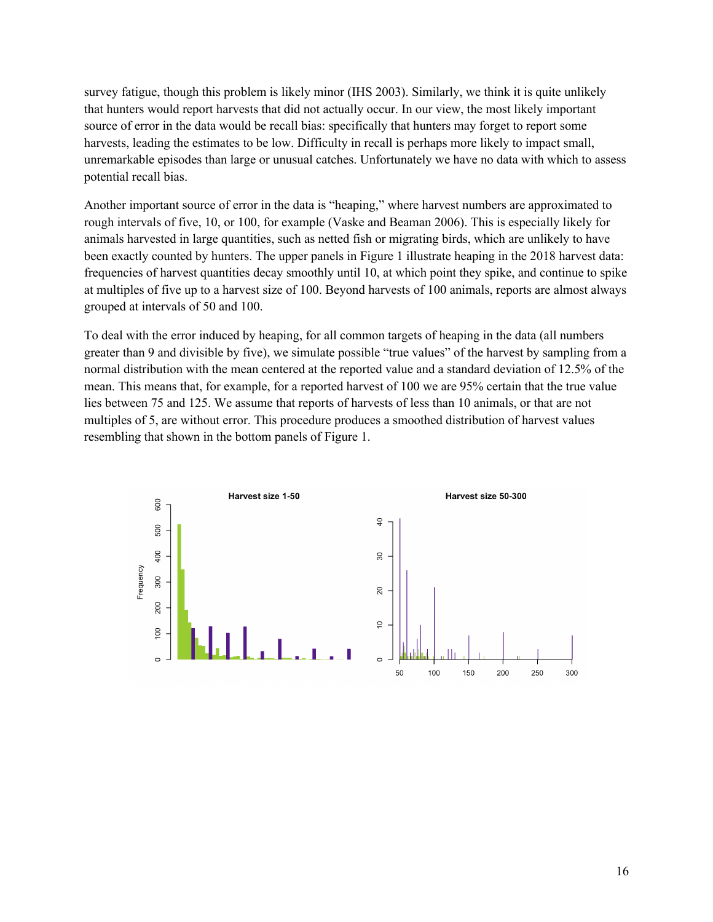survey fatigue, though this problem is likely minor (IHS 2003). Similarly, we think it is quite unlikely that hunters would report harvests that did not actually occur. In our view, the most likely important source of error in the data would be recall bias: specifically that hunters may forget to report some harvests, leading the estimates to be low. Difficulty in recall is perhaps more likely to impact small, unremarkable episodes than large or unusual catches. Unfortunately we have no data with which to assess potential recall bias.

Another important source of error in the data is "heaping," where harvest numbers are approximated to rough intervals of five, 10, or 100, for example (Vaske and Beaman 2006). This is especially likely for animals harvested in large quantities, such as netted fish or migrating birds, which are unlikely to have been exactly counted by hunters. The upper panels in Figure 1 illustrate heaping in the 2018 harvest data: frequencies of harvest quantities decay smoothly until 10, at which point they spike, and continue to spike at multiples of five up to a harvest size of 100. Beyond harvests of 100 animals, reports are almost always grouped at intervals of 50 and 100.

To deal with the error induced by heaping, for all common targets of heaping in the data (all numbers greater than 9 and divisible by five), we simulate possible "true values" of the harvest by sampling from a normal distribution with the mean centered at the reported value and a standard deviation of 12.5% of the mean. This means that, for example, for a reported harvest of 100 we are 95% certain that the true value lies between 75 and 125. We assume that reports of harvests of less than 10 animals, or that are not multiples of 5, are without error. This procedure produces a smoothed distribution of harvest values resembling that shown in the bottom panels of Figure 1.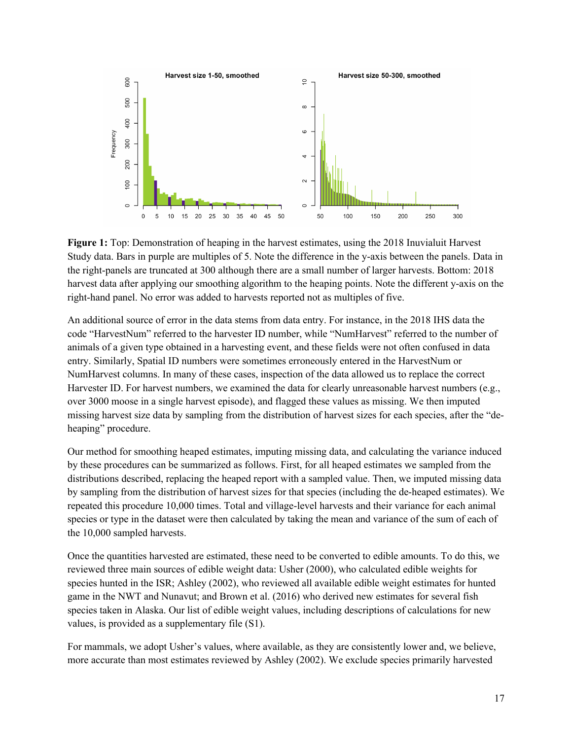**Figure 1:** Top: Demonstration of heaping in the harvest estimates, using the 2018 Inuvialuit Harvest Study data. Bars in purple are multiples of 5. Note the difference in the y-axis between the panels. Data in the right-panels are truncated at 300 although there are a small number of larger harvests. Bottom: 2018 harvest data after applying our smoothing algorithm to the heaping points. Note the different y-axis on the right-hand panel. No error was added to harvests reported not as multiples of five.

An additional source of error in the data stems from data entry. For instance, in the 2018 IHS data the code "HarvestNum" referred to the harvester ID number, while "NumHarvest" referred to the number of animals of a given type obtained in a harvesting event, and these fields were not often confused in data entry. Similarly, Spatial ID numbers were sometimes erroneously entered in the HarvestNum or NumHarvest columns. In many of these cases, inspection of the data allowed us to replace the correct Harvester ID. For harvest numbers, we examined the data for clearly unreasonable harvest numbers (e.g., over 3000 moose in a single harvest episode), and flagged these values as missing. We then imputed missing harvest size data by sampling from the distribution of harvest sizes for each species, after the "de-heaping" procedure.

Our method for smoothing heaped estimates, imputing missing data, and calculating the variance induced by these procedures can be summarized as follows. First, for all heaped estimates we sampled from the distributions described, replacing the heaped report with a sampled value. Then, we imputed missing data by sampling from the distribution of harvest sizes for that species (including the de-heaped estimates). We repeated this procedure 10,000 times. Total and village-level harvests and their variance for each animal species or type in the dataset were then calculated by taking the mean and variance of the sum of each of the 10,000 sampled harvests.

Once the quantities harvested are estimated, these need to be converted to edible amounts. To do this, we reviewed three main sources of edible weight data: Usher (2000), who calculated edible weights for species hunted in the ISR; Ashley (2002), who reviewed all available edible weight estimates for hunted game in the NWT and Nunavut; and Brown et al. (2016) who derived new estimates for several fish species taken in Alaska. Our list of edible weight values, including descriptions of calculations for new values, is provided as a supplementary file (S1).

For mammals, we adopt Usher's values, where available, as they are consistently lower and, we believe, more accurate than most estimates reviewed by Ashley (2002). We exclude species primarily harvested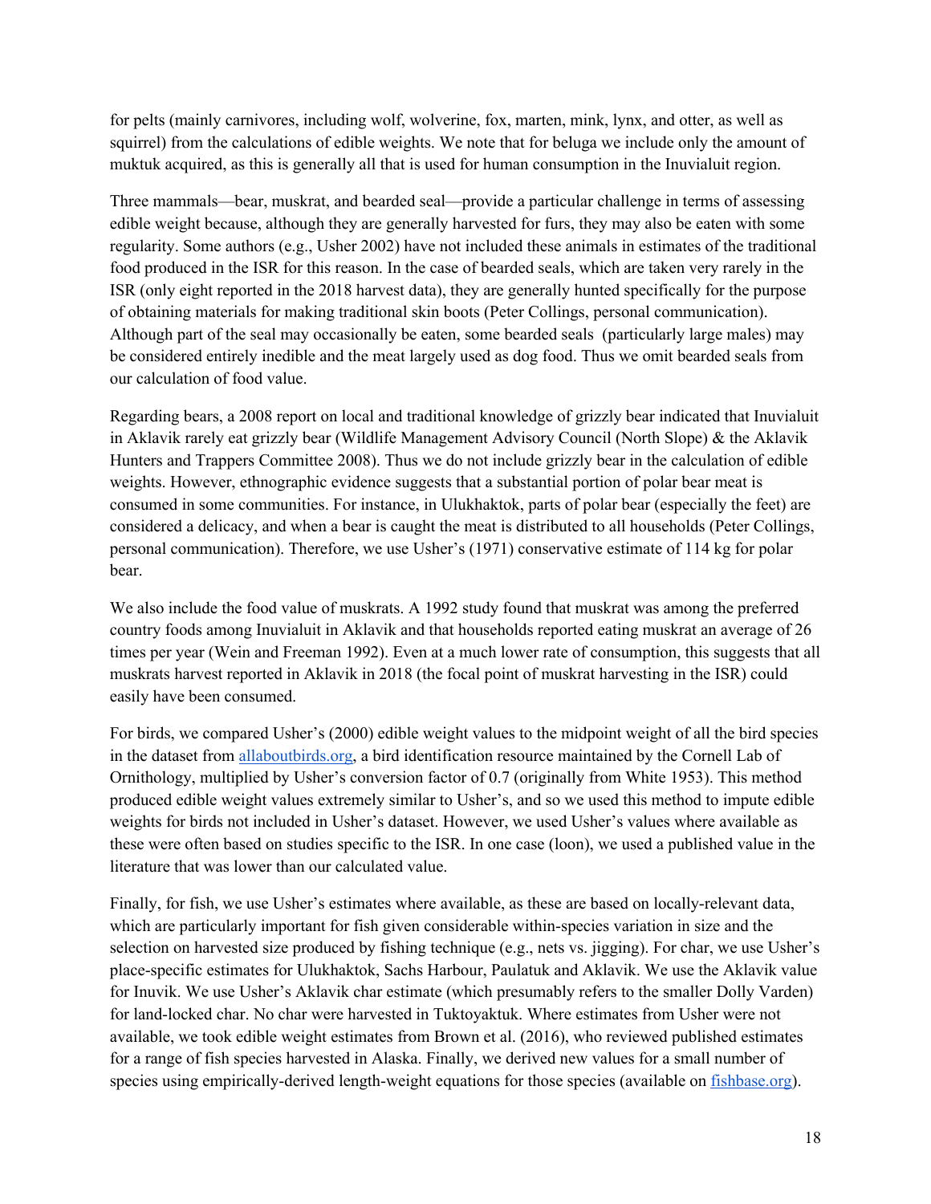for pelts (mainly carnivores, including wolf, wolverine, fox, marten, mink, lynx, and otter, as well as squirrel) from the calculations of edible weights. We note that for beluga we include only the amount of muktuk acquired, as this is generally all that is used for human consumption in the Inuvialuit region.

Three mammals—bear, muskrat, and bearded seal—provide a particular challenge in terms of assessing edible weight because, although they are generally harvested for furs, they may also be eaten with some regularity. Some authors (e.g., Usher 2002) have not included these animals in estimates of the traditional food produced in the ISR for this reason. In the case of bearded seals, which are taken very rarely in the ISR (only eight reported in the 2018 harvest data), they are generally hunted specifically for the purpose of obtaining materials for making traditional skin boots (Peter Collings, personal communication). Although part of the seal may occasionally be eaten, some bearded seals (particularly large males) may be considered entirely inedible and the meat largely used as dog food. Thus we omit bearded seals from our calculation of food value.

Regarding bears, a 2008 report on local and traditional knowledge of grizzly bear indicated that Inuvialuit in Aklavik rarely eat grizzly bear (Wildlife Management Advisory Council (North Slope) & the Aklavik Hunters and Trappers Committee 2008). Thus we do not include grizzly bear in the calculation of edible weights. However, ethnographic evidence suggests that a substantial portion of polar bear meat is consumed in some communities. For instance, in Ulukhaktok, parts of polar bear (especially the feet) are considered a delicacy, and when a bear is caught the meat is distributed to all households (Peter Collings, personal communication). Therefore, we use Usher's (1971) conservative estimate of 114 kg for polar bear.

We also include the food value of muskrats. A 1992 study found that muskrat was among the preferred country foods among Inuvialuit in Aklavik and that households reported eating muskrat an average of 26 times per year (Wein and Freeman 1992). Even at a much lower rate of consumption, this suggests that all muskrats harvest reported in Aklavik in 2018 (the focal point of muskrat harvesting in the ISR) could easily have been consumed.

For birds, we compared Usher's (2000) edible weight values to the midpoint weight of all the bird species in the dataset from [allaboutbirds.org](allaboutbirds.org), a bird identification resource maintained by the Cornell Lab of Ornithology, multiplied by Usher's conversion factor of 0.7 (originally from White 1953). This method produced edible weight values extremely similar to Usher's, and so we used this method to impute edible weights for birds not included in Usher's dataset. However, we used Usher's values where available as these were often based on studies specific to the ISR. In one case (loon), we used a published value in the literature that was lower than our calculated value.

Finally, for fish, we use Usher's estimates where available, as these are based on locally-relevant data, which are particularly important for fish given considerable within-species variation in size and the selection on harvested size produced by fishing technique (e.g., nets vs. jigging). For char, we use Usher's place-specific estimates for Ulukhaktok, Sachs Harbour, Paulatuk and Aklavik. We use the Aklavik value for Inuvik. We use Usher's Aklavik char estimate (which presumably refers to the smaller Dolly Varden) for land-locked char. No char were harvested in Tuktoyaktuk. Where estimates from Usher were not available, we took edible weight estimates from Brown et al. (2016), who reviewed published estimates for a range of fish species harvested in Alaska. Finally, we derived new values for a small number of species using empirically-derived length-weight equations for those species (available on [fishbase.org](fishbase.org)).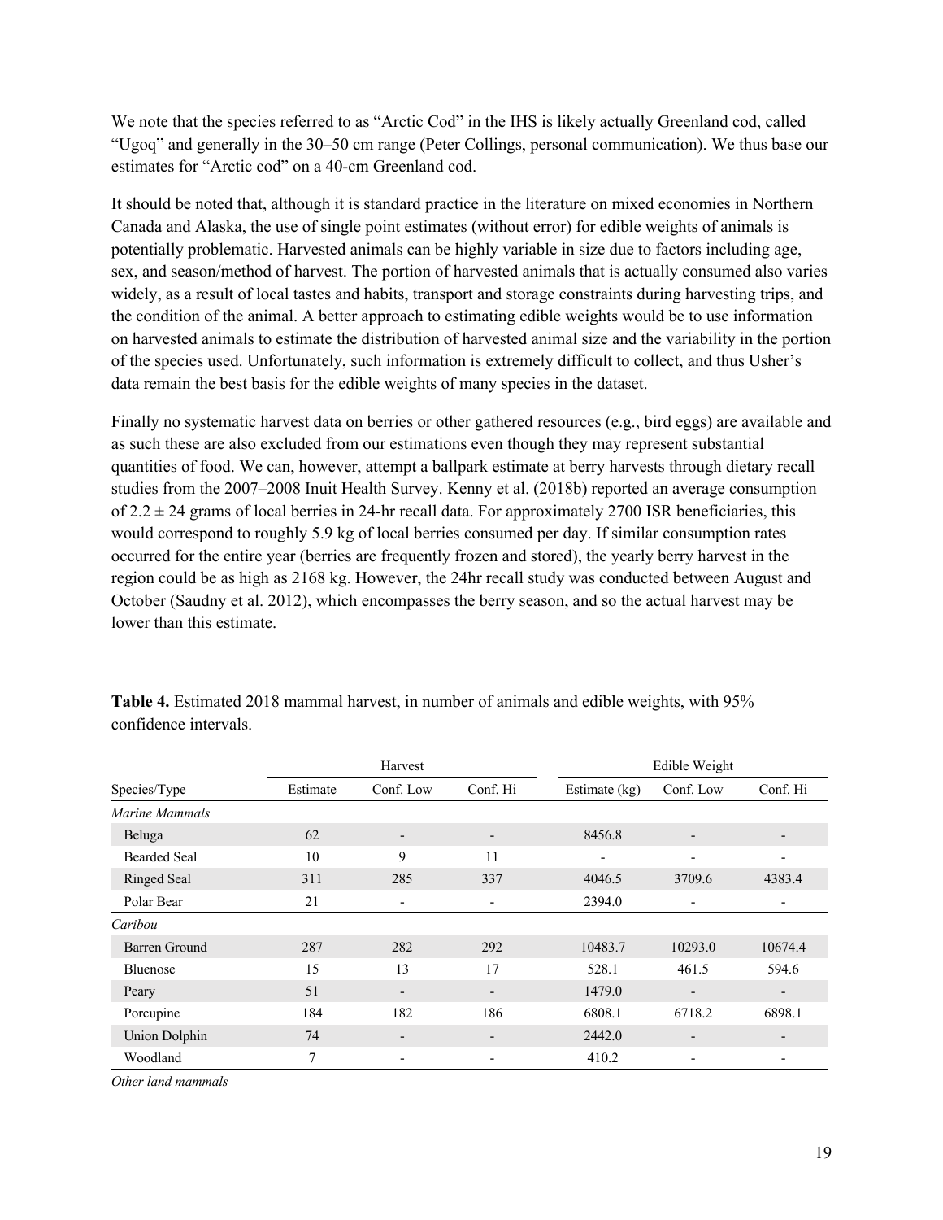We note that the species referred to as "Arctic Cod" in the IHS is likely actually Greenland cod, called "Ugoq" and generally in the 30–50 cm range (Peter Collings, personal communication). We thus base our estimates for "Arctic cod" on a 40-cm Greenland cod.

It should be noted that, although it is standard practice in the literature on mixed economies in Northern Canada and Alaska, the use of single point estimates (without error) for edible weights of animals is potentially problematic. Harvested animals can be highly variable in size due to factors including age, sex, and season/method of harvest. The portion of harvested animals that is actually consumed also varies widely, as a result of local tastes and habits, transport and storage constraints during harvesting trips, and the condition of the animal. A better approach to estimating edible weights would be to use information on harvested animals to estimate the distribution of harvested animal size and the variability in the portion of the species used. Unfortunately, such information is extremely difficult to collect, and thus Usher's data remain the best basis for the edible weights of many species in the dataset.

Finally no systematic harvest data on berries or other gathered resources (e.g., bird eggs) are available and as such these are also excluded from our estimations even though they may represent substantial quantities of food. We can, however, attempt a ballpark estimate at berry harvests through dietary recall studies from the 2007–2008 Inuit Health Survey. Kenny et al. (2018b) reported an average consumption of $2.2 \pm 24$ grams of local berries in 24-hr recall data. For approximately 2700 ISR beneficiaries, this would correspond to roughly 5.9 kg of local berries consumed per day. If similar consumption rates occurred for the entire year (berries are frequently frozen and stored), the yearly berry harvest in the region could be as high as 2168 kg. However, the 24hr recall study was conducted between August and October (Saudny et al. 2012), which encompasses the berry season, and so the actual harvest may be lower than this estimate.

**Table 4.** Estimated 2018 mammal harvest, in number of animals and edible weights, with 95% confidence intervals.

| | Harvest | | | Edible Weight | | |
|---|---|---|---|---|---|---|
| Species/Type | Estimate | Conf. Low | Conf. Hi | Estimate (kg) | Conf. Low | Conf. Hi |
| *Marine Mammals* | | | | | | |
| Beluga | 62 | - | - | 8456.8 | - | - |
| Bearded Seal | 10 | 9 | 11 | - | - | - |
| Ringed Seal | 311 | 285 | 337 | 4046.5 | 3709.6 | 4383.4 |
| Polar Bear | 21 | - | - | 2394.0 | - | - |
| *Caribou* | | | | | | |
| Barren Ground | 287 | 282 | 292 | 10483.7 | 10293.0 | 10674.4 |
| Bluenose | 15 | 13 | 17 | 528.1 | 461.5 | 594.6 |
| Peary | 51 | - | - | 1479.0 | - | - |
| Porcupine | 184 | 182 | 186 | 6808.1 | 6718.2 | 6898.1 |
| Union Dolphin | 74 | - | - | 2442.0 | - | - |
| Woodland | 7 | - | - | 410.2 | - | - |
| *Other land mammals* | | | | | | |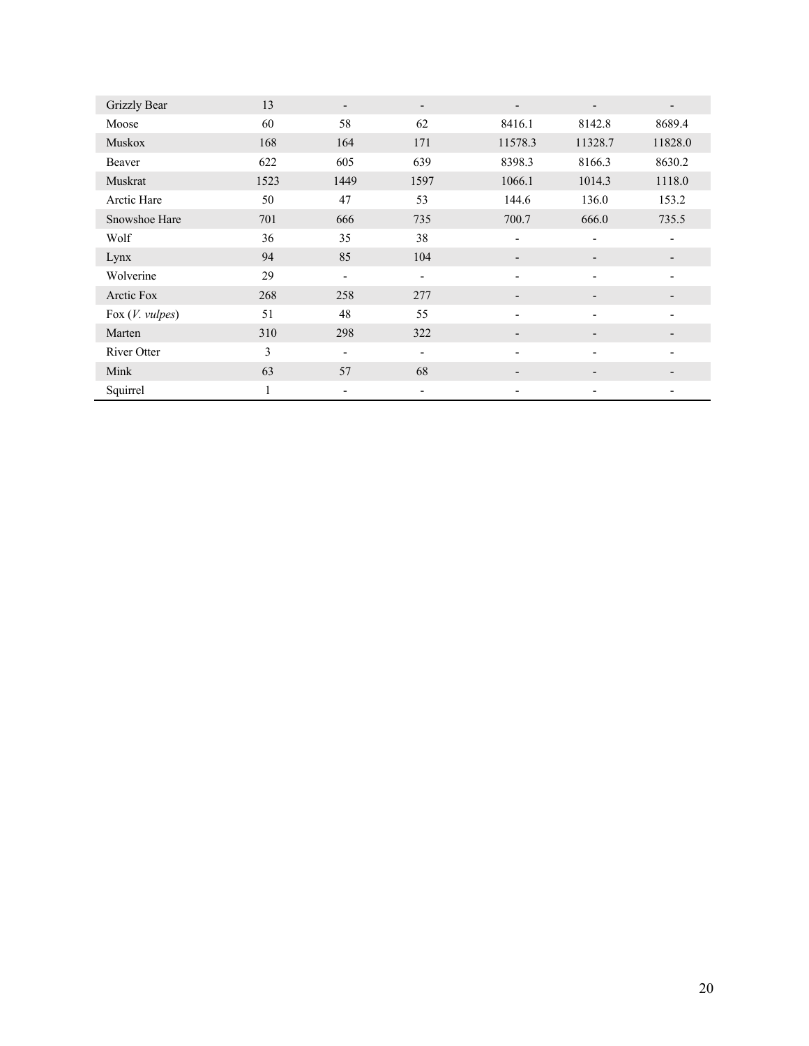| | | | | | | |
|---|---|---|---|---|---|---|
| Grizzly Bear | 13 | - | - | - | - | - |
| Moose | 60 | 58 | 62 | 8416.1 | 8142.8 | 8689.4 |
| Muskox | 168 | 164 | 171 | 11578.3 | 11328.7 | 11828.0 |
| Beaver | 622 | 605 | 639 | 8398.3 | 8166.3 | 8630.2 |
| Muskrat | 1523 | 1449 | 1597 | 1066.1 | 1014.3 | 1118.0 |
| Arctic Hare | 50 | 47 | 53 | 144.6 | 136.0 | 153.2 |
| Snowshoe Hare | 701 | 666 | 735 | 700.7 | 666.0 | 735.5 |
| Wolf | 36 | 35 | 38 | - | - | - |
| Lynx | 94 | 85 | 104 | - | - | - |
| Wolverine | 29 | - | - | - | - | - |
| Arctic Fox | 268 | 258 | 277 | - | - | - |
| Fox (*V. vulpes*) | 51 | 48 | 55 | - | - | - |
| Marten | 310 | 298 | 322 | - | - | - |
| River Otter | 3 | - | - | - | - | - |
| Mink | 63 | 57 | 68 | - | - | - |
| Squirrel | 1 | - | - | - | - | - |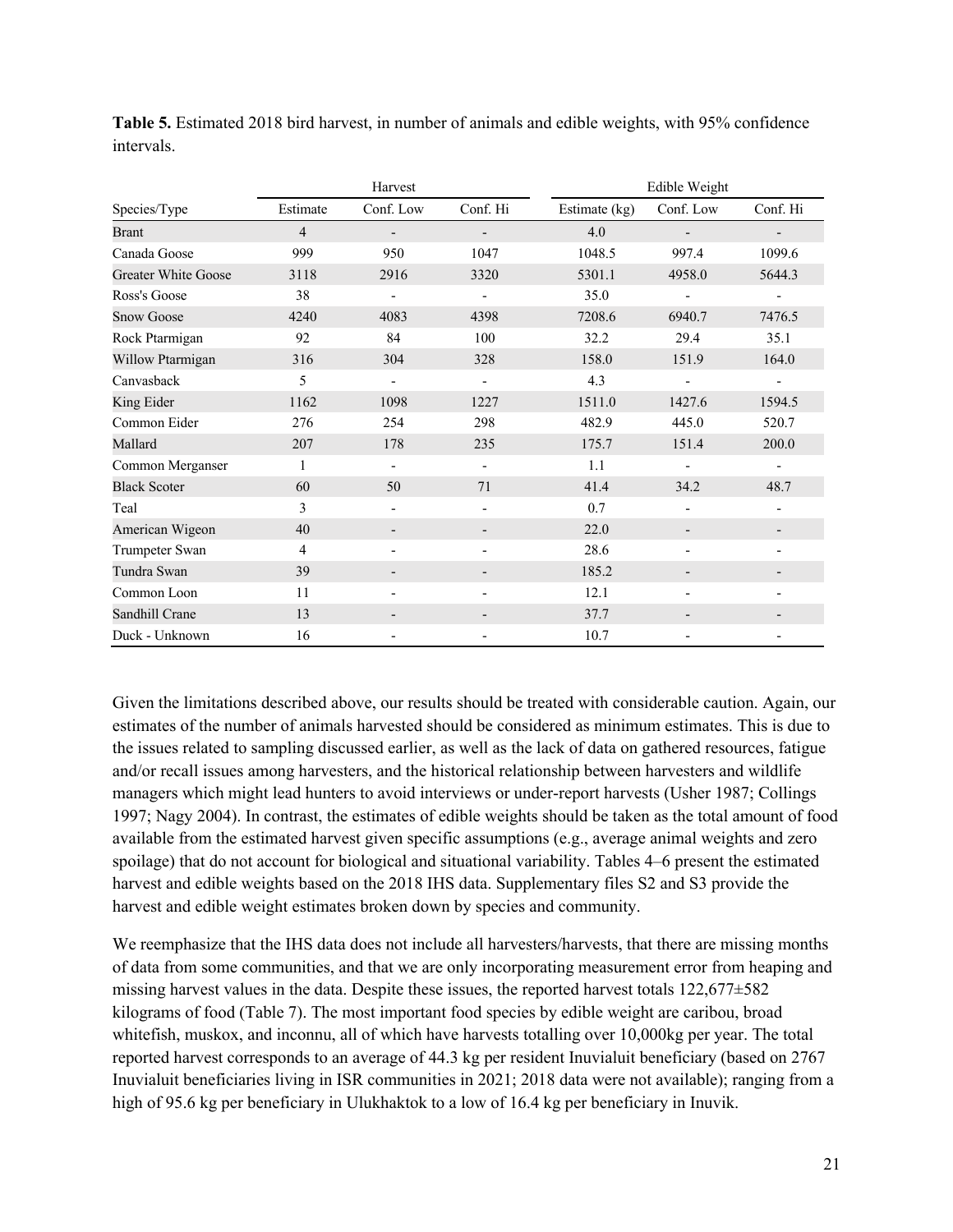**Table 5.** Estimated 2018 bird harvest, in number of animals and edible weights, with 95% confidence intervals.

| | Harvest | | | Edible Weight | | |
|---|---|---|---|---|---|---|
| Species/Type | Estimate | Conf. Low | Conf. Hi | Estimate (kg) | Conf. Low | Conf. Hi |
| Brant | 4 | - | - | 4.0 | - | - |
| Canada Goose | 999 | 950 | 1047 | 1048.5 | 997.4 | 1099.6 |
| Greater White Goose | 3118 | 2916 | 3320 | 5301.1 | 4958.0 | 5644.3 |
| Ross's Goose | 38 | - | - | 35.0 | - | - |
| Snow Goose | 4240 | 4083 | 4398 | 7208.6 | 6940.7 | 7476.5 |
| Rock Ptarmigan | 92 | 84 | 100 | 32.2 | 29.4 | 35.1 |
| Willow Ptarmigan | 316 | 304 | 328 | 158.0 | 151.9 | 164.0 |
| Canvasback | 5 | - | - | 4.3 | - | - |
| King Eider | 1162 | 1098 | 1227 | 1511.0 | 1427.6 | 1594.5 |
| Common Eider | 276 | 254 | 298 | 482.9 | 445.0 | 520.7 |
| Mallard | 207 | 178 | 235 | 175.7 | 151.4 | 200.0 |
| Common Merganser | 1 | - | - | 1.1 | - | - |
| Black Scoter | 60 | 50 | 71 | 41.4 | 34.2 | 48.7 |
| Teal | 3 | - | - | 0.7 | - | - |
| American Wigeon | 40 | - | - | 22.0 | - | - |
| Trumpeter Swan | 4 | - | - | 28.6 | - | - |
| Tundra Swan | 39 | - | - | 185.2 | - | - |
| Common Loon | 11 | - | - | 12.1 | - | - |
| Sandhill Crane | 13 | - | - | 37.7 | - | - |
| Duck - Unknown | 16 | - | - | 10.7 | - | - |

Given the limitations described above, our results should be treated with considerable caution. Again, our estimates of the number of animals harvested should be considered as minimum estimates. This is due to the issues related to sampling discussed earlier, as well as the lack of data on gathered resources, fatigue and/or recall issues among harvesters, and the historical relationship between harvesters and wildlife managers which might lead hunters to avoid interviews or under-report harvests (Usher 1987; Collings 1997; Nagy 2004). In contrast, the estimates of edible weights should be taken as the total amount of food available from the estimated harvest given specific assumptions (e.g., average animal weights and zero spoilage) that do not account for biological and situational variability. Tables 4–6 present the estimated harvest and edible weights based on the 2018 IHS data. Supplementary files S2 and S3 provide the harvest and edible weight estimates broken down by species and community.

We reemphasize that the IHS data does not include all harvesters/harvests, that there are missing months of data from some communities, and that we are only incorporating measurement error from heaping and missing harvest values in the data. Despite these issues, the reported harvest totals 122,677±582 kilograms of food (Table 7). The most important food species by edible weight are caribou, broad whitefish, muskox, and inconnu, all of which have harvests totalling over 10,000kg per year. The total reported harvest corresponds to an average of 44.3 kg per resident Inuvialuit beneficiary (based on 2767 Inuvialuit beneficiaries living in ISR communities in 2021; 2018 data were not available); ranging from a high of 95.6 kg per beneficiary in Ulukhaktok to a low of 16.4 kg per beneficiary in Inuvik.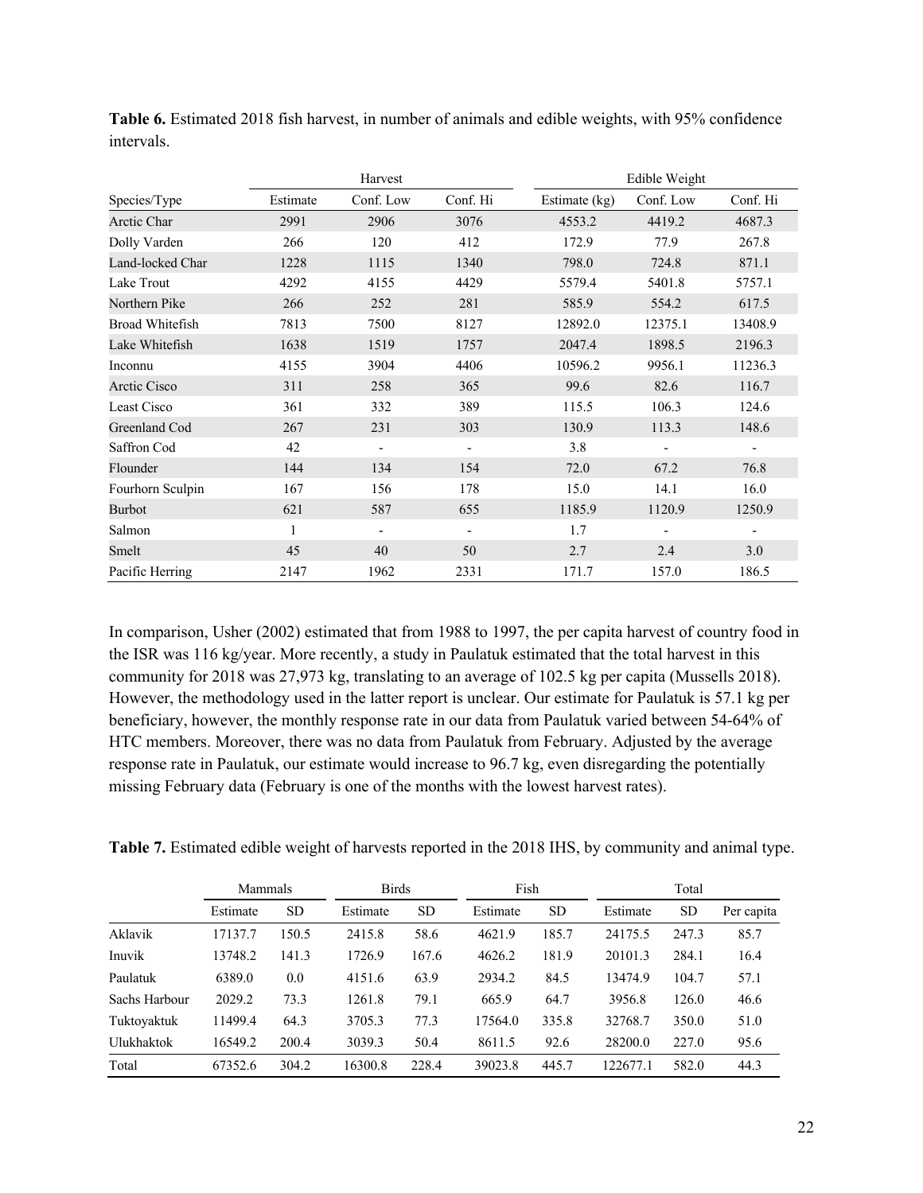**Table 6.** Estimated 2018 fish harvest, in number of animals and edible weights, with 95% confidence intervals.

| | Harvest | | | Edible Weight | | |
|---|---|---|---|---|---|---|
| Species/Type | Estimate | Conf. Low | Conf. Hi | Estimate (kg) | Conf. Low | Conf. Hi |
| Arctic Char | 2991 | 2906 | 3076 | 4553.2 | 4419.2 | 4687.3 |
| Dolly Varden | 266 | 120 | 412 | 172.9 | 77.9 | 267.8 |
| Land-locked Char | 1228 | 1115 | 1340 | 798.0 | 724.8 | 871.1 |
| Lake Trout | 4292 | 4155 | 4429 | 5579.4 | 5401.8 | 5757.1 |
| Northern Pike | 266 | 252 | 281 | 585.9 | 554.2 | 617.5 |
| Broad Whitefish | 7813 | 7500 | 8127 | 12892.0 | 12375.1 | 13408.9 |
| Lake Whitefish | 1638 | 1519 | 1757 | 2047.4 | 1898.5 | 2196.3 |
| Inconnu | 4155 | 3904 | 4406 | 10596.2 | 9956.1 | 11236.3 |
| Arctic Cisco | 311 | 258 | 365 | 99.6 | 82.6 | 116.7 |
| Least Cisco | 361 | 332 | 389 | 115.5 | 106.3 | 124.6 |
| Greenland Cod | 267 | 231 | 303 | 130.9 | 113.3 | 148.6 |
| Saffron Cod | 42 | - | - | 3.8 | - | - |
| Flounder | 144 | 134 | 154 | 72.0 | 67.2 | 76.8 |
| Fourhorn Sculpin | 167 | 156 | 178 | 15.0 | 14.1 | 16.0 |
| Burbot | 621 | 587 | 655 | 1185.9 | 1120.9 | 1250.9 |
| Salmon | 1 | - | - | 1.7 | - | - |
| Smelt | 45 | 40 | 50 | 2.7 | 2.4 | 3.0 |
| Pacific Herring | 2147 | 1962 | 2331 | 171.7 | 157.0 | 186.5 |

In comparison, Usher (2002) estimated that from 1988 to 1997, the per capita harvest of country food in the ISR was 116 kg/year. More recently, a study in Paulatuk estimated that the total harvest in this community for 2018 was 27,973 kg, translating to an average of 102.5 kg per capita (Mussells 2018). However, the methodology used in the latter report is unclear. Our estimate for Paulatuk is 57.1 kg per beneficiary, however, the monthly response rate in our data from Paulatuk varied between 54-64% of HTC members. Moreover, there was no data from Paulatuk from February. Adjusted by the average response rate in Paulatuk, our estimate would increase to 96.7 kg, even disregarding the potentially missing February data (February is one of the months with the lowest harvest rates).

**Table 7.** Estimated edible weight of harvests reported in the 2018 IHS, by community and animal type.

| | Mammals | | Birds | | Fish | | Total | | |
|---|---|---|---|---|---|---|---|---|---|
| | Estimate | SD | Estimate | SD | Estimate | SD | Estimate | SD | Per capita |
| Aklavik | 17137.7 | 150.5 | 2415.8 | 58.6 | 4621.9 | 185.7 | 24175.5 | 247.3 | 85.7 |
| Inuvik | 13748.2 | 141.3 | 1726.9 | 167.6 | 4626.2 | 181.9 | 20101.3 | 284.1 | 16.4 |
| Paulatuk | 6389.0 | 0.0 | 4151.6 | 63.9 | 2934.2 | 84.5 | 13474.9 | 104.7 | 57.1 |
| Sachs Harbour | 2029.2 | 73.3 | 1261.8 | 79.1 | 665.9 | 64.7 | 3956.8 | 126.0 | 46.6 |
| Tuktoyaktuk | 11499.4 | 64.3 | 3705.3 | 77.3 | 17564.0 | 335.8 | 32768.7 | 350.0 | 51.0 |
| Ulukhaktok | 16549.2 | 200.4 | 3039.3 | 50.4 | 8611.5 | 92.6 | 28200.0 | 227.0 | 95.6 |
| Total | 67352.6 | 304.2 | 16300.8 | 228.4 | 39023.8 | 445.7 | 122677.1 | 582.0 | 44.3 |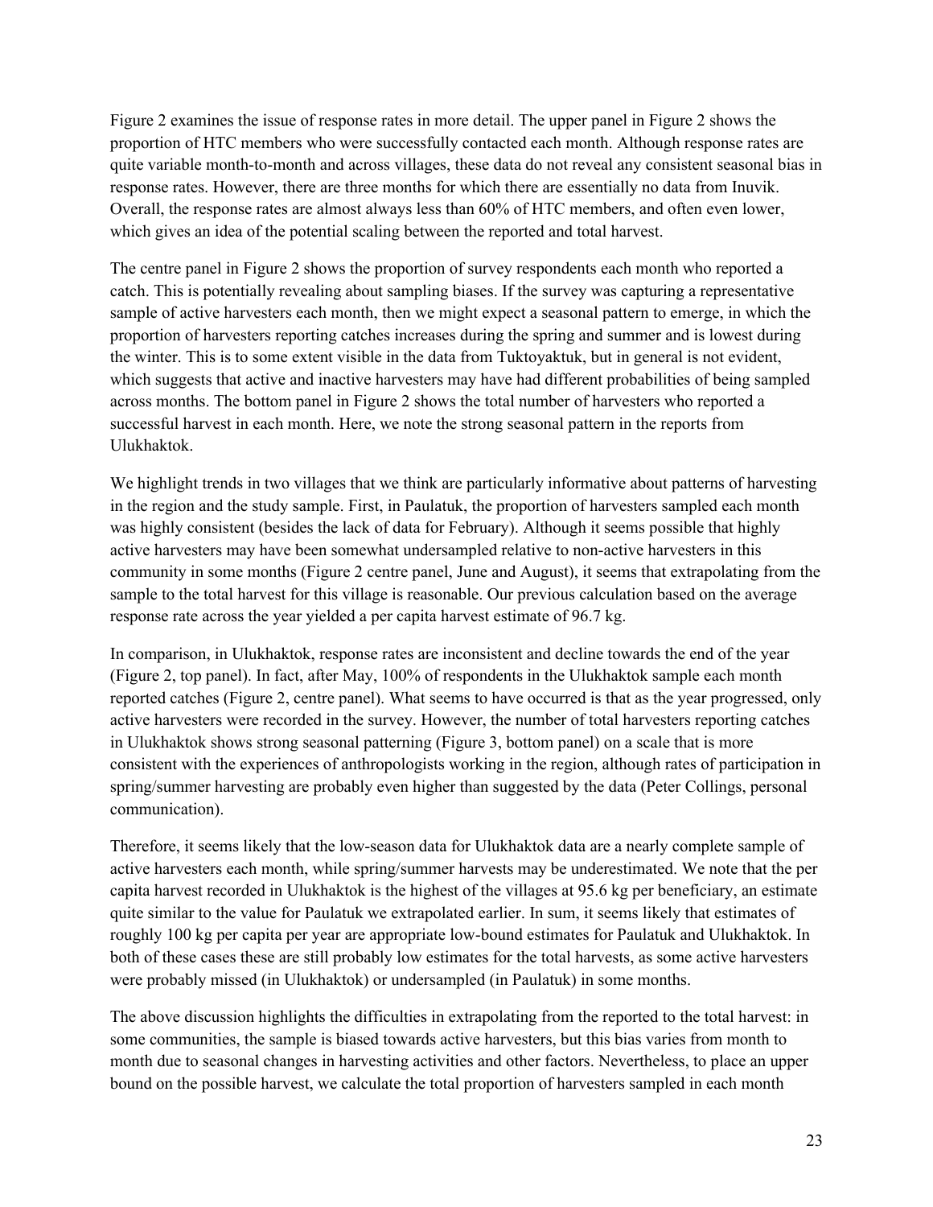Figure 2 examines the issue of response rates in more detail. The upper panel in Figure 2 shows the proportion of HTC members who were successfully contacted each month. Although response rates are quite variable month-to-month and across villages, these data do not reveal any consistent seasonal bias in response rates. However, there are three months for which there are essentially no data from Inuvik. Overall, the response rates are almost always less than 60% of HTC members, and often even lower, which gives an idea of the potential scaling between the reported and total harvest.

The centre panel in Figure 2 shows the proportion of survey respondents each month who reported a catch. This is potentially revealing about sampling biases. If the survey was capturing a representative sample of active harvesters each month, then we might expect a seasonal pattern to emerge, in which the proportion of harvesters reporting catches increases during the spring and summer and is lowest during the winter. This is to some extent visible in the data from Tuktoyaktuk, but in general is not evident, which suggests that active and inactive harvesters may have had different probabilities of being sampled across months. The bottom panel in Figure 2 shows the total number of harvesters who reported a successful harvest in each month. Here, we note the strong seasonal pattern in the reports from Ulukhaktok.

We highlight trends in two villages that we think are particularly informative about patterns of harvesting in the region and the study sample. First, in Paulatuk, the proportion of harvesters sampled each month was highly consistent (besides the lack of data for February). Although it seems possible that highly active harvesters may have been somewhat undersampled relative to non-active harvesters in this community in some months (Figure 2 centre panel, June and August), it seems that extrapolating from the sample to the total harvest for this village is reasonable. Our previous calculation based on the average response rate across the year yielded a per capita harvest estimate of 96.7 kg.

In comparison, in Ulukhaktok, response rates are inconsistent and decline towards the end of the year (Figure 2, top panel). In fact, after May, 100% of respondents in the Ulukhaktok sample each month reported catches (Figure 2, centre panel). What seems to have occurred is that as the year progressed, only active harvesters were recorded in the survey. However, the number of total harvesters reporting catches in Ulukhaktok shows strong seasonal patterning (Figure 3, bottom panel) on a scale that is more consistent with the experiences of anthropologists working in the region, although rates of participation in spring/summer harvesting are probably even higher than suggested by the data (Peter Collings, personal communication).

Therefore, it seems likely that the low-season data for Ulukhaktok data are a nearly complete sample of active harvesters each month, while spring/summer harvests may be underestimated. We note that the per capita harvest recorded in Ulukhaktok is the highest of the villages at 95.6 kg per beneficiary, an estimate quite similar to the value for Paulatuk we extrapolated earlier. In sum, it seems likely that estimates of roughly 100 kg per capita per year are appropriate low-bound estimates for Paulatuk and Ulukhaktok. In both of these cases these are still probably low estimates for the total harvests, as some active harvesters were probably missed (in Ulukhaktok) or undersampled (in Paulatuk) in some months.

The above discussion highlights the difficulties in extrapolating from the reported to the total harvest: in some communities, the sample is biased towards active harvesters, but this bias varies from month to month due to seasonal changes in harvesting activities and other factors. Nevertheless, to place an upper bound on the possible harvest, we calculate the total proportion of harvesters sampled in each month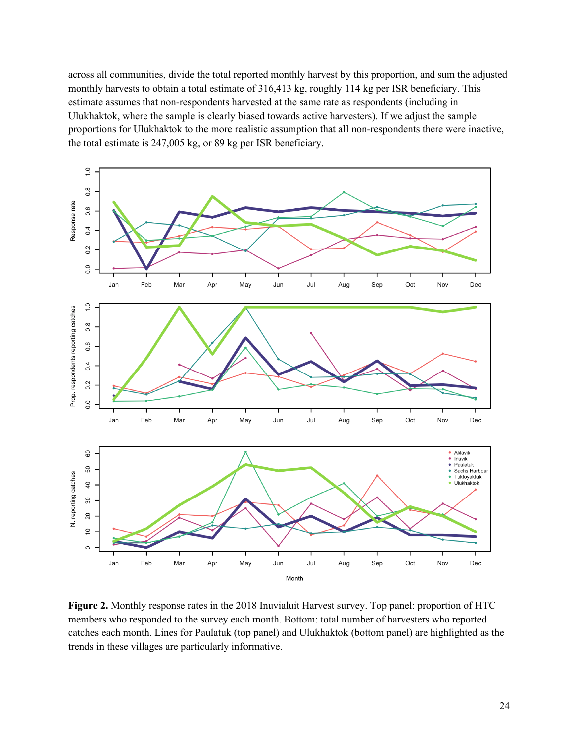across all communities, divide the total reported monthly harvest by this proportion, and sum the adjusted monthly harvests to obtain a total estimate of 316,413 kg, roughly 114 kg per ISR beneficiary. This estimate assumes that non-respondents harvested at the same rate as respondents (including in Ulukhaktok, where the sample is clearly biased towards active harvesters). If we adjust the sample proportions for Ulukhaktok to the more realistic assumption that all non-respondents there were inactive, the total estimate is 247,005 kg, or 89 kg per ISR beneficiary.

**Figure 2.** Monthly response rates in the 2018 Inuvialuit Harvest survey. Top panel: proportion of HTC members who responded to the survey each month. Bottom: total number of harvesters who reported catches each month. Lines for Paulatuk (top panel) and Ulukhaktok (bottom panel) are highlighted as the trends in these villages are particularly informative.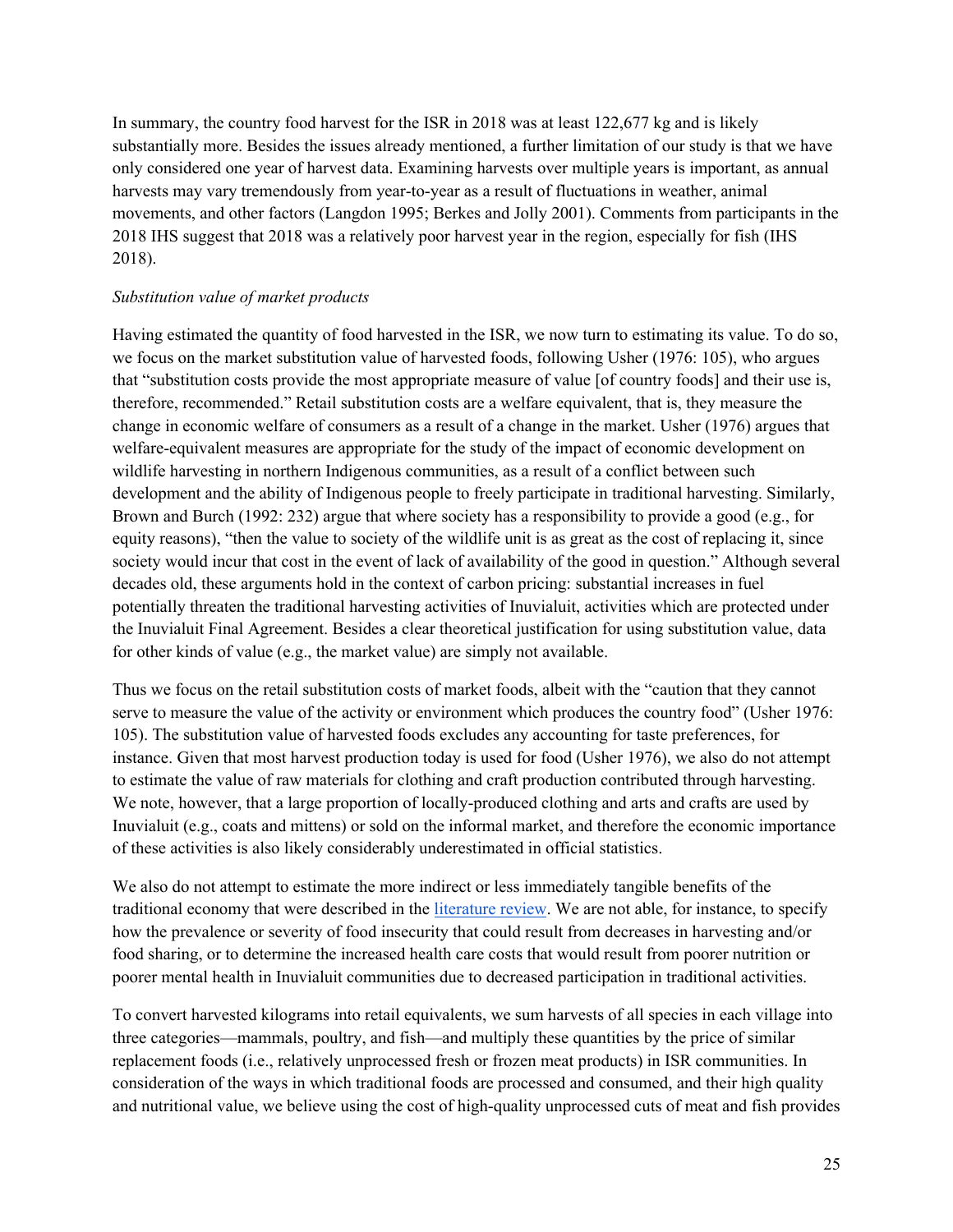In summary, the country food harvest for the ISR in 2018 was at least 122,677 kg and is likely substantially more. Besides the issues already mentioned, a further limitation of our study is that we have only considered one year of harvest data. Examining harvests over multiple years is important, as annual harvests may vary tremendously from year-to-year as a result of fluctuations in weather, animal movements, and other factors (Langdon 1995; Berkes and Jolly 2001). Comments from participants in the 2018 IHS suggest that 2018 was a relatively poor harvest year in the region, especially for fish (IHS 2018).

*Substitution value of market products*

Having estimated the quantity of food harvested in the ISR, we now turn to estimating its value. To do so, we focus on the market substitution value of harvested foods, following Usher (1976: 105), who argues that "substitution costs provide the most appropriate measure of value [of country foods] and their use is, therefore, recommended." Retail substitution costs are a welfare equivalent, that is, they measure the change in economic welfare of consumers as a result of a change in the market. Usher (1976) argues that welfare-equivalent measures are appropriate for the study of the impact of economic development on wildlife harvesting in northern Indigenous communities, as a result of a conflict between such development and the ability of Indigenous people to freely participate in traditional harvesting. Similarly, Brown and Burch (1992: 232) argue that where society has a responsibility to provide a good (e.g., for equity reasons), "then the value to society of the wildlife unit is as great as the cost of replacing it, since society would incur that cost in the event of lack of availability of the good in question." Although several decades old, these arguments hold in the context of carbon pricing: substantial increases in fuel potentially threaten the traditional harvesting activities of Inuvialuit, activities which are protected under the Inuvialuit Final Agreement. Besides a clear theoretical justification for using substitution value, data for other kinds of value (e.g., the market value) are simply not available.

Thus we focus on the retail substitution costs of market foods, albeit with the "caution that they cannot serve to measure the value of the activity or environment which produces the country food" (Usher 1976: 105). The substitution value of harvested foods excludes any accounting for taste preferences, for instance. Given that most harvest production today is used for food (Usher 1976), we also do not attempt to estimate the value of raw materials for clothing and craft production contributed through harvesting. We note, however, that a large proportion of locally-produced clothing and arts and crafts are used by Inuvialuit (e.g., coats and mittens) or sold on the informal market, and therefore the economic importance of these activities is also likely considerably underestimated in official statistics.

We also do not attempt to estimate the more indirect or less immediately tangible benefits of the traditional economy that were described in the literature review. We are not able, for instance, to specify how the prevalence or severity of food insecurity that could result from decreases in harvesting and/or food sharing, or to determine the increased health care costs that would result from poorer nutrition or poorer mental health in Inuvialuit communities due to decreased participation in traditional activities.

To convert harvested kilograms into retail equivalents, we sum harvests of all species in each village into three categories—mammals, poultry, and fish—and multiply these quantities by the price of similar replacement foods (i.e., relatively unprocessed fresh or frozen meat products) in ISR communities. In consideration of the ways in which traditional foods are processed and consumed, and their high quality and nutritional value, we believe using the cost of high-quality unprocessed cuts of meat and fish provides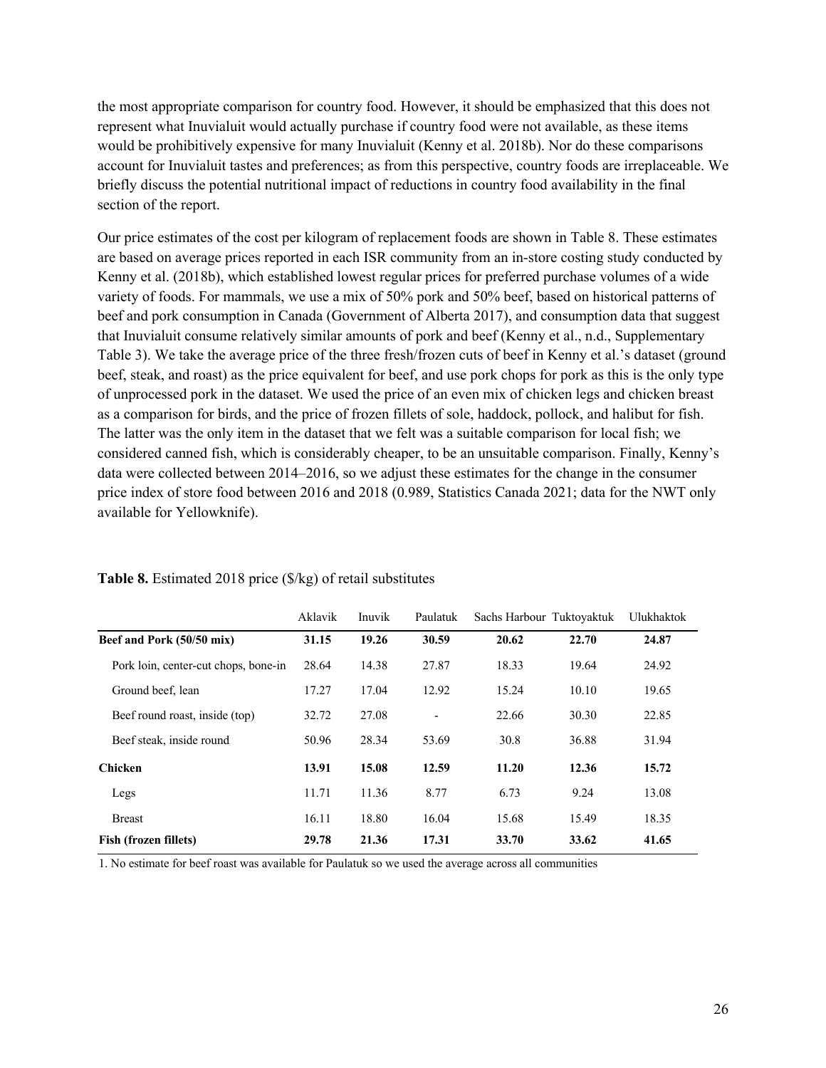the most appropriate comparison for country food. However, it should be emphasized that this does not represent what Inuvialuit would actually purchase if country food were not available, as these items would be prohibitively expensive for many Inuvialuit (Kenny et al. 2018b). Nor do these comparisons account for Inuvialuit tastes and preferences; as from this perspective, country foods are irreplaceable. We briefly discuss the potential nutritional impact of reductions in country food availability in the final section of the report.

Our price estimates of the cost per kilogram of replacement foods are shown in Table 8. These estimates are based on average prices reported in each ISR community from an in-store costing study conducted by Kenny et al. (2018b), which established lowest regular prices for preferred purchase volumes of a wide variety of foods. For mammals, we use a mix of 50% pork and 50% beef, based on historical patterns of beef and pork consumption in Canada (Government of Alberta 2017), and consumption data that suggest that Inuvialuit consume relatively similar amounts of pork and beef (Kenny et al., n.d., Supplementary Table 3). We take the average price of the three fresh/frozen cuts of beef in Kenny et al.'s dataset (ground beef, steak, and roast) as the price equivalent for beef, and use pork chops for pork as this is the only type of unprocessed pork in the dataset. We used the price of an even mix of chicken legs and chicken breast as a comparison for birds, and the price of frozen fillets of sole, haddock, pollock, and halibut for fish. The latter was the only item in the dataset that we felt was a suitable comparison for local fish; we considered canned fish, which is considerably cheaper, to be an unsuitable comparison. Finally, Kenny's data were collected between 2014–2016, so we adjust these estimates for the change in the consumer price index of store food between 2016 and 2018 (0.989, Statistics Canada 2021; data for the NWT only available for Yellowknife).

**Table 8.** Estimated 2018 price ($/kg) of retail substitutes

| | Aklavik | Inuvik | Paulatuk | Sachs Harbour | Tuktoyaktuk | Ulukhaktok |
|---|---|---|---|---|---|---|
| **Beef and Pork (50/50 mix)** | **31.15** | **19.26** | **30.59** | **20.62** | **22.70** | **24.87** |
| Pork loin, center-cut chops, bone-in | 28.64 | 14.38 | 27.87 | 18.33 | 19.64 | 24.92 |
| Ground beef, lean | 17.27 | 17.04 | 12.92 | 15.24 | 10.10 | 19.65 |
| Beef round roast, inside (top) | 32.72 | 27.08 | - | 22.66 | 30.30 | 22.85 |
| Beef steak, inside round | 50.96 | 28.34 | 53.69 | 30.8 | 36.88 | 31.94 |
| **Chicken** | **13.91** | **15.08** | **12.59** | **11.20** | **12.36** | **15.72** |
| Legs | 11.71 | 11.36 | 8.77 | 6.73 | 9.24 | 13.08 |
| Breast | 16.11 | 18.80 | 16.04 | 15.68 | 15.49 | 18.35 |
| **Fish (frozen fillets)** | **29.78** | **21.36** | **17.31** | **33.70** | **33.62** | **41.65** |

1. No estimate for beef roast was available for Paulatuk so we used the average across all communities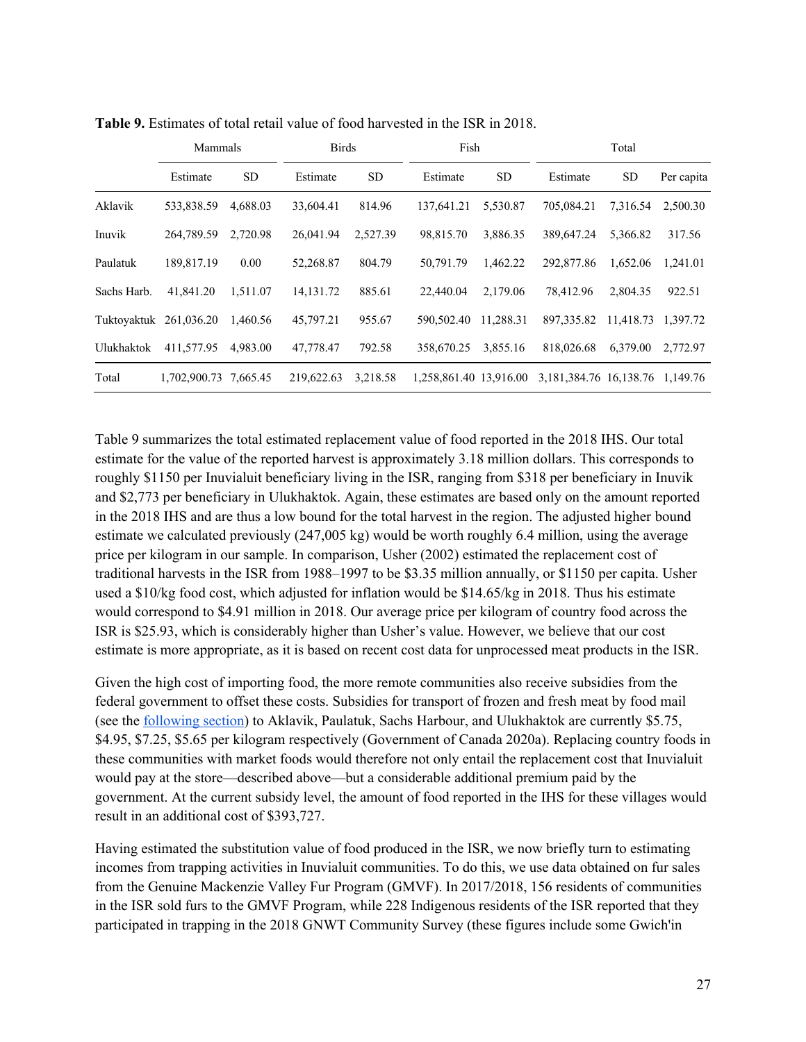**Table 9.** Estimates of total retail value of food harvested in the ISR in 2018.

| | Mammals | | Birds | | Fish | | Total | | |
|---|---|---|---|---|---|---|---|---|---|
| | Estimate | SD | Estimate | SD | Estimate | SD | Estimate | SD | Per capita |
| Aklavik | 533,838.59 | 4,688.03 | 33,604.41 | 814.96 | 137,641.21 | 5,530.87 | 705,084.21 | 7,316.54 | 2,500.30 |
| Inuvik | 264,789.59 | 2,720.98 | 26,041.94 | 2,527.39 | 98,815.70 | 3,886.35 | 389,647.24 | 5,366.82 | 317.56 |
| Paulatuk | 189,817.19 | 0.00 | 52,268.87 | 804.79 | 50,791.79 | 1,462.22 | 292,877.86 | 1,652.06 | 1,241.01 |
| Sachs Harb. | 41,841.20 | 1,511.07 | 14,131.72 | 885.61 | 22,440.04 | 2,179.06 | 78,412.96 | 2,804.35 | 922.51 |
| Tuktoyaktuk | 261,036.20 | 1,460.56 | 45,797.21 | 955.67 | 590,502.40 | 11,288.31 | 897,335.82 | 11,418.73 | 1,397.72 |
| Ulukhaktok | 411,577.95 | 4,983.00 | 47,778.47 | 792.58 | 358,670.25 | 3,855.16 | 818,026.68 | 6,379.00 | 2,772.97 |
| Total | 1,702,900.73 | 7,665.45 | 219,622.63 | 3,218.58 | 1,258,861.40 | 13,916.00 | 3,181,384.76 | 16,138.76 | 1,149.76 |

Table 9 summarizes the total estimated replacement value of food reported in the 2018 IHS. Our total estimate for the value of the reported harvest is approximately 3.18 million dollars. This corresponds to roughly $1150 per Inuvialuit beneficiary living in the ISR, ranging from $318 per beneficiary in Inuvik and $2,773 per beneficiary in Ulukhaktok. Again, these estimates are based only on the amount reported in the 2018 IHS and are thus a low bound for the total harvest in the region. The adjusted higher bound estimate we calculated previously (247,005 kg) would be worth roughly 6.4 million, using the average price per kilogram in our sample. In comparison, Usher (2002) estimated the replacement cost of traditional harvests in the ISR from 1988–1997 to be $3.35 million annually, or $1150 per capita. Usher used a $10/kg food cost, which adjusted for inflation would be $14.65/kg in 2018. Thus his estimate would correspond to $4.91 million in 2018. Our average price per kilogram of country food across the ISR is $25.93, which is considerably higher than Usher's value. However, we believe that our cost estimate is more appropriate, as it is based on recent cost data for unprocessed meat products in the ISR.

Given the high cost of importing food, the more remote communities also receive subsidies from the federal government to offset these costs. Subsidies for transport of frozen and fresh meat by food mail (see the following section) to Aklavik, Paulatuk, Sachs Harbour, and Ulukhaktok are currently $5.75, $4.95, $7.25, $5.65 per kilogram respectively (Government of Canada 2020a). Replacing country foods in these communities with market foods would therefore not only entail the replacement cost that Inuvialuit would pay at the store—described above—but a considerable additional premium paid by the government. At the current subsidy level, the amount of food reported in the IHS for these villages would result in an additional cost of $393,727.

Having estimated the substitution value of food produced in the ISR, we now briefly turn to estimating incomes from trapping activities in Inuvialuit communities. To do this, we use data obtained on fur sales from the Genuine Mackenzie Valley Fur Program (GMVF). In 2017/2018, 156 residents of communities in the ISR sold furs to the GMVF Program, while 228 Indigenous residents of the ISR reported that they participated in trapping in the 2018 GNWT Community Survey (these figures include some Gwich'in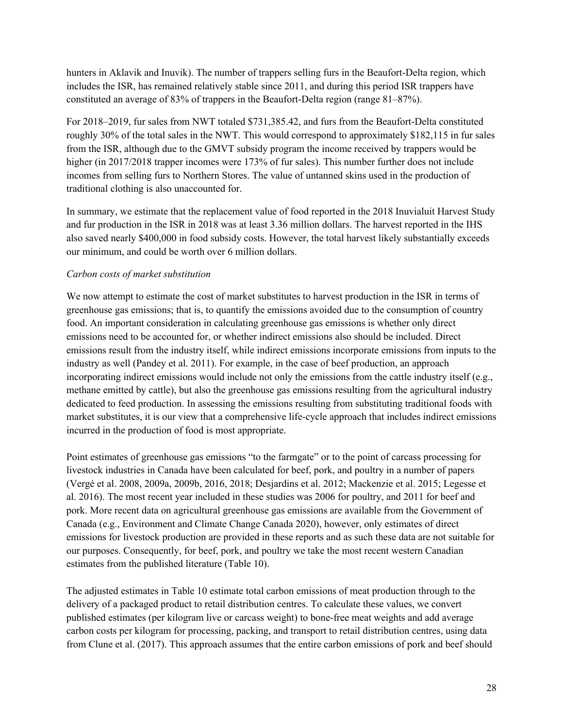hunters in Aklavik and Inuvik). The number of trappers selling furs in the Beaufort-Delta region, which includes the ISR, has remained relatively stable since 2011, and during this period ISR trappers have constituted an average of 83% of trappers in the Beaufort-Delta region (range 81–87%).

For 2018–2019, fur sales from NWT totaled $731,385.42, and furs from the Beaufort-Delta constituted roughly 30% of the total sales in the NWT. This would correspond to approximately $182,115 in fur sales from the ISR, although due to the GMVT subsidy program the income received by trappers would be higher (in 2017/2018 trapper incomes were 173% of fur sales). This number further does not include incomes from selling furs to Northern Stores. The value of untanned skins used in the production of traditional clothing is also unaccounted for.

In summary, we estimate that the replacement value of food reported in the 2018 Inuvialuit Harvest Study and fur production in the ISR in 2018 was at least 3.36 million dollars. The harvest reported in the IHS also saved nearly $400,000 in food subsidy costs. However, the total harvest likely substantially exceeds our minimum, and could be worth over 6 million dollars.

*Carbon costs of market substitution*

We now attempt to estimate the cost of market substitutes to harvest production in the ISR in terms of greenhouse gas emissions; that is, to quantify the emissions avoided due to the consumption of country food. An important consideration in calculating greenhouse gas emissions is whether only direct emissions need to be accounted for, or whether indirect emissions also should be included. Direct emissions result from the industry itself, while indirect emissions incorporate emissions from inputs to the industry as well (Pandey et al. 2011). For example, in the case of beef production, an approach incorporating indirect emissions would include not only the emissions from the cattle industry itself (e.g., methane emitted by cattle), but also the greenhouse gas emissions resulting from the agricultural industry dedicated to feed production. In assessing the emissions resulting from substituting traditional foods with market substitutes, it is our view that a comprehensive life-cycle approach that includes indirect emissions incurred in the production of food is most appropriate.

Point estimates of greenhouse gas emissions "to the farmgate" or to the point of carcass processing for livestock industries in Canada have been calculated for beef, pork, and poultry in a number of papers (Vergé et al. 2008, 2009a, 2009b, 2016, 2018; Desjardins et al. 2012; Mackenzie et al. 2015; Legesse et al. 2016). The most recent year included in these studies was 2006 for poultry, and 2011 for beef and pork. More recent data on agricultural greenhouse gas emissions are available from the Government of Canada (e.g., Environment and Climate Change Canada 2020), however, only estimates of direct emissions for livestock production are provided in these reports and as such these data are not suitable for our purposes. Consequently, for beef, pork, and poultry we take the most recent western Canadian estimates from the published literature (Table 10).

The adjusted estimates in Table 10 estimate total carbon emissions of meat production through to the delivery of a packaged product to retail distribution centres. To calculate these values, we convert published estimates (per kilogram live or carcass weight) to bone-free meat weights and add average carbon costs per kilogram for processing, packing, and transport to retail distribution centres, using data from Clune et al. (2017). This approach assumes that the entire carbon emissions of pork and beef should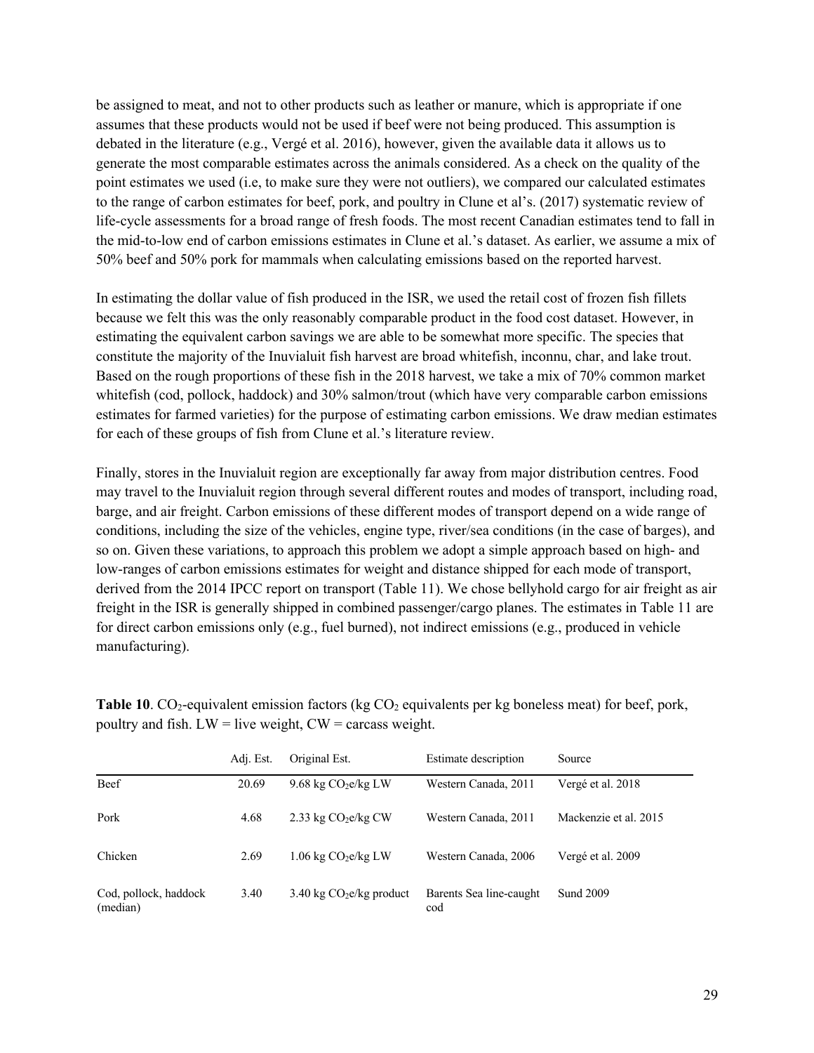be assigned to meat, and not to other products such as leather or manure, which is appropriate if one assumes that these products would not be used if beef were not being produced. This assumption is debated in the literature (e.g., Vergé et al. 2016), however, given the available data it allows us to generate the most comparable estimates across the animals considered. As a check on the quality of the point estimates we used (i.e, to make sure they were not outliers), we compared our calculated estimates to the range of carbon estimates for beef, pork, and poultry in Clune et al's. (2017) systematic review of life-cycle assessments for a broad range of fresh foods. The most recent Canadian estimates tend to fall in the mid-to-low end of carbon emissions estimates in Clune et al.'s dataset. As earlier, we assume a mix of 50% beef and 50% pork for mammals when calculating emissions based on the reported harvest.

In estimating the dollar value of fish produced in the ISR, we used the retail cost of frozen fish fillets because we felt this was the only reasonably comparable product in the food cost dataset. However, in estimating the equivalent carbon savings we are able to be somewhat more specific. The species that constitute the majority of the Inuvialuit fish harvest are broad whitefish, inconnu, char, and lake trout. Based on the rough proportions of these fish in the 2018 harvest, we take a mix of 70% common market whitefish (cod, pollock, haddock) and 30% salmon/trout (which have very comparable carbon emissions estimates for farmed varieties) for the purpose of estimating carbon emissions. We draw median estimates for each of these groups of fish from Clune et al.'s literature review.

Finally, stores in the Inuvialuit region are exceptionally far away from major distribution centres. Food may travel to the Inuvialuit region through several different routes and modes of transport, including road, barge, and air freight. Carbon emissions of these different modes of transport depend on a wide range of conditions, including the size of the vehicles, engine type, river/sea conditions (in the case of barges), and so on. Given these variations, to approach this problem we adopt a simple approach based on high- and low-ranges of carbon emissions estimates for weight and distance shipped for each mode of transport, derived from the 2014 IPCC report on transport (Table 11). We chose bellyhold cargo for air freight as air freight in the ISR is generally shipped in combined passenger/cargo planes. The estimates in Table 11 are for direct carbon emissions only (e.g., fuel burned), not indirect emissions (e.g., produced in vehicle manufacturing).

**Table 10**. $CO_2$-equivalent emission factors (kg $CO_2$ equivalents per kg boneless meat) for beef, pork, poultry and fish. LW = live weight, CW = carcass weight.

| | Adj. Est. | Original Est. | Estimate description | Source |
|---|---|---|---|---|
| Beef | 20.69 | 9.68 kg $CO_2e$/kg LW | Western Canada, 2011 | Vergé et al. 2018 |
| Pork | 4.68 | 2.33 kg $CO_2e$/kg CW | Western Canada, 2011 | Mackenzie et al. 2015 |
| Chicken | 2.69 | 1.06 kg $CO_2e$/kg LW | Western Canada, 2006 | Vergé et al. 2009 |
| Cod, pollock, haddock (median) | 3.40 | 3.40 kg $CO_2e$/kg product | Barents Sea line-caught cod | Sund 2009 |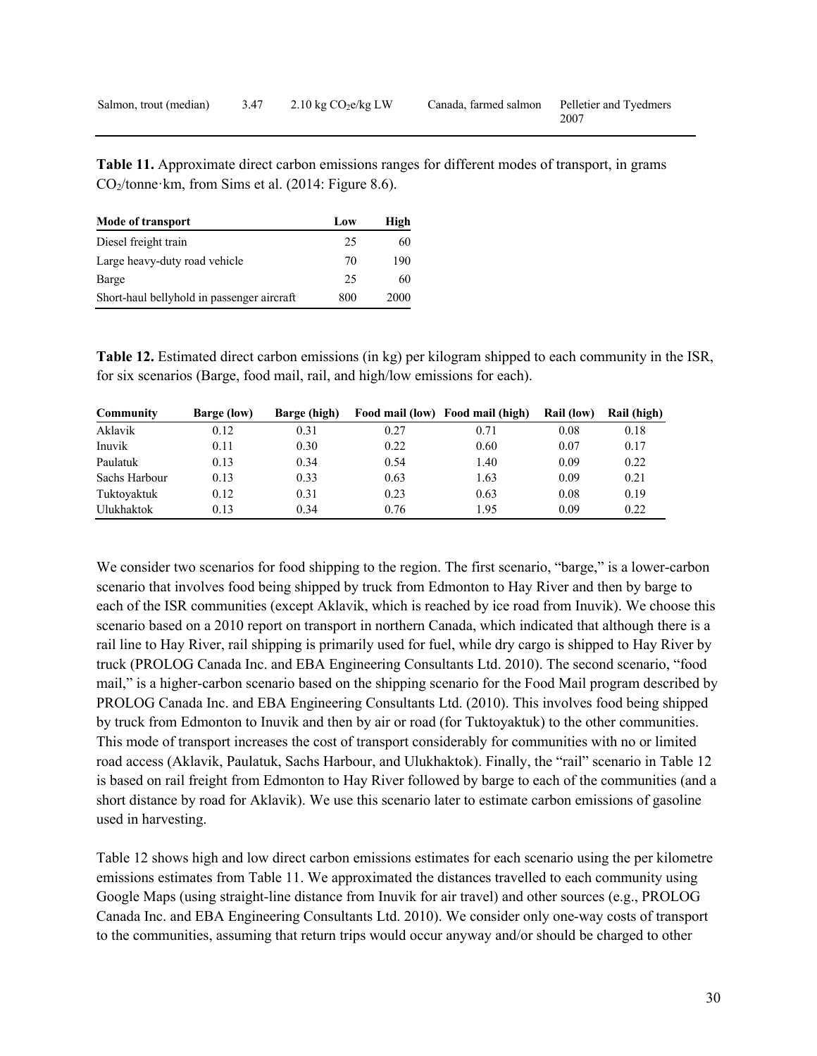| Salmon, trout (median) | 3.47 | 2.10 kg $CO_2$e/kg LW | Canada, farmed salmon | Pelletier and Tyedmers 2007 |
|---|---|---|---|---|

**Table 11.** Approximate direct carbon emissions ranges for different modes of transport, in grams $CO_2$/tonne·km, from Sims et al. (2014: Figure 8.6).

| Mode of transport | Low | High |
|---|---|---|
| Diesel freight train | 25 | 60 |
| Large heavy-duty road vehicle | 70 | 190 |
| Barge | 25 | 60 |
| Short-haul bellyhold in passenger aircraft | 800 | 2000 |

**Table 12.** Estimated direct carbon emissions (in kg) per kilogram shipped to each community in the ISR, for six scenarios (Barge, food mail, rail, and high/low emissions for each).

| Community | Barge (low) | Barge (high) | Food mail (low) | Food mail (high) | Rail (low) | Rail (high) |
|---|---|---|---|---|---|---|
| Aklavik | 0.12 | 0.31 | 0.27 | 0.71 | 0.08 | 0.18 |
| Inuvik | 0.11 | 0.30 | 0.22 | 0.60 | 0.07 | 0.17 |
| Paulatuk | 0.13 | 0.34 | 0.54 | 1.40 | 0.09 | 0.22 |
| Sachs Harbour | 0.13 | 0.33 | 0.63 | 1.63 | 0.09 | 0.21 |
| Tuktoyaktuk | 0.12 | 0.31 | 0.23 | 0.63 | 0.08 | 0.19 |
| Ulukhaktok | 0.13 | 0.34 | 0.76 | 1.95 | 0.09 | 0.22 |

We consider two scenarios for food shipping to the region. The first scenario, "barge," is a lower-carbon scenario that involves food being shipped by truck from Edmonton to Hay River and then by barge to each of the ISR communities (except Aklavik, which is reached by ice road from Inuvik). We choose this scenario based on a 2010 report on transport in northern Canada, which indicated that although there is a rail line to Hay River, rail shipping is primarily used for fuel, while dry cargo is shipped to Hay River by truck (PROLOG Canada Inc. and EBA Engineering Consultants Ltd. 2010). The second scenario, "food mail," is a higher-carbon scenario based on the shipping scenario for the Food Mail program described by PROLOG Canada Inc. and EBA Engineering Consultants Ltd. (2010). This involves food being shipped by truck from Edmonton to Inuvik and then by air or road (for Tuktoyaktuk) to the other communities. This mode of transport increases the cost of transport considerably for communities with no or limited road access (Aklavik, Paulatuk, Sachs Harbour, and Ulukhaktok). Finally, the "rail" scenario in Table 12 is based on rail freight from Edmonton to Hay River followed by barge to each of the communities (and a short distance by road for Aklavik). We use this scenario later to estimate carbon emissions of gasoline used in harvesting.

Table 12 shows high and low direct carbon emissions estimates for each scenario using the per kilometre emissions estimates from Table 11. We approximated the distances travelled to each community using Google Maps (using straight-line distance from Inuvik for air travel) and other sources (e.g., PROLOG Canada Inc. and EBA Engineering Consultants Ltd. 2010). We consider only one-way costs of transport to the communities, assuming that return trips would occur anyway and/or should be charged to other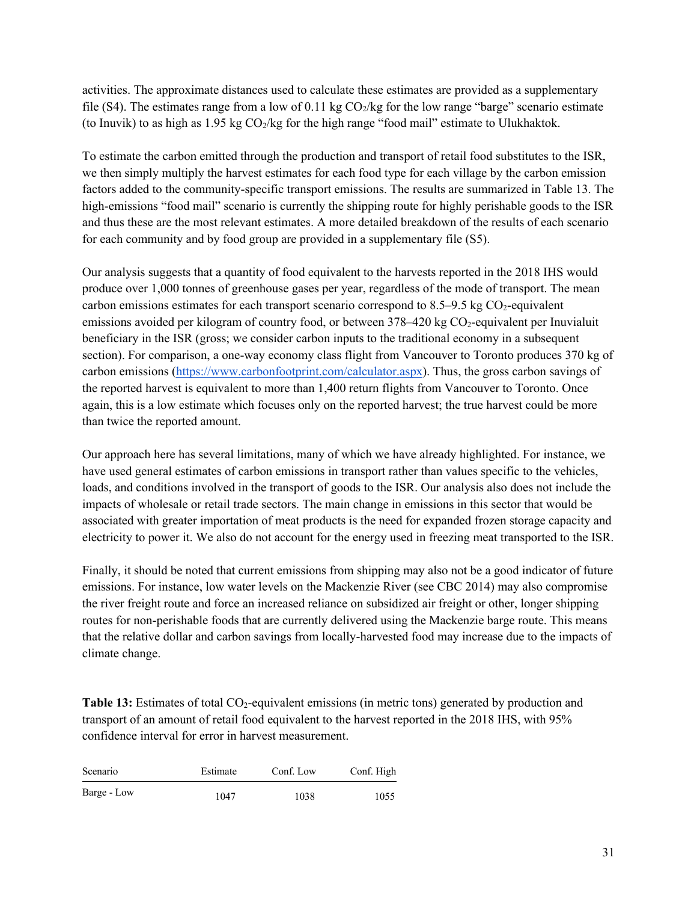activities. The approximate distances used to calculate these estimates are provided as a supplementary file (S4). The estimates range from a low of 0.11 kg $CO_2$/kg for the low range "barge" scenario estimate (to Inuvik) to as high as 1.95 kg $CO_2$/kg for the high range "food mail" estimate to Ulukhaktok.

To estimate the carbon emitted through the production and transport of retail food substitutes to the ISR, we then simply multiply the harvest estimates for each food type for each village by the carbon emission factors added to the community-specific transport emissions. The results are summarized in Table 13. The high-emissions "food mail" scenario is currently the shipping route for highly perishable goods to the ISR and thus these are the most relevant estimates. A more detailed breakdown of the results of each scenario for each community and by food group are provided in a supplementary file (S5).

Our analysis suggests that a quantity of food equivalent to the harvests reported in the 2018 IHS would produce over 1,000 tonnes of greenhouse gases per year, regardless of the mode of transport. The mean carbon emissions estimates for each transport scenario correspond to 8.5–9.5 kg $CO_2$-equivalent emissions avoided per kilogram of country food, or between 378–420 kg $CO_2$-equivalent per Inuvialuit beneficiary in the ISR (gross; we consider carbon inputs to the traditional economy in a subsequent section). For comparison, a one-way economy class flight from Vancouver to Toronto produces 370 kg of carbon emissions (https://www.carbonfootprint.com/calculator.aspx). Thus, the gross carbon savings of the reported harvest is equivalent to more than 1,400 return flights from Vancouver to Toronto. Once again, this is a low estimate which focuses only on the reported harvest; the true harvest could be more than twice the reported amount.

Our approach here has several limitations, many of which we have already highlighted. For instance, we have used general estimates of carbon emissions in transport rather than values specific to the vehicles, loads, and conditions involved in the transport of goods to the ISR. Our analysis also does not include the impacts of wholesale or retail trade sectors. The main change in emissions in this sector that would be associated with greater importation of meat products is the need for expanded frozen storage capacity and electricity to power it. We also do not account for the energy used in freezing meat transported to the ISR.

Finally, it should be noted that current emissions from shipping may also not be a good indicator of future emissions. For instance, low water levels on the Mackenzie River (see CBC 2014) may also compromise the river freight route and force an increased reliance on subsidized air freight or other, longer shipping routes for non-perishable foods that are currently delivered using the Mackenzie barge route. This means that the relative dollar and carbon savings from locally-harvested food may increase due to the impacts of climate change.

**Table 13:** Estimates of total $CO_2$-equivalent emissions (in metric tons) generated by production and transport of an amount of retail food equivalent to the harvest reported in the 2018 IHS, with 95% confidence interval for error in harvest measurement.

| Scenario | Estimate | Conf. Low | Conf. High |
|---|---|---|---|
| Barge - Low | 1047 | 1038 | 1055 |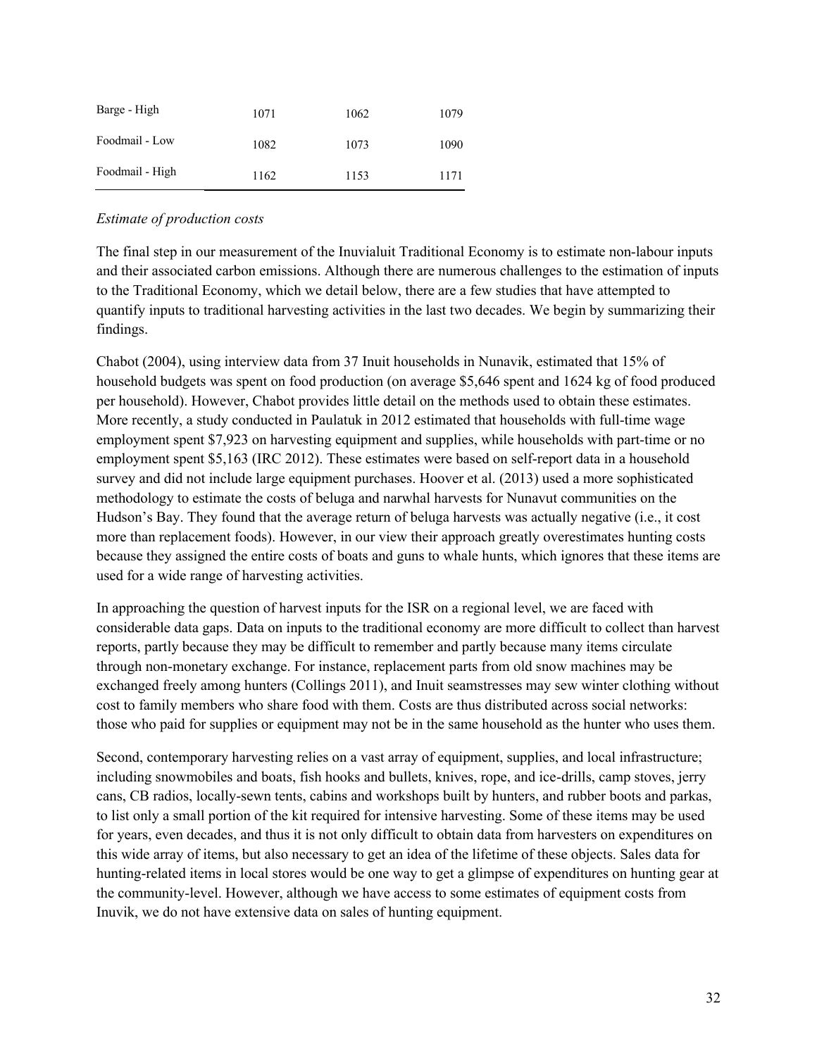| | | | |
|---|---|---|---|
| Barge - High | 1071 | 1062 | 1079 |
| Foodmail - Low | 1082 | 1073 | 1090 |
| Foodmail - High | 1162 | 1153 | 1171 |

*Estimate of production costs*

The final step in our measurement of the Inuvialuit Traditional Economy is to estimate non-labour inputs and their associated carbon emissions. Although there are numerous challenges to the estimation of inputs to the Traditional Economy, which we detail below, there are a few studies that have attempted to quantify inputs to traditional harvesting activities in the last two decades. We begin by summarizing their findings.

Chabot (2004), using interview data from 37 Inuit households in Nunavik, estimated that 15% of household budgets was spent on food production (on average $5,646 spent and 1624 kg of food produced per household). However, Chabot provides little detail on the methods used to obtain these estimates. More recently, a study conducted in Paulatuk in 2012 estimated that households with full-time wage employment spent $7,923 on harvesting equipment and supplies, while households with part-time or no employment spent $5,163 (IRC 2012). These estimates were based on self-report data in a household survey and did not include large equipment purchases. Hoover et al. (2013) used a more sophisticated methodology to estimate the costs of beluga and narwhal harvests for Nunavut communities on the Hudson's Bay. They found that the average return of beluga harvests was actually negative (i.e., it cost more than replacement foods). However, in our view their approach greatly overestimates hunting costs because they assigned the entire costs of boats and guns to whale hunts, which ignores that these items are used for a wide range of harvesting activities.

In approaching the question of harvest inputs for the ISR on a regional level, we are faced with considerable data gaps. Data on inputs to the traditional economy are more difficult to collect than harvest reports, partly because they may be difficult to remember and partly because many items circulate through non-monetary exchange. For instance, replacement parts from old snow machines may be exchanged freely among hunters (Collings 2011), and Inuit seamstresses may sew winter clothing without cost to family members who share food with them. Costs are thus distributed across social networks: those who paid for supplies or equipment may not be in the same household as the hunter who uses them.

Second, contemporary harvesting relies on a vast array of equipment, supplies, and local infrastructure; including snowmobiles and boats, fish hooks and bullets, knives, rope, and ice-drills, camp stoves, jerry cans, CB radios, locally-sewn tents, cabins and workshops built by hunters, and rubber boots and parkas, to list only a small portion of the kit required for intensive harvesting. Some of these items may be used for years, even decades, and thus it is not only difficult to obtain data from harvesters on expenditures on this wide array of items, but also necessary to get an idea of the lifetime of these objects. Sales data for hunting-related items in local stores would be one way to get a glimpse of expenditures on hunting gear at the community-level. However, although we have access to some estimates of equipment costs from Inuvik, we do not have extensive data on sales of hunting equipment.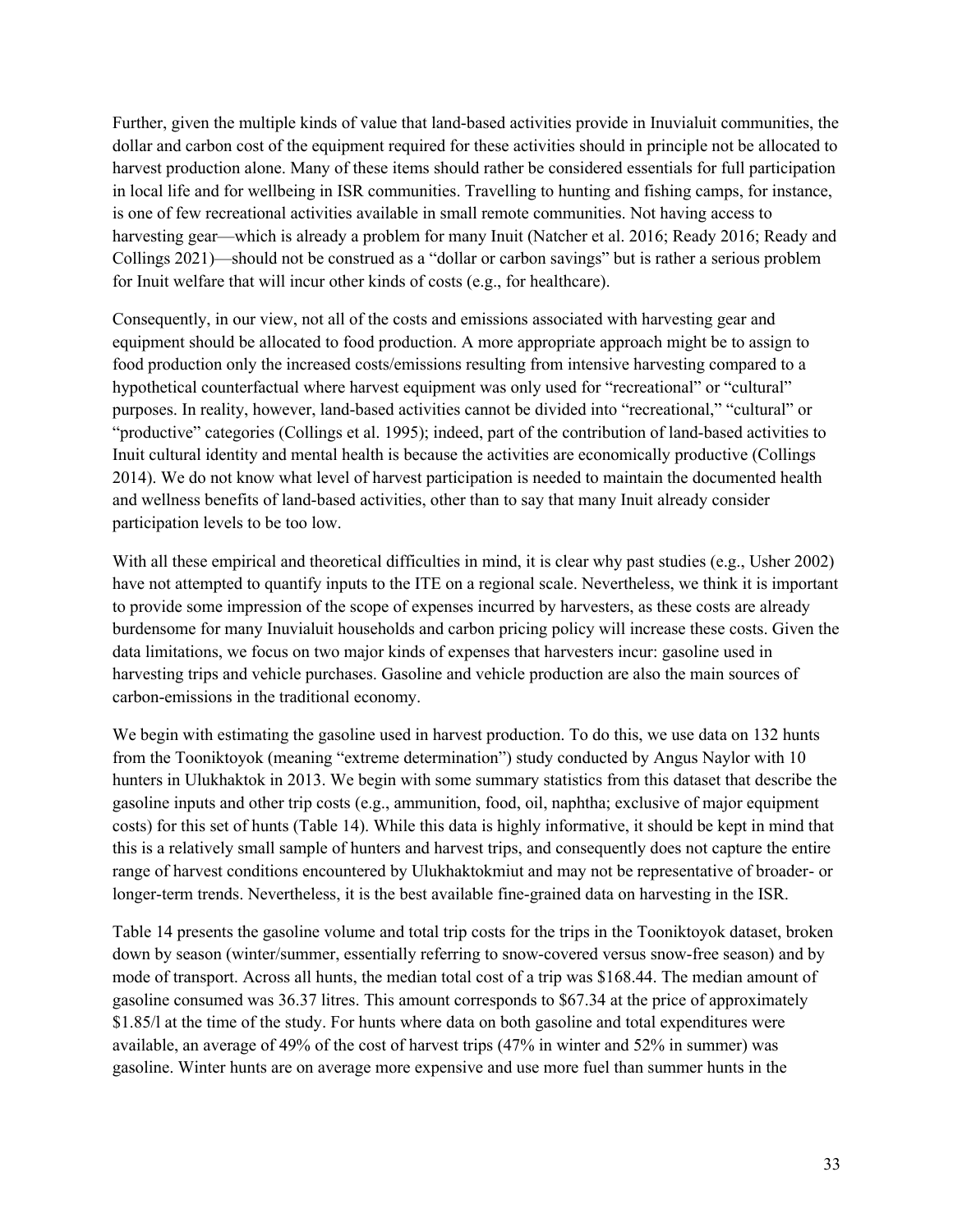Further, given the multiple kinds of value that land-based activities provide in Inuvialuit communities, the dollar and carbon cost of the equipment required for these activities should in principle not be allocated to harvest production alone. Many of these items should rather be considered essentials for full participation in local life and for wellbeing in ISR communities. Travelling to hunting and fishing camps, for instance, is one of few recreational activities available in small remote communities. Not having access to harvesting gear—which is already a problem for many Inuit (Natcher et al. 2016; Ready 2016; Ready and Collings 2021)—should not be construed as a "dollar or carbon savings" but is rather a serious problem for Inuit welfare that will incur other kinds of costs (e.g., for healthcare).

Consequently, in our view, not all of the costs and emissions associated with harvesting gear and equipment should be allocated to food production. A more appropriate approach might be to assign to food production only the increased costs/emissions resulting from intensive harvesting compared to a hypothetical counterfactual where harvest equipment was only used for "recreational" or "cultural" purposes. In reality, however, land-based activities cannot be divided into "recreational," "cultural" or "productive" categories (Collings et al. 1995); indeed, part of the contribution of land-based activities to Inuit cultural identity and mental health is because the activities are economically productive (Collings 2014). We do not know what level of harvest participation is needed to maintain the documented health and wellness benefits of land-based activities, other than to say that many Inuit already consider participation levels to be too low.

With all these empirical and theoretical difficulties in mind, it is clear why past studies (e.g., Usher 2002) have not attempted to quantify inputs to the ITE on a regional scale. Nevertheless, we think it is important to provide some impression of the scope of expenses incurred by harvesters, as these costs are already burdensome for many Inuvialuit households and carbon pricing policy will increase these costs. Given the data limitations, we focus on two major kinds of expenses that harvesters incur: gasoline used in harvesting trips and vehicle purchases. Gasoline and vehicle production are also the main sources of carbon-emissions in the traditional economy.

We begin with estimating the gasoline used in harvest production. To do this, we use data on 132 hunts from the Tooniktoyok (meaning "extreme determination") study conducted by Angus Naylor with 10 hunters in Ulukhaktok in 2013. We begin with some summary statistics from this dataset that describe the gasoline inputs and other trip costs (e.g., ammunition, food, oil, naphtha; exclusive of major equipment costs) for this set of hunts (Table 14). While this data is highly informative, it should be kept in mind that this is a relatively small sample of hunters and harvest trips, and consequently does not capture the entire range of harvest conditions encountered by Ulukhaktokmiut and may not be representative of broader- or longer-term trends. Nevertheless, it is the best available fine-grained data on harvesting in the ISR.

Table 14 presents the gasoline volume and total trip costs for the trips in the Tooniktoyok dataset, broken down by season (winter/summer, essentially referring to snow-covered versus snow-free season) and by mode of transport. Across all hunts, the median total cost of a trip was $168.44. The median amount of gasoline consumed was 36.37 litres. This amount corresponds to $67.34 at the price of approximately $1.85/l at the time of the study. For hunts where data on both gasoline and total expenditures were available, an average of 49% of the cost of harvest trips (47% in winter and 52% in summer) was gasoline. Winter hunts are on average more expensive and use more fuel than summer hunts in the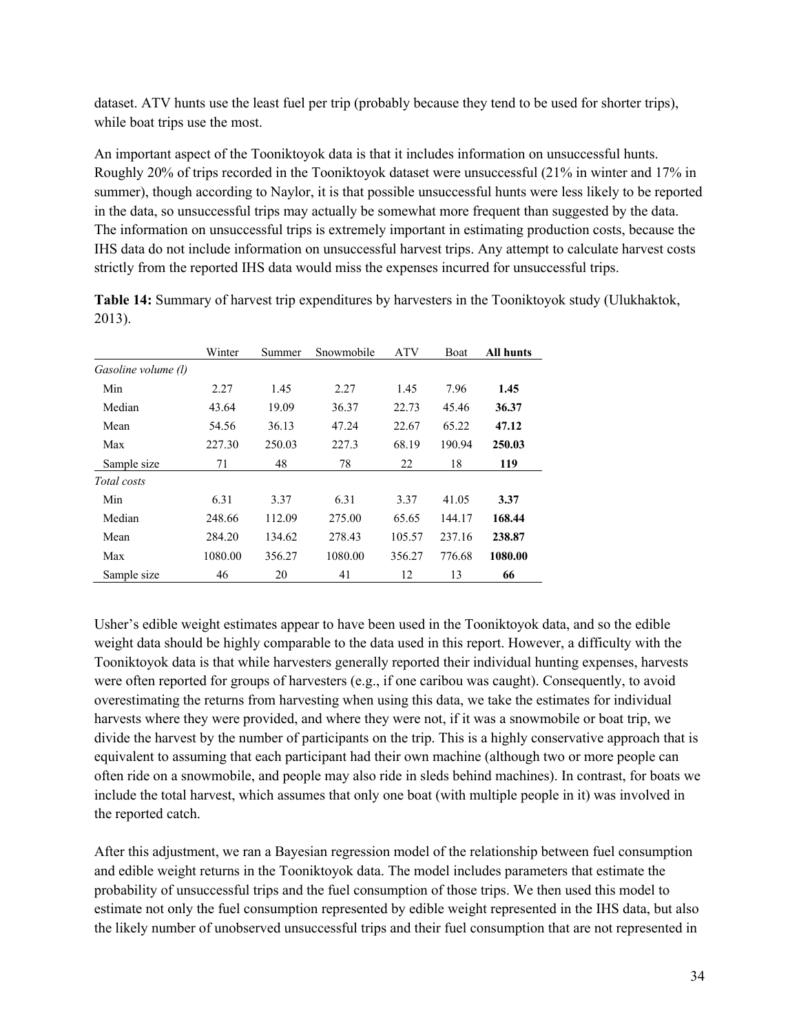dataset. ATV hunts use the least fuel per trip (probably because they tend to be used for shorter trips), while boat trips use the most.

An important aspect of the Tooniktoyok data is that it includes information on unsuccessful hunts. Roughly 20% of trips recorded in the Tooniktoyok dataset were unsuccessful (21% in winter and 17% in summer), though according to Naylor, it is that possible unsuccessful hunts were less likely to be reported in the data, so unsuccessful trips may actually be somewhat more frequent than suggested by the data. The information on unsuccessful trips is extremely important in estimating production costs, because the IHS data do not include information on unsuccessful harvest trips. Any attempt to calculate harvest costs strictly from the reported IHS data would miss the expenses incurred for unsuccessful trips.

**Table 14:** Summary of harvest trip expenditures by harvesters in the Tooniktoyok study (Ulukhaktok, 2013).

| | Winter | Summer | Snowmobile | ATV | Boat | **All hunts** |
|---|---|---|---|---|---|---|
| *Gasoline volume (l)* | | | | | | |
| Min | 2.27 | 1.45 | 2.27 | 1.45 | 7.96 | **1.45** |
| Median | 43.64 | 19.09 | 36.37 | 22.73 | 45.46 | **36.37** |
| Mean | 54.56 | 36.13 | 47.24 | 22.67 | 65.22 | **47.12** |
| Max | 227.30 | 250.03 | 227.3 | 68.19 | 190.94 | **250.03** |
| Sample size | 71 | 48 | 78 | 22 | 18 | **119** |
| *Total costs* | | | | | | |
| Min | 6.31 | 3.37 | 6.31 | 3.37 | 41.05 | **3.37** |
| Median | 248.66 | 112.09 | 275.00 | 65.65 | 144.17 | **168.44** |
| Mean | 284.20 | 134.62 | 278.43 | 105.57 | 237.16 | **238.87** |
| Max | 1080.00 | 356.27 | 1080.00 | 356.27 | 776.68 | **1080.00** |
| Sample size | 46 | 20 | 41 | 12 | 13 | **66** |

Usher's edible weight estimates appear to have been used in the Tooniktoyok data, and so the edible weight data should be highly comparable to the data used in this report. However, a difficulty with the Tooniktoyok data is that while harvesters generally reported their individual hunting expenses, harvests were often reported for groups of harvesters (e.g., if one caribou was caught). Consequently, to avoid overestimating the returns from harvesting when using this data, we take the estimates for individual harvests where they were provided, and where they were not, if it was a snowmobile or boat trip, we divide the harvest by the number of participants on the trip. This is a highly conservative approach that is equivalent to assuming that each participant had their own machine (although two or more people can often ride on a snowmobile, and people may also ride in sleds behind machines). In contrast, for boats we include the total harvest, which assumes that only one boat (with multiple people in it) was involved in the reported catch.

After this adjustment, we ran a Bayesian regression model of the relationship between fuel consumption and edible weight returns in the Tooniktoyok data. The model includes parameters that estimate the probability of unsuccessful trips and the fuel consumption of those trips. We then used this model to estimate not only the fuel consumption represented by edible weight represented in the IHS data, but also the likely number of unobserved unsuccessful trips and their fuel consumption that are not represented in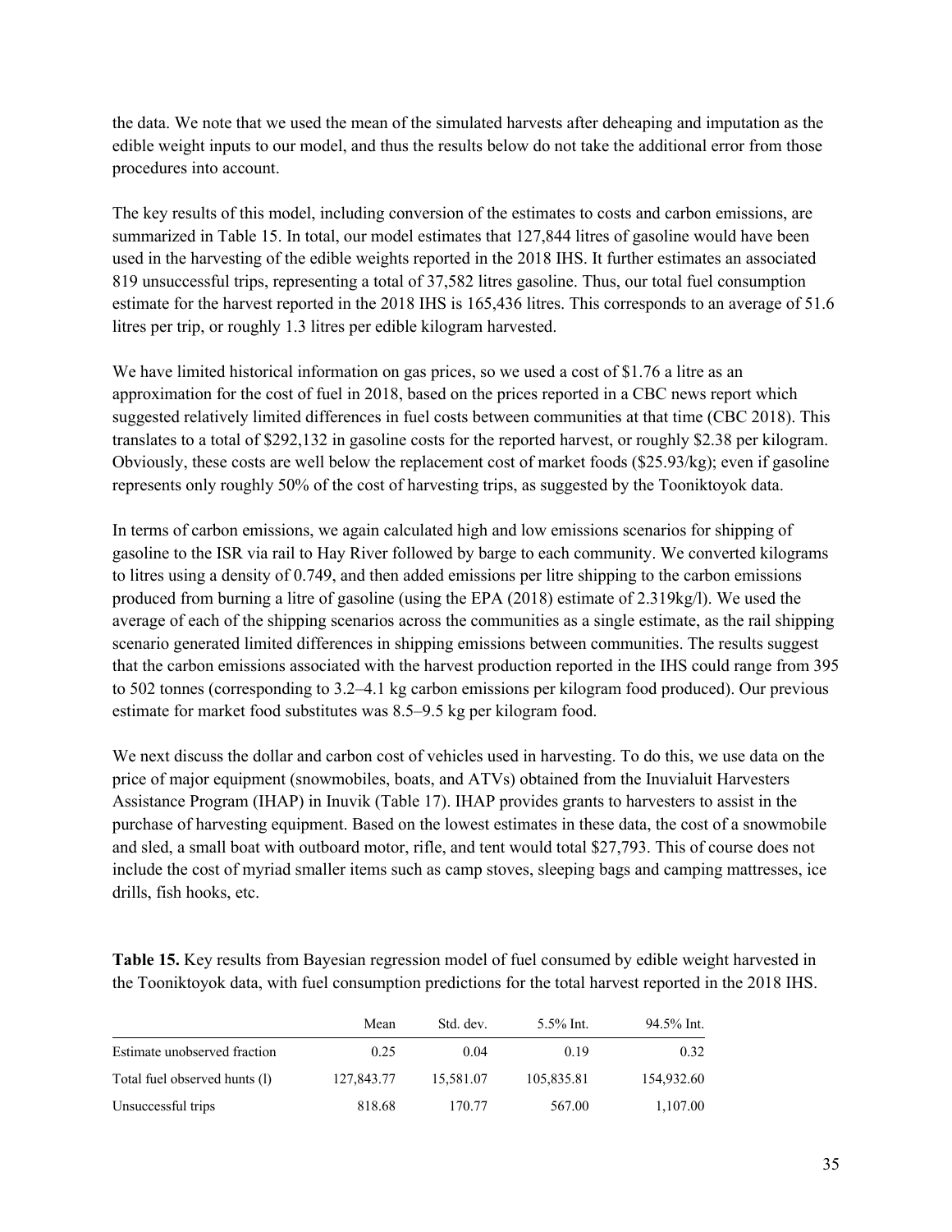the data. We note that we used the mean of the simulated harvests after deheaping and imputation as the edible weight inputs to our model, and thus the results below do not take the additional error from those procedures into account.

The key results of this model, including conversion of the estimates to costs and carbon emissions, are summarized in Table 15. In total, our model estimates that 127,844 litres of gasoline would have been used in the harvesting of the edible weights reported in the 2018 IHS. It further estimates an associated 819 unsuccessful trips, representing a total of 37,582 litres gasoline. Thus, our total fuel consumption estimate for the harvest reported in the 2018 IHS is 165,436 litres. This corresponds to an average of 51.6 litres per trip, or roughly 1.3 litres per edible kilogram harvested.

We have limited historical information on gas prices, so we used a cost of $1.76 a litre as an approximation for the cost of fuel in 2018, based on the prices reported in a CBC news report which suggested relatively limited differences in fuel costs between communities at that time (CBC 2018). This translates to a total of $292,132 in gasoline costs for the reported harvest, or roughly $2.38 per kilogram. Obviously, these costs are well below the replacement cost of market foods ($25.93/kg); even if gasoline represents only roughly 50% of the cost of harvesting trips, as suggested by the Tooniktoyok data.

In terms of carbon emissions, we again calculated high and low emissions scenarios for shipping of gasoline to the ISR via rail to Hay River followed by barge to each community. We converted kilograms to litres using a density of 0.749, and then added emissions per litre shipping to the carbon emissions produced from burning a litre of gasoline (using the EPA (2018) estimate of 2.319kg/l). We used the average of each of the shipping scenarios across the communities as a single estimate, as the rail shipping scenario generated limited differences in shipping emissions between communities. The results suggest that the carbon emissions associated with the harvest production reported in the IHS could range from 395 to 502 tonnes (corresponding to 3.2–4.1 kg carbon emissions per kilogram food produced). Our previous estimate for market food substitutes was 8.5–9.5 kg per kilogram food.

We next discuss the dollar and carbon cost of vehicles used in harvesting. To do this, we use data on the price of major equipment (snowmobiles, boats, and ATVs) obtained from the Inuvialuit Harvesters Assistance Program (IHAP) in Inuvik (Table 17). IHAP provides grants to harvesters to assist in the purchase of harvesting equipment. Based on the lowest estimates in these data, the cost of a snowmobile and sled, a small boat with outboard motor, rifle, and tent would total $27,793. This of course does not include the cost of myriad smaller items such as camp stoves, sleeping bags and camping mattresses, ice drills, fish hooks, etc.

**Table 15.** Key results from Bayesian regression model of fuel consumed by edible weight harvested in the Tooniktoyok data, with fuel consumption predictions for the total harvest reported in the 2018 IHS.

| | Mean | Std. dev. | 5.5% Int. | 94.5% Int. |
|---|---|---|---|---|
| Estimate unobserved fraction | 0.25 | 0.04 | 0.19 | 0.32 |
| Total fuel observed hunts (l) | 127,843.77 | 15,581.07 | 105,835.81 | 154,932.60 |
| Unsuccessful trips | 818.68 | 170.77 | 567.00 | 1,107.00 |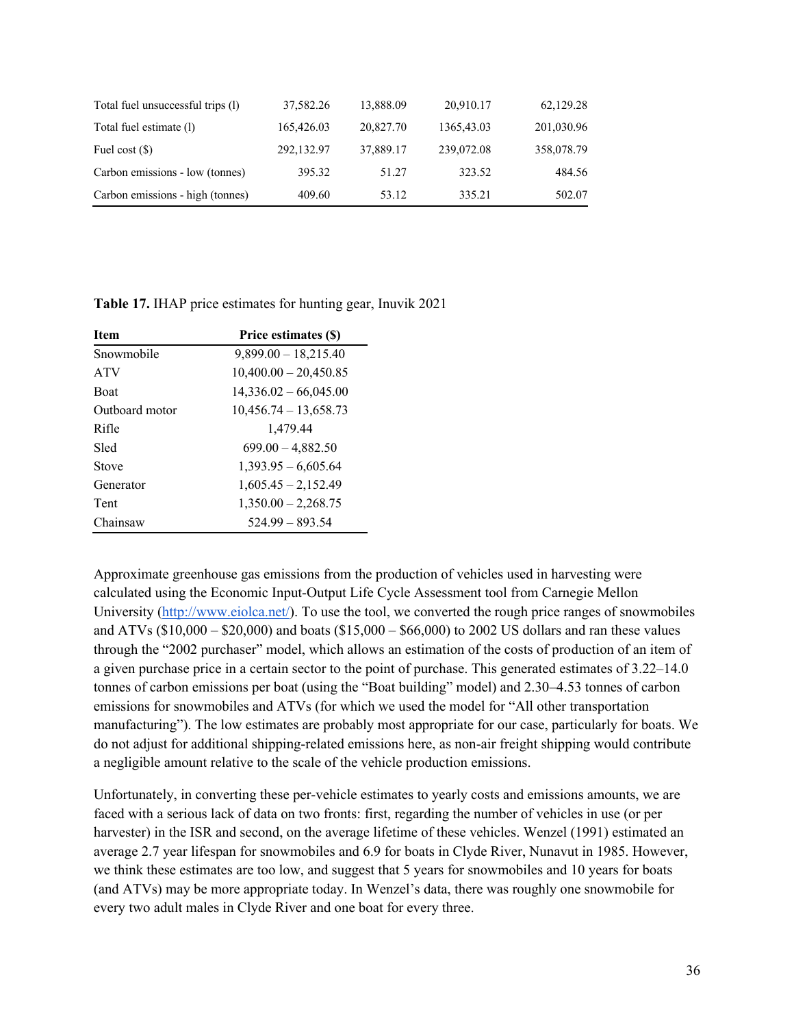| | | | | |
|---|---|---|---|---|
| Total fuel unsuccessful trips (l) | 37,582.26 | 13,888.09 | 20,910.17 | 62,129.28 |
| Total fuel estimate (l) | 165,426.03 | 20,827.70 | 1365,43.03 | 201,030.96 |
| Fuel cost ($) | 292,132.97 | 37,889.17 | 239,072.08 | 358,078.79 |
| Carbon emissions - low (tonnes) | 395.32 | 51.27 | 323.52 | 484.56 |
| Carbon emissions - high (tonnes) | 409.60 | 53.12 | 335.21 | 502.07 |

**Table 17.** IHAP price estimates for hunting gear, Inuvik 2021

| Item | Price estimates ($) |
|---|---|
| Snowmobile | 9,899.00 – 18,215.40 |
| ATV | 10,400.00 – 20,450.85 |
| Boat | 14,336.02 – 66,045.00 |
| Outboard motor | 10,456.74 – 13,658.73 |
| Rifle | 1,479.44 |
| Sled | 699.00 – 4,882.50 |
| Stove | 1,393.95 – 6,605.64 |
| Generator | 1,605.45 – 2,152.49 |
| Tent | 1,350.00 – 2,268.75 |
| Chainsaw | 524.99 – 893.54 |

Approximate greenhouse gas emissions from the production of vehicles used in harvesting were calculated using the Economic Input-Output Life Cycle Assessment tool from Carnegie Mellon University (http://www.eiolca.net/). To use the tool, we converted the rough price ranges of snowmobiles and ATVs ($10,000 – $20,000) and boats ($15,000 – $66,000) to 2002 US dollars and ran these values through the "2002 purchaser" model, which allows an estimation of the costs of production of an item of a given purchase price in a certain sector to the point of purchase. This generated estimates of 3.22–14.0 tonnes of carbon emissions per boat (using the "Boat building" model) and 2.30–4.53 tonnes of carbon emissions for snowmobiles and ATVs (for which we used the model for "All other transportation manufacturing"). The low estimates are probably most appropriate for our case, particularly for boats. We do not adjust for additional shipping-related emissions here, as non-air freight shipping would contribute a negligible amount relative to the scale of the vehicle production emissions.

Unfortunately, in converting these per-vehicle estimates to yearly costs and emissions amounts, we are faced with a serious lack of data on two fronts: first, regarding the number of vehicles in use (or per harvester) in the ISR and second, on the average lifetime of these vehicles. Wenzel (1991) estimated an average 2.7 year lifespan for snowmobiles and 6.9 for boats in Clyde River, Nunavut in 1985. However, we think these estimates are too low, and suggest that 5 years for snowmobiles and 10 years for boats (and ATVs) may be more appropriate today. In Wenzel's data, there was roughly one snowmobile for every two adult males in Clyde River and one boat for every three.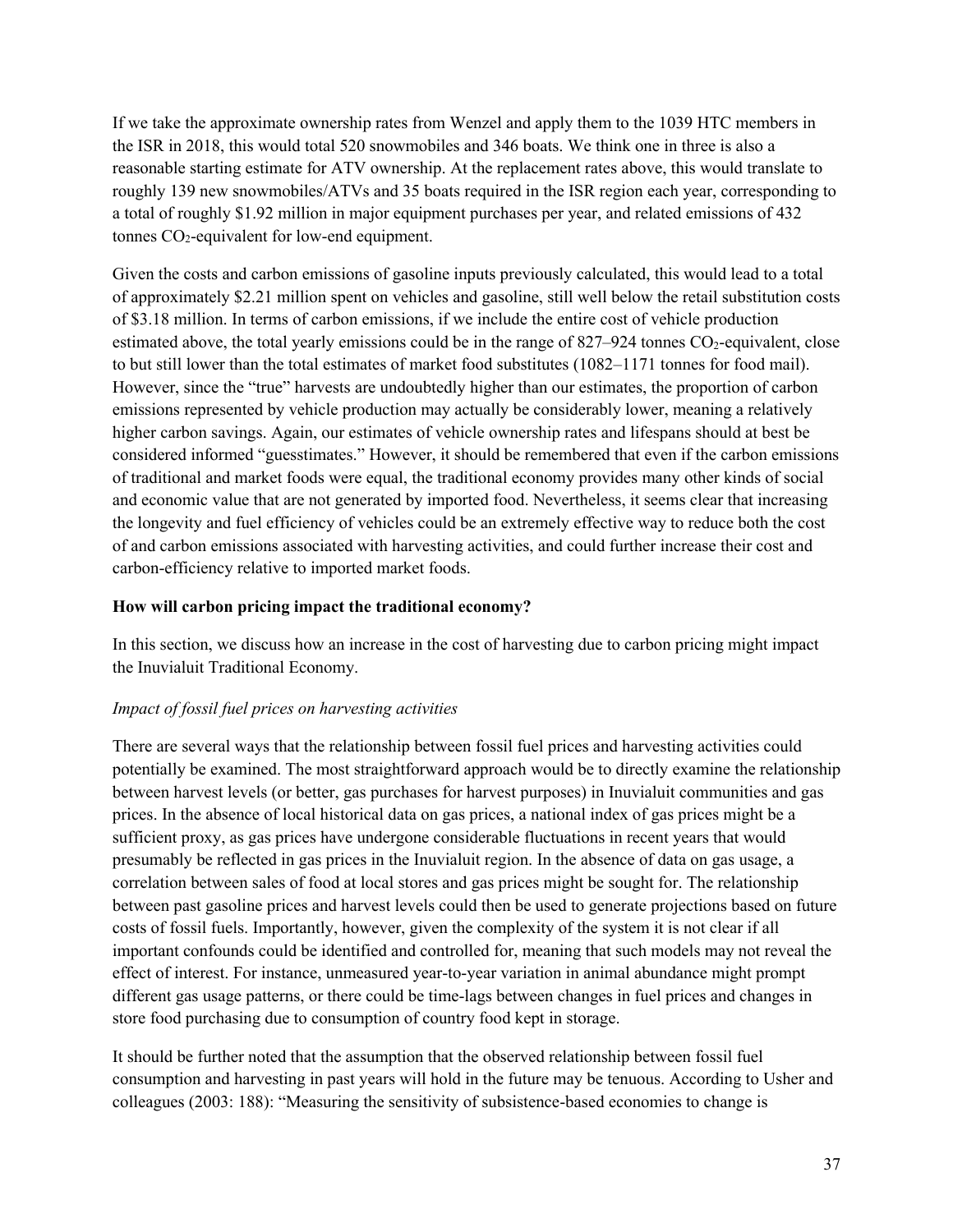If we take the approximate ownership rates from Wenzel and apply them to the 1039 HTC members in the ISR in 2018, this would total 520 snowmobiles and 346 boats. We think one in three is also a reasonable starting estimate for ATV ownership. At the replacement rates above, this would translate to roughly 139 new snowmobiles/ATVs and 35 boats required in the ISR region each year, corresponding to a total of roughly $1.92 million in major equipment purchases per year, and related emissions of 432 tonnes $CO_2$-equivalent for low-end equipment.

Given the costs and carbon emissions of gasoline inputs previously calculated, this would lead to a total of approximately $2.21 million spent on vehicles and gasoline, still well below the retail substitution costs of $3.18 million. In terms of carbon emissions, if we include the entire cost of vehicle production estimated above, the total yearly emissions could be in the range of 827–924 tonnes $CO_2$-equivalent, close to but still lower than the total estimates of market food substitutes (1082–1171 tonnes for food mail). However, since the "true" harvests are undoubtedly higher than our estimates, the proportion of carbon emissions represented by vehicle production may actually be considerably lower, meaning a relatively higher carbon savings. Again, our estimates of vehicle ownership rates and lifespans should at best be considered informed "guesstimates." However, it should be remembered that even if the carbon emissions of traditional and market foods were equal, the traditional economy provides many other kinds of social and economic value that are not generated by imported food. Nevertheless, it seems clear that increasing the longevity and fuel efficiency of vehicles could be an extremely effective way to reduce both the cost of and carbon emissions associated with harvesting activities, and could further increase their cost and carbon-efficiency relative to imported market foods.

**How will carbon pricing impact the traditional economy?**

In this section, we discuss how an increase in the cost of harvesting due to carbon pricing might impact the Inuvialuit Traditional Economy.

*Impact of fossil fuel prices on harvesting activities*

There are several ways that the relationship between fossil fuel prices and harvesting activities could potentially be examined. The most straightforward approach would be to directly examine the relationship between harvest levels (or better, gas purchases for harvest purposes) in Inuvialuit communities and gas prices. In the absence of local historical data on gas prices, a national index of gas prices might be a sufficient proxy, as gas prices have undergone considerable fluctuations in recent years that would presumably be reflected in gas prices in the Inuvialuit region. In the absence of data on gas usage, a correlation between sales of food at local stores and gas prices might be sought for. The relationship between past gasoline prices and harvest levels could then be used to generate projections based on future costs of fossil fuels. Importantly, however, given the complexity of the system it is not clear if all important confounds could be identified and controlled for, meaning that such models may not reveal the effect of interest. For instance, unmeasured year-to-year variation in animal abundance might prompt different gas usage patterns, or there could be time-lags between changes in fuel prices and changes in store food purchasing due to consumption of country food kept in storage.

It should be further noted that the assumption that the observed relationship between fossil fuel consumption and harvesting in past years will hold in the future may be tenuous. According to Usher and colleagues (2003: 188): "Measuring the sensitivity of subsistence-based economies to change is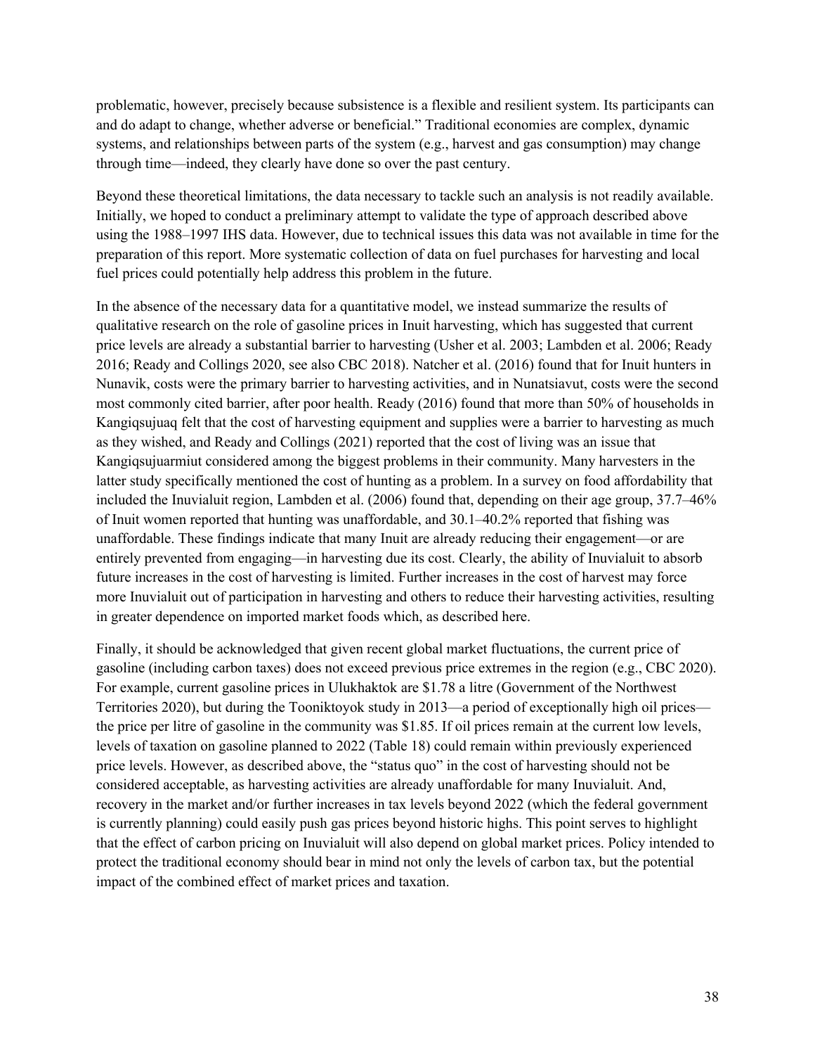problematic, however, precisely because subsistence is a flexible and resilient system. Its participants can and do adapt to change, whether adverse or beneficial." Traditional economies are complex, dynamic systems, and relationships between parts of the system (e.g., harvest and gas consumption) may change through time—indeed, they clearly have done so over the past century.

Beyond these theoretical limitations, the data necessary to tackle such an analysis is not readily available. Initially, we hoped to conduct a preliminary attempt to validate the type of approach described above using the 1988–1997 IHS data. However, due to technical issues this data was not available in time for the preparation of this report. More systematic collection of data on fuel purchases for harvesting and local fuel prices could potentially help address this problem in the future.

In the absence of the necessary data for a quantitative model, we instead summarize the results of qualitative research on the role of gasoline prices in Inuit harvesting, which has suggested that current price levels are already a substantial barrier to harvesting (Usher et al. 2003; Lambden et al. 2006; Ready 2016; Ready and Collings 2020, see also CBC 2018). Natcher et al. (2016) found that for Inuit hunters in Nunavik, costs were the primary barrier to harvesting activities, and in Nunatsiavut, costs were the second most commonly cited barrier, after poor health. Ready (2016) found that more than 50% of households in Kangiqsujuaq felt that the cost of harvesting equipment and supplies were a barrier to harvesting as much as they wished, and Ready and Collings (2021) reported that the cost of living was an issue that Kangiqsujuarmiut considered among the biggest problems in their community. Many harvesters in the latter study specifically mentioned the cost of hunting as a problem. In a survey on food affordability that included the Inuvialuit region, Lambden et al. (2006) found that, depending on their age group, 37.7–46% of Inuit women reported that hunting was unaffordable, and 30.1–40.2% reported that fishing was unaffordable. These findings indicate that many Inuit are already reducing their engagement—or are entirely prevented from engaging—in harvesting due its cost. Clearly, the ability of Inuvialuit to absorb future increases in the cost of harvesting is limited. Further increases in the cost of harvest may force more Inuvialuit out of participation in harvesting and others to reduce their harvesting activities, resulting in greater dependence on imported market foods which, as described here.

Finally, it should be acknowledged that given recent global market fluctuations, the current price of gasoline (including carbon taxes) does not exceed previous price extremes in the region (e.g., CBC 2020). For example, current gasoline prices in Ulukhaktok are $1.78 a litre (Government of the Northwest Territories 2020), but during the Tooniktoyok study in 2013—a period of exceptionally high oil prices—the price per litre of gasoline in the community was $1.85. If oil prices remain at the current low levels, levels of taxation on gasoline planned to 2022 (Table 18) could remain within previously experienced price levels. However, as described above, the "status quo" in the cost of harvesting should not be considered acceptable, as harvesting activities are already unaffordable for many Inuvialuit. And, recovery in the market and/or further increases in tax levels beyond 2022 (which the federal government is currently planning) could easily push gas prices beyond historic highs. This point serves to highlight that the effect of carbon pricing on Inuvialuit will also depend on global market prices. Policy intended to protect the traditional economy should bear in mind not only the levels of carbon tax, but the potential impact of the combined effect of market prices and taxation.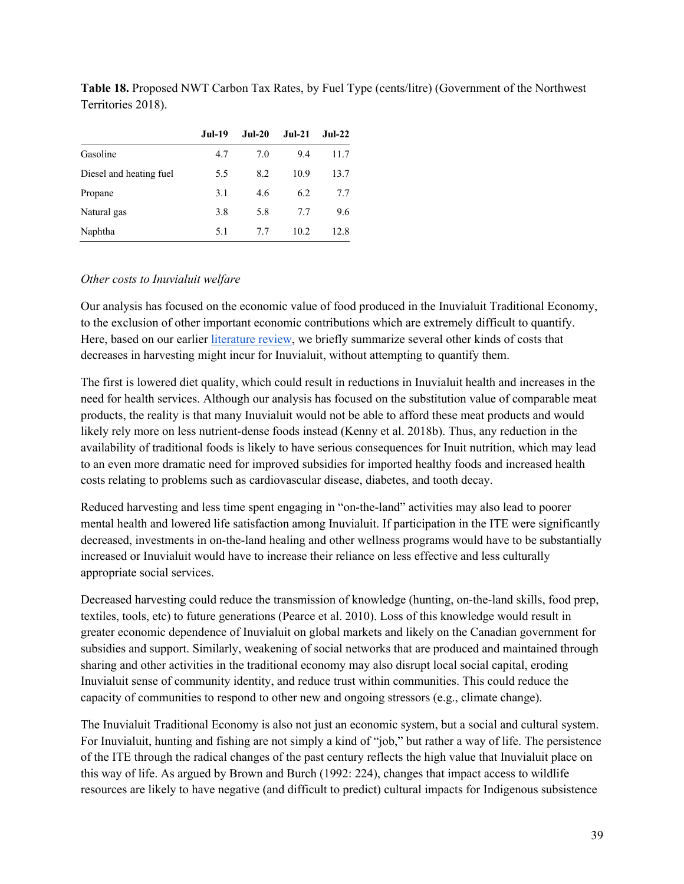**Table 18.** Proposed NWT Carbon Tax Rates, by Fuel Type (cents/litre) (Government of the Northwest Territories 2018).

| | Jul-19 | Jul-20 | Jul-21 | Jul-22 |
|---|---|---|---|---|
| Gasoline | 4.7 | 7.0 | 9.4 | 11.7 |
| Diesel and heating fuel | 5.5 | 8.2 | 10.9 | 13.7 |
| Propane | 3.1 | 4.6 | 6.2 | 7.7 |
| Natural gas | 3.8 | 5.8 | 7.7 | 9.6 |
| Naphtha | 5.1 | 7.7 | 10.2 | 12.8 |

*Other costs to Inuvialuit welfare*

Our analysis has focused on the economic value of food produced in the Inuvialuit Traditional Economy, to the exclusion of other important economic contributions which are extremely difficult to quantify. Here, based on our earlier literature review, we briefly summarize several other kinds of costs that decreases in harvesting might incur for Inuvialuit, without attempting to quantify them.

The first is lowered diet quality, which could result in reductions in Inuvialuit health and increases in the need for health services. Although our analysis has focused on the substitution value of comparable meat products, the reality is that many Inuvialuit would not be able to afford these meat products and would likely rely more on less nutrient-dense foods instead (Kenny et al. 2018b). Thus, any reduction in the availability of traditional foods is likely to have serious consequences for Inuit nutrition, which may lead to an even more dramatic need for improved subsidies for imported healthy foods and increased health costs relating to problems such as cardiovascular disease, diabetes, and tooth decay.

Reduced harvesting and less time spent engaging in "on-the-land" activities may also lead to poorer mental health and lowered life satisfaction among Inuvialuit. If participation in the ITE were significantly decreased, investments in on-the-land healing and other wellness programs would have to be substantially increased or Inuvialuit would have to increase their reliance on less effective and less culturally appropriate social services.

Decreased harvesting could reduce the transmission of knowledge (hunting, on-the-land skills, food prep, textiles, tools, etc) to future generations (Pearce et al. 2010). Loss of this knowledge would result in greater economic dependence of Inuvialuit on global markets and likely on the Canadian government for subsidies and support. Similarly, weakening of social networks that are produced and maintained through sharing and other activities in the traditional economy may also disrupt local social capital, eroding Inuvialuit sense of community identity, and reduce trust within communities. This could reduce the capacity of communities to respond to other new and ongoing stressors (e.g., climate change).

The Inuvialuit Traditional Economy is also not just an economic system, but a social and cultural system. For Inuvialuit, hunting and fishing are not simply a kind of "job," but rather a way of life. The persistence of the ITE through the radical changes of the past century reflects the high value that Inuvialuit place on this way of life. As argued by Brown and Burch (1992: 224), changes that impact access to wildlife resources are likely to have negative (and difficult to predict) cultural impacts for Indigenous subsistence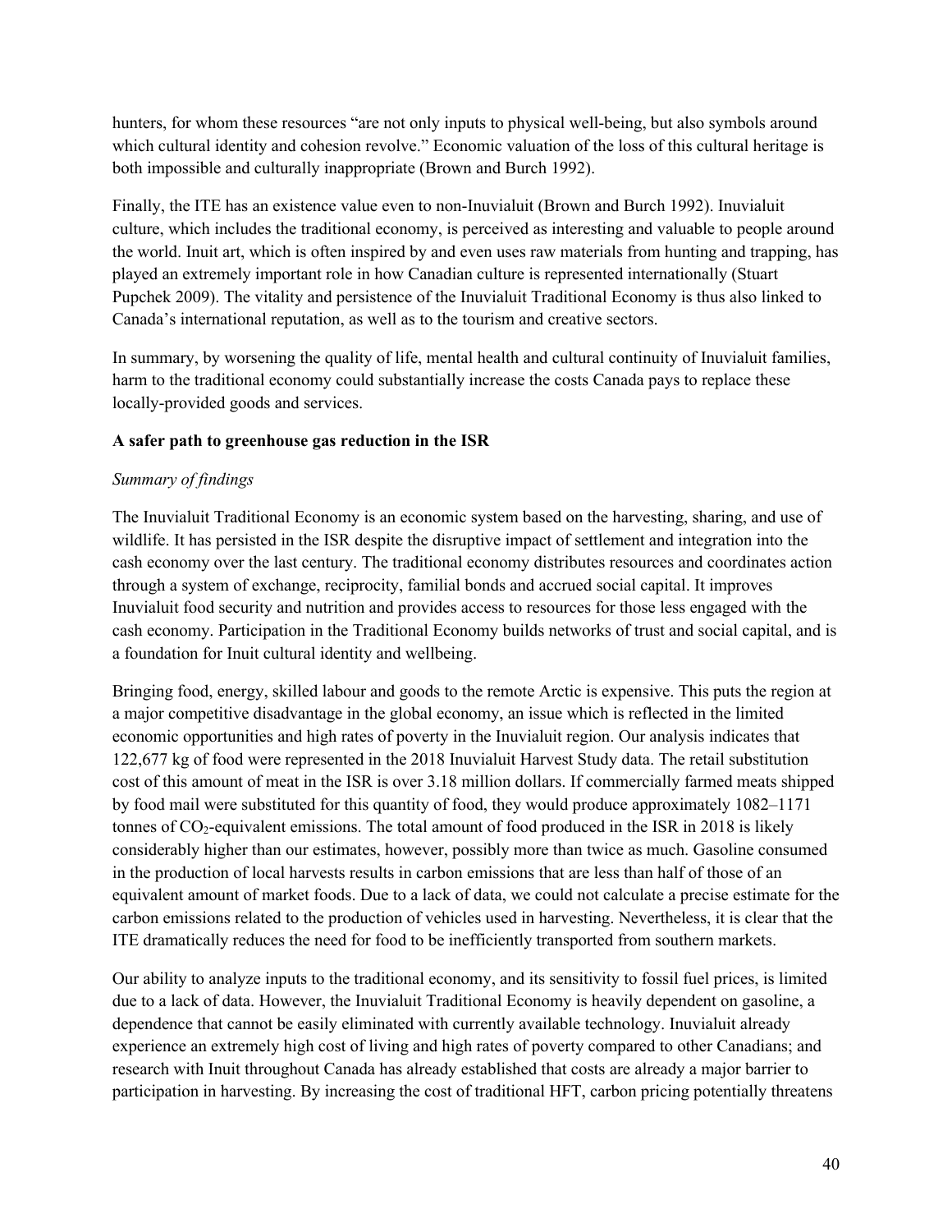hunters, for whom these resources "are not only inputs to physical well-being, but also symbols around which cultural identity and cohesion revolve." Economic valuation of the loss of this cultural heritage is both impossible and culturally inappropriate (Brown and Burch 1992).

Finally, the ITE has an existence value even to non-Inuvialuit (Brown and Burch 1992). Inuvialuit culture, which includes the traditional economy, is perceived as interesting and valuable to people around the world. Inuit art, which is often inspired by and even uses raw materials from hunting and trapping, has played an extremely important role in how Canadian culture is represented internationally (Stuart Pupchek 2009). The vitality and persistence of the Inuvialuit Traditional Economy is thus also linked to Canada's international reputation, as well as to the tourism and creative sectors.

In summary, by worsening the quality of life, mental health and cultural continuity of Inuvialuit families, harm to the traditional economy could substantially increase the costs Canada pays to replace these locally-provided goods and services.

**A safer path to greenhouse gas reduction in the ISR**

*Summary of findings*

The Inuvialuit Traditional Economy is an economic system based on the harvesting, sharing, and use of wildlife. It has persisted in the ISR despite the disruptive impact of settlement and integration into the cash economy over the last century. The traditional economy distributes resources and coordinates action through a system of exchange, reciprocity, familial bonds and accrued social capital. It improves Inuvialuit food security and nutrition and provides access to resources for those less engaged with the cash economy. Participation in the Traditional Economy builds networks of trust and social capital, and is a foundation for Inuit cultural identity and wellbeing.

Bringing food, energy, skilled labour and goods to the remote Arctic is expensive. This puts the region at a major competitive disadvantage in the global economy, an issue which is reflected in the limited economic opportunities and high rates of poverty in the Inuvialuit region. Our analysis indicates that 122,677 kg of food were represented in the 2018 Inuvialuit Harvest Study data. The retail substitution cost of this amount of meat in the ISR is over 3.18 million dollars. If commercially farmed meats shipped by food mail were substituted for this quantity of food, they would produce approximately 1082–1171 tonnes of $CO_2$-equivalent emissions. The total amount of food produced in the ISR in 2018 is likely considerably higher than our estimates, however, possibly more than twice as much. Gasoline consumed in the production of local harvests results in carbon emissions that are less than half of those of an equivalent amount of market foods. Due to a lack of data, we could not calculate a precise estimate for the carbon emissions related to the production of vehicles used in harvesting. Nevertheless, it is clear that the ITE dramatically reduces the need for food to be inefficiently transported from southern markets.

Our ability to analyze inputs to the traditional economy, and its sensitivity to fossil fuel prices, is limited due to a lack of data. However, the Inuvialuit Traditional Economy is heavily dependent on gasoline, a dependence that cannot be easily eliminated with currently available technology. Inuvialuit already experience an extremely high cost of living and high rates of poverty compared to other Canadians; and research with Inuit throughout Canada has already established that costs are already a major barrier to participation in harvesting. By increasing the cost of traditional HFT, carbon pricing potentially threatens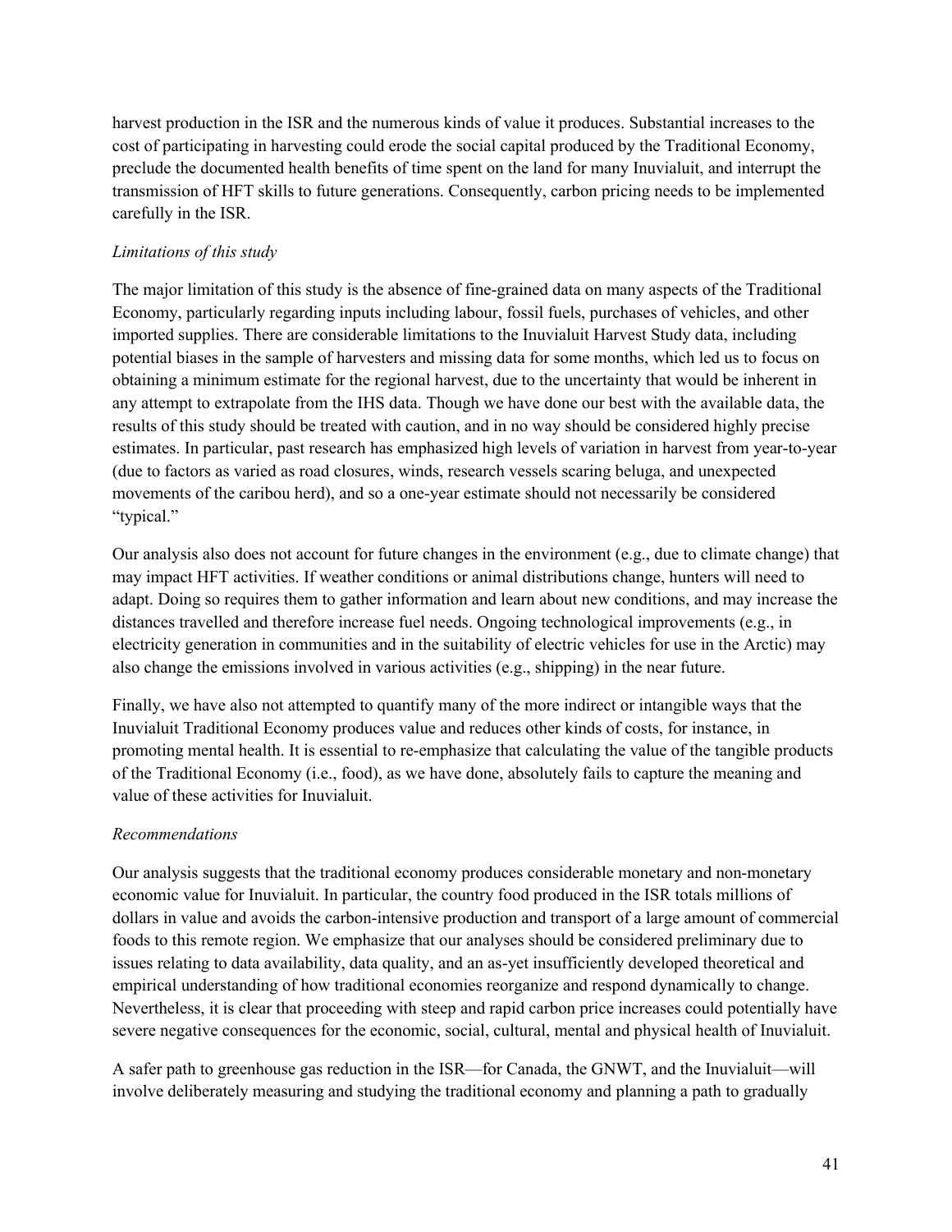harvest production in the ISR and the numerous kinds of value it produces. Substantial increases to the cost of participating in harvesting could erode the social capital produced by the Traditional Economy, preclude the documented health benefits of time spent on the land for many Inuvialuit, and interrupt the transmission of HFT skills to future generations. Consequently, carbon pricing needs to be implemented carefully in the ISR.

*Limitations of this study*

The major limitation of this study is the absence of fine-grained data on many aspects of the Traditional Economy, particularly regarding inputs including labour, fossil fuels, purchases of vehicles, and other imported supplies. There are considerable limitations to the Inuvialuit Harvest Study data, including potential biases in the sample of harvesters and missing data for some months, which led us to focus on obtaining a minimum estimate for the regional harvest, due to the uncertainty that would be inherent in any attempt to extrapolate from the IHS data. Though we have done our best with the available data, the results of this study should be treated with caution, and in no way should be considered highly precise estimates. In particular, past research has emphasized high levels of variation in harvest from year-to-year (due to factors as varied as road closures, winds, research vessels scaring beluga, and unexpected movements of the caribou herd), and so a one-year estimate should not necessarily be considered "typical."

Our analysis also does not account for future changes in the environment (e.g., due to climate change) that may impact HFT activities. If weather conditions or animal distributions change, hunters will need to adapt. Doing so requires them to gather information and learn about new conditions, and may increase the distances travelled and therefore increase fuel needs. Ongoing technological improvements (e.g., in electricity generation in communities and in the suitability of electric vehicles for use in the Arctic) may also change the emissions involved in various activities (e.g., shipping) in the near future.

Finally, we have also not attempted to quantify many of the more indirect or intangible ways that the Inuvialuit Traditional Economy produces value and reduces other kinds of costs, for instance, in promoting mental health. It is essential to re-emphasize that calculating the value of the tangible products of the Traditional Economy (i.e., food), as we have done, absolutely fails to capture the meaning and value of these activities for Inuvialuit.

*Recommendations*

Our analysis suggests that the traditional economy produces considerable monetary and non-monetary economic value for Inuvialuit. In particular, the country food produced in the ISR totals millions of dollars in value and avoids the carbon-intensive production and transport of a large amount of commercial foods to this remote region. We emphasize that our analyses should be considered preliminary due to issues relating to data availability, data quality, and an as-yet insufficiently developed theoretical and empirical understanding of how traditional economies reorganize and respond dynamically to change. Nevertheless, it is clear that proceeding with steep and rapid carbon price increases could potentially have severe negative consequences for the economic, social, cultural, mental and physical health of Inuvialuit.

A safer path to greenhouse gas reduction in the ISR—for Canada, the GNWT, and the Inuvialuit—will involve deliberately measuring and studying the traditional economy and planning a path to gradually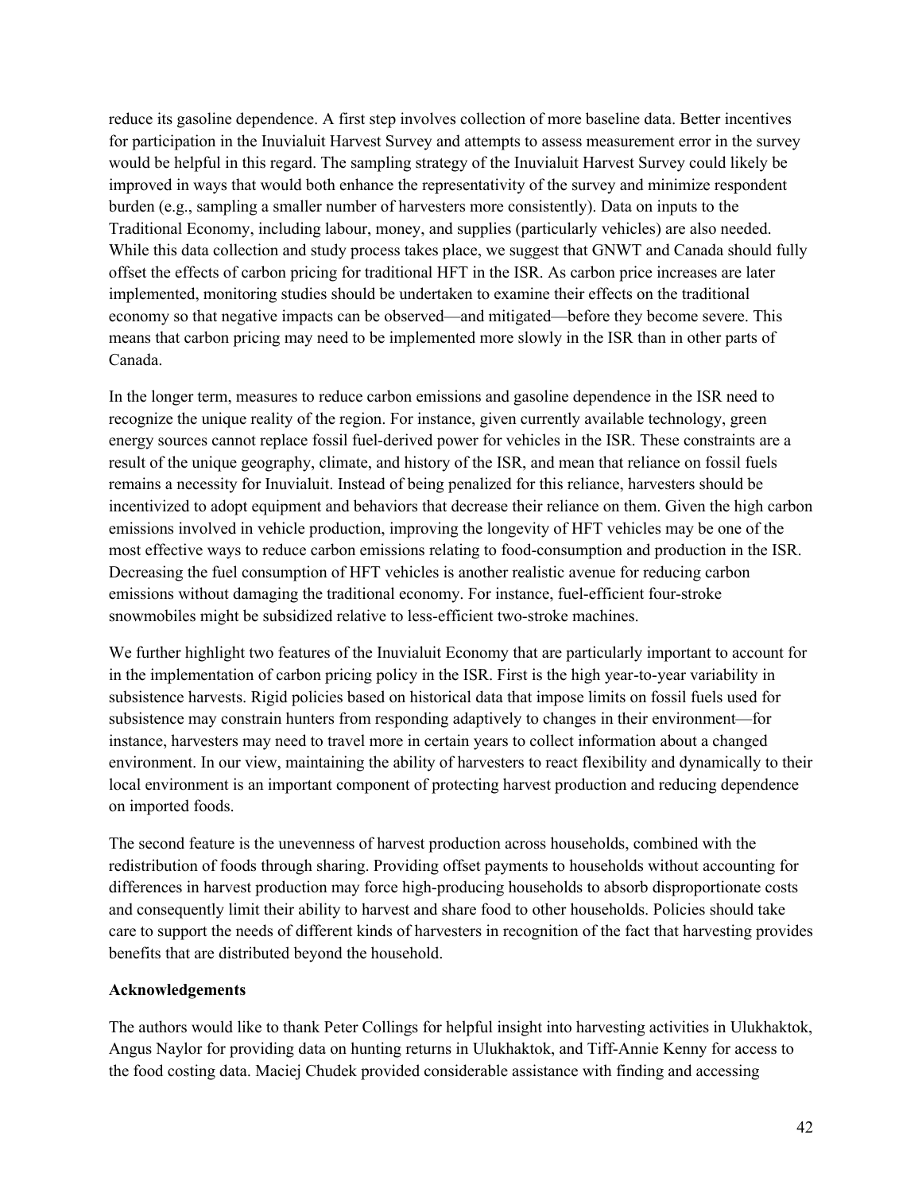reduce its gasoline dependence. A first step involves collection of more baseline data. Better incentives for participation in the Inuvialuit Harvest Survey and attempts to assess measurement error in the survey would be helpful in this regard. The sampling strategy of the Inuvialuit Harvest Survey could likely be improved in ways that would both enhance the representativity of the survey and minimize respondent burden (e.g., sampling a smaller number of harvesters more consistently). Data on inputs to the Traditional Economy, including labour, money, and supplies (particularly vehicles) are also needed. While this data collection and study process takes place, we suggest that GNWT and Canada should fully offset the effects of carbon pricing for traditional HFT in the ISR. As carbon price increases are later implemented, monitoring studies should be undertaken to examine their effects on the traditional economy so that negative impacts can be observed—and mitigated—before they become severe. This means that carbon pricing may need to be implemented more slowly in the ISR than in other parts of Canada.

In the longer term, measures to reduce carbon emissions and gasoline dependence in the ISR need to recognize the unique reality of the region. For instance, given currently available technology, green energy sources cannot replace fossil fuel-derived power for vehicles in the ISR. These constraints are a result of the unique geography, climate, and history of the ISR, and mean that reliance on fossil fuels remains a necessity for Inuvialuit. Instead of being penalized for this reliance, harvesters should be incentivized to adopt equipment and behaviors that decrease their reliance on them. Given the high carbon emissions involved in vehicle production, improving the longevity of HFT vehicles may be one of the most effective ways to reduce carbon emissions relating to food-consumption and production in the ISR. Decreasing the fuel consumption of HFT vehicles is another realistic avenue for reducing carbon emissions without damaging the traditional economy. For instance, fuel-efficient four-stroke snowmobiles might be subsidized relative to less-efficient two-stroke machines.

We further highlight two features of the Inuvialuit Economy that are particularly important to account for in the implementation of carbon pricing policy in the ISR. First is the high year-to-year variability in subsistence harvests. Rigid policies based on historical data that impose limits on fossil fuels used for subsistence may constrain hunters from responding adaptively to changes in their environment—for instance, harvesters may need to travel more in certain years to collect information about a changed environment. In our view, maintaining the ability of harvesters to react flexibility and dynamically to their local environment is an important component of protecting harvest production and reducing dependence on imported foods.

The second feature is the unevenness of harvest production across households, combined with the redistribution of foods through sharing. Providing offset payments to households without accounting for differences in harvest production may force high-producing households to absorb disproportionate costs and consequently limit their ability to harvest and share food to other households. Policies should take care to support the needs of different kinds of harvesters in recognition of the fact that harvesting provides benefits that are distributed beyond the household.

**Acknowledgements**

The authors would like to thank Peter Collings for helpful insight into harvesting activities in Ulukhaktok, Angus Naylor for providing data on hunting returns in Ulukhaktok, and Tiff-Annie Kenny for access to the food costing data. Maciej Chudek provided considerable assistance with finding and accessing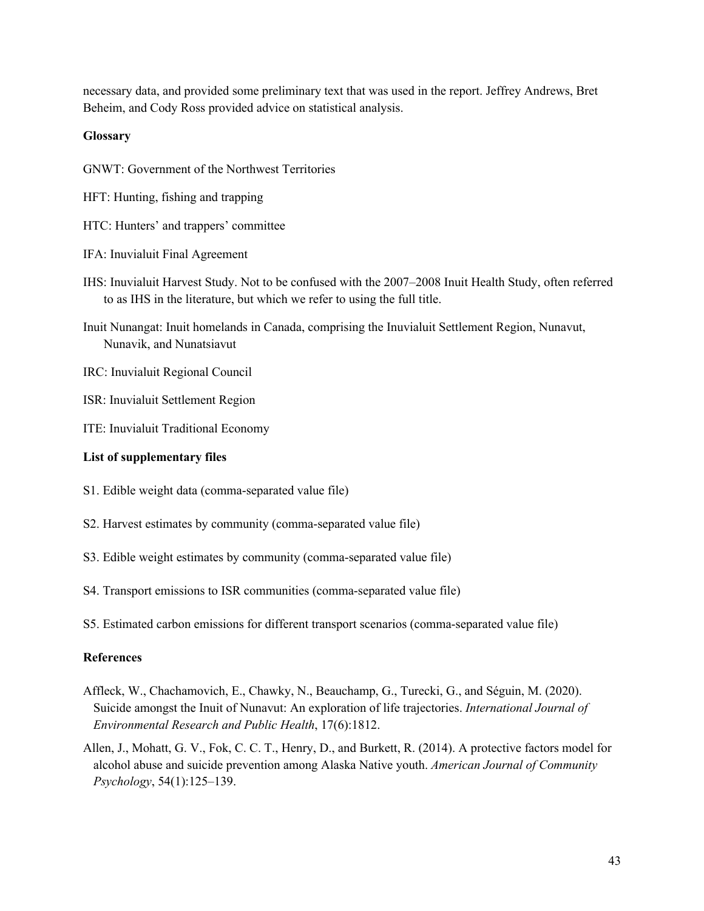necessary data, and provided some preliminary text that was used in the report. Jeffrey Andrews, Bret Beheim, and Cody Ross provided advice on statistical analysis.

**Glossary**

GNWT: Government of the Northwest Territories

HFT: Hunting, fishing and trapping

HTC: Hunters' and trappers' committee

IFA: Inuvialuit Final Agreement

IHS: Inuvialuit Harvest Study. Not to be confused with the 2007–2008 Inuit Health Study, often referred to as IHS in the literature, but which we refer to using the full title.

Inuit Nunangat: Inuit homelands in Canada, comprising the Inuvialuit Settlement Region, Nunavut, Nunavik, and Nunatsiavut

IRC: Inuvialuit Regional Council

ISR: Inuvialuit Settlement Region

ITE: Inuvialuit Traditional Economy

**List of supplementary files**

S1. Edible weight data (comma-separated value file)

S2. Harvest estimates by community (comma-separated value file)

S3. Edible weight estimates by community (comma-separated value file)

S4. Transport emissions to ISR communities (comma-separated value file)

S5. Estimated carbon emissions for different transport scenarios (comma-separated value file)

**References**

Affleck, W., Chachamovich, E., Chawky, N., Beauchamp, G., Turecki, G., and Séguin, M. (2020). Suicide amongst the Inuit of Nunavut: An exploration of life trajectories. *International Journal of Environmental Research and Public Health*, 17(6):1812.

Allen, J., Mohatt, G. V., Fok, C. C. T., Henry, D., and Burkett, R. (2014). A protective factors model for alcohol abuse and suicide prevention among Alaska Native youth. *American Journal of Community Psychology*, 54(1):125–139.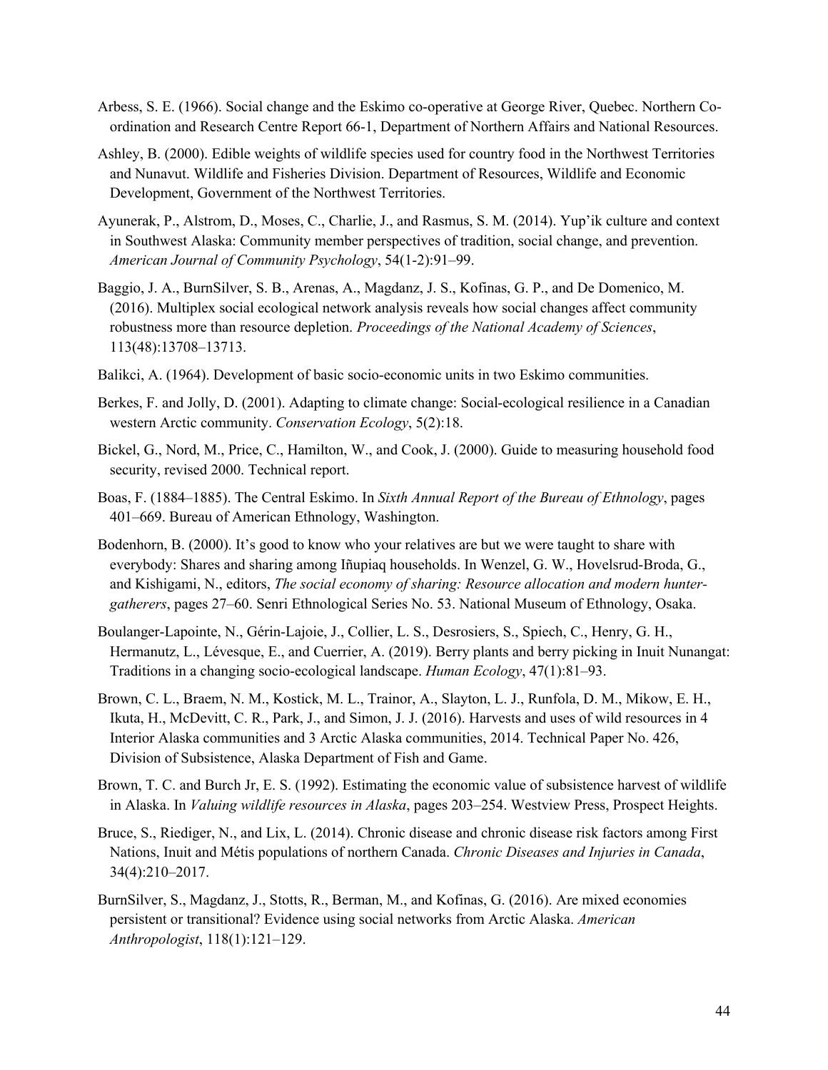Arbess, S. E. (1966). Social change and the Eskimo co-operative at George River, Quebec. Northern Co-ordination and Research Centre Report 66-1, Department of Northern Affairs and National Resources.

Ashley, B. (2000). Edible weights of wildlife species used for country food in the Northwest Territories and Nunavut. Wildlife and Fisheries Division. Department of Resources, Wildlife and Economic Development, Government of the Northwest Territories.

Ayunerak, P., Alstrom, D., Moses, C., Charlie, J., and Rasmus, S. M. (2014). Yup'ik culture and context in Southwest Alaska: Community member perspectives of tradition, social change, and prevention. *American Journal of Community Psychology*, 54(1-2):91–99.

Baggio, J. A., BurnSilver, S. B., Arenas, A., Magdanz, J. S., Kofinas, G. P., and De Domenico, M. (2016). Multiplex social ecological network analysis reveals how social changes affect community robustness more than resource depletion. *Proceedings of the National Academy of Sciences*, 113(48):13708–13713.

Balikci, A. (1964). Development of basic socio-economic units in two Eskimo communities.

Berkes, F. and Jolly, D. (2001). Adapting to climate change: Social-ecological resilience in a Canadian western Arctic community. *Conservation Ecology*, 5(2):18.

Bickel, G., Nord, M., Price, C., Hamilton, W., and Cook, J. (2000). Guide to measuring household food security, revised 2000. Technical report.

Boas, F. (1884–1885). The Central Eskimo. In *Sixth Annual Report of the Bureau of Ethnology*, pages 401–669. Bureau of American Ethnology, Washington.

Bodenhorn, B. (2000). It's good to know who your relatives are but we were taught to share with everybody: Shares and sharing among Iñupiaq households. In Wenzel, G. W., Hovelsrud-Broda, G., and Kishigami, N., editors, *The social economy of sharing: Resource allocation and modern hunter-gatherers*, pages 27–60. Senri Ethnological Series No. 53. National Museum of Ethnology, Osaka.

Boulanger-Lapointe, N., Gérin-Lajoie, J., Collier, L. S., Desrosiers, S., Spiech, C., Henry, G. H., Hermanutz, L., Lévesque, E., and Cuerrier, A. (2019). Berry plants and berry picking in Inuit Nunangat: Traditions in a changing socio-ecological landscape. *Human Ecology*, 47(1):81–93.

Brown, C. L., Braem, N. M., Kostick, M. L., Trainor, A., Slayton, L. J., Runfola, D. M., Mikow, E. H., Ikuta, H., McDevitt, C. R., Park, J., and Simon, J. J. (2016). Harvests and uses of wild resources in 4 Interior Alaska communities and 3 Arctic Alaska communities, 2014. Technical Paper No. 426, Division of Subsistence, Alaska Department of Fish and Game.

Brown, T. C. and Burch Jr, E. S. (1992). Estimating the economic value of subsistence harvest of wildlife in Alaska. In *Valuing wildlife resources in Alaska*, pages 203–254. Westview Press, Prospect Heights.

Bruce, S., Riediger, N., and Lix, L. (2014). Chronic disease and chronic disease risk factors among First Nations, Inuit and Métis populations of northern Canada. *Chronic Diseases and Injuries in Canada*, 34(4):210–2017.

BurnSilver, S., Magdanz, J., Stotts, R., Berman, M., and Kofinas, G. (2016). Are mixed economies persistent or transitional? Evidence using social networks from Arctic Alaska. *American Anthropologist*, 118(1):121–129.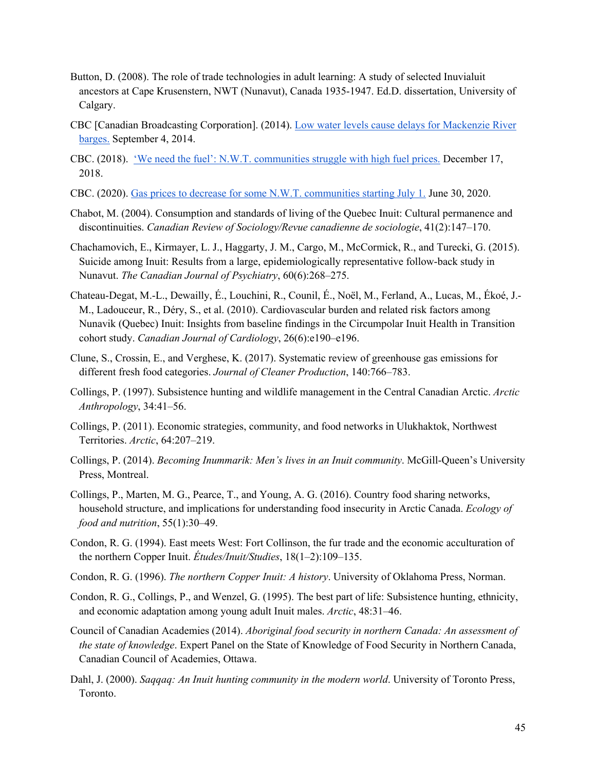Button, D. (2008). The role of trade technologies in adult learning: A study of selected Inuvialuit ancestors at Cape Krusenstern, NWT (Nunavut), Canada 1935-1947. Ed.D. dissertation, University of Calgary.

CBC [Canadian Broadcasting Corporation]. (2014). Low water levels cause delays for Mackenzie River barges. September 4, 2014.

CBC. (2018). 'We need the fuel': N.W.T. communities struggle with high fuel prices. December 17, 2018.

CBC. (2020). Gas prices to decrease for some N.W.T. communities starting July 1. June 30, 2020.

Chabot, M. (2004). Consumption and standards of living of the Quebec Inuit: Cultural permanence and discontinuities. *Canadian Review of Sociology/Revue canadienne de sociologie*, 41(2):147–170.

Chachamovich, E., Kirmayer, L. J., Haggarty, J. M., Cargo, M., McCormick, R., and Turecki, G. (2015). Suicide among Inuit: Results from a large, epidemiologically representative follow-back study in Nunavut. *The Canadian Journal of Psychiatry*, 60(6):268–275.

Chateau-Degat, M.-L., Dewailly, É., Louchini, R., Counil, É., Noël, M., Ferland, A., Lucas, M., Ékoé, J.-M., Ladouceur, R., Déry, S., et al. (2010). Cardiovascular burden and related risk factors among Nunavik (Quebec) Inuit: Insights from baseline findings in the Circumpolar Inuit Health in Transition cohort study. *Canadian Journal of Cardiology*, 26(6):e190–e196.

Clune, S., Crossin, E., and Verghese, K. (2017). Systematic review of greenhouse gas emissions for different fresh food categories. *Journal of Cleaner Production*, 140:766–783.

Collings, P. (1997). Subsistence hunting and wildlife management in the Central Canadian Arctic. *Arctic Anthropology*, 34:41–56.

Collings, P. (2011). Economic strategies, community, and food networks in Ulukhaktok, Northwest Territories. *Arctic*, 64:207–219.

Collings, P. (2014). *Becoming Inummarik: Men's lives in an Inuit community*. McGill-Queen's University Press, Montreal.

Collings, P., Marten, M. G., Pearce, T., and Young, A. G. (2016). Country food sharing networks, household structure, and implications for understanding food insecurity in Arctic Canada. *Ecology of food and nutrition*, 55(1):30–49.

Condon, R. G. (1994). East meets West: Fort Collinson, the fur trade and the economic acculturation of the northern Copper Inuit. *Études/Inuit/Studies*, 18(1–2):109–135.

Condon, R. G. (1996). *The northern Copper Inuit: A history*. University of Oklahoma Press, Norman.

Condon, R. G., Collings, P., and Wenzel, G. (1995). The best part of life: Subsistence hunting, ethnicity, and economic adaptation among young adult Inuit males. *Arctic*, 48:31–46.

Council of Canadian Academies (2014). *Aboriginal food security in northern Canada: An assessment of the state of knowledge*. Expert Panel on the State of Knowledge of Food Security in Northern Canada, Canadian Council of Academies, Ottawa.

Dahl, J. (2000). *Saqqaq: An Inuit hunting community in the modern world*. University of Toronto Press, Toronto.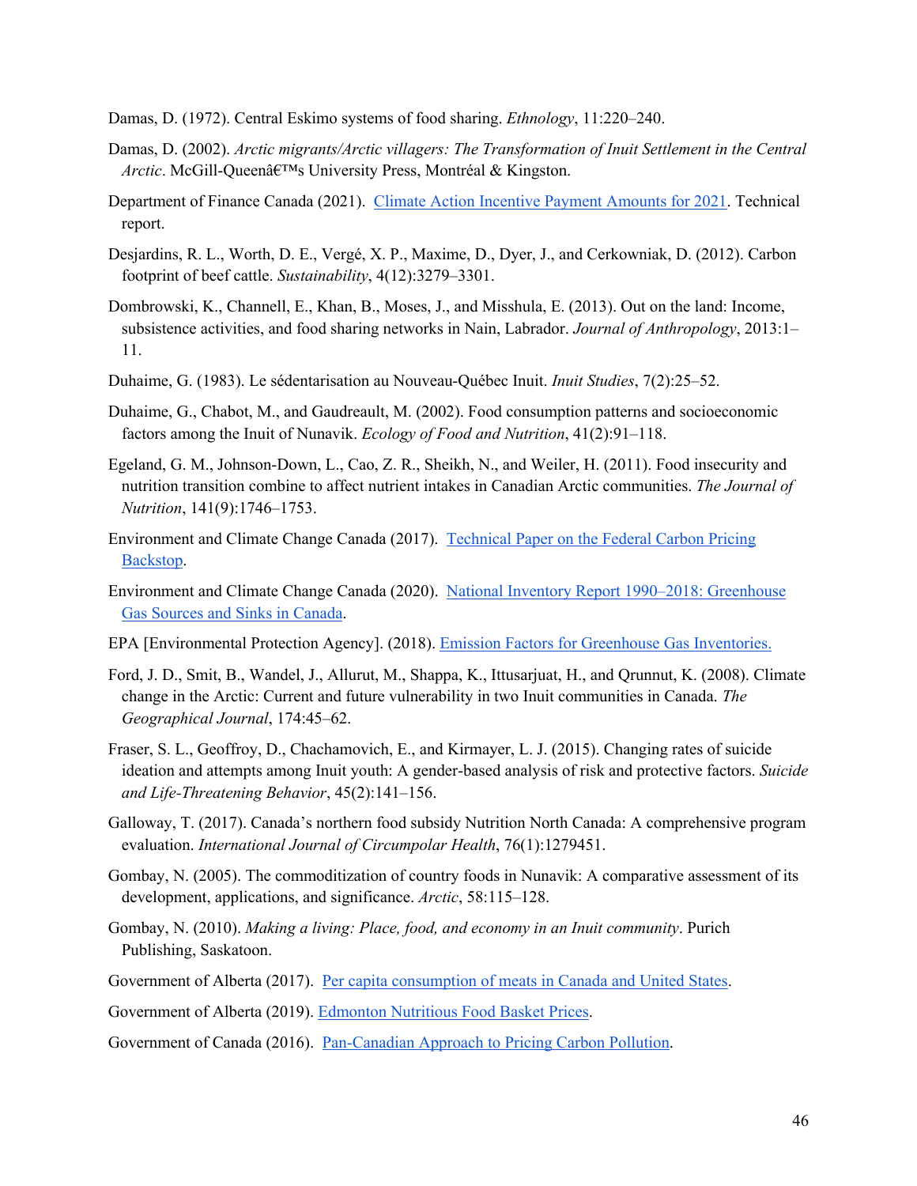Damas, D. (1972). Central Eskimo systems of food sharing. *Ethnology*, 11:220–240.

Damas, D. (2002). *Arctic migrants/Arctic villagers: The Transformation of Inuit Settlement in the Central Arctic*. McGill-Queenâ€™s University Press, Montréal & Kingston.

Department of Finance Canada (2021). [Climate Action Incentive Payment Amounts for 2021](). Technical report.

Desjardins, R. L., Worth, D. E., Vergé, X. P., Maxime, D., Dyer, J., and Cerkowniak, D. (2012). Carbon footprint of beef cattle. *Sustainability*, 4(12):3279–3301.

Dombrowski, K., Channell, E., Khan, B., Moses, J., and Misshula, E. (2013). Out on the land: Income, subsistence activities, and food sharing networks in Nain, Labrador. *Journal of Anthropology*, 2013:1–11.

Duhaime, G. (1983). Le sédentarisation au Nouveau-Québec Inuit. *Inuit Studies*, 7(2):25–52.

Duhaime, G., Chabot, M., and Gaudreault, M. (2002). Food consumption patterns and socioeconomic factors among the Inuit of Nunavik. *Ecology of Food and Nutrition*, 41(2):91–118.

Egeland, G. M., Johnson-Down, L., Cao, Z. R., Sheikh, N., and Weiler, H. (2011). Food insecurity and nutrition transition combine to affect nutrient intakes in Canadian Arctic communities. *The Journal of Nutrition*, 141(9):1746–1753.

Environment and Climate Change Canada (2017). [Technical Paper on the Federal Carbon Pricing Backstop]().

Environment and Climate Change Canada (2020). [National Inventory Report 1990–2018: Greenhouse Gas Sources and Sinks in Canada]().

EPA [Environmental Protection Agency]. (2018). [Emission Factors for Greenhouse Gas Inventories.]()

Ford, J. D., Smit, B., Wandel, J., Allurut, M., Shappa, K., Ittusarjuat, H., and Qrunnut, K. (2008). Climate change in the Arctic: Current and future vulnerability in two Inuit communities in Canada. *The Geographical Journal*, 174:45–62.

Fraser, S. L., Geoffroy, D., Chachamovich, E., and Kirmayer, L. J. (2015). Changing rates of suicide ideation and attempts among Inuit youth: A gender-based analysis of risk and protective factors. *Suicide and Life-Threatening Behavior*, 45(2):141–156.

Galloway, T. (2017). Canada's northern food subsidy Nutrition North Canada: A comprehensive program evaluation. *International Journal of Circumpolar Health*, 76(1):1279451.

Gombay, N. (2005). The commoditization of country foods in Nunavik: A comparative assessment of its development, applications, and significance. *Arctic*, 58:115–128.

Gombay, N. (2010). *Making a living: Place, food, and economy in an Inuit community*. Purich Publishing, Saskatoon.

Government of Alberta (2017). [Per capita consumption of meats in Canada and United States]().

Government of Alberta (2019). [Edmonton Nutritious Food Basket Prices]().

Government of Canada (2016). [Pan-Canadian Approach to Pricing Carbon Pollution]().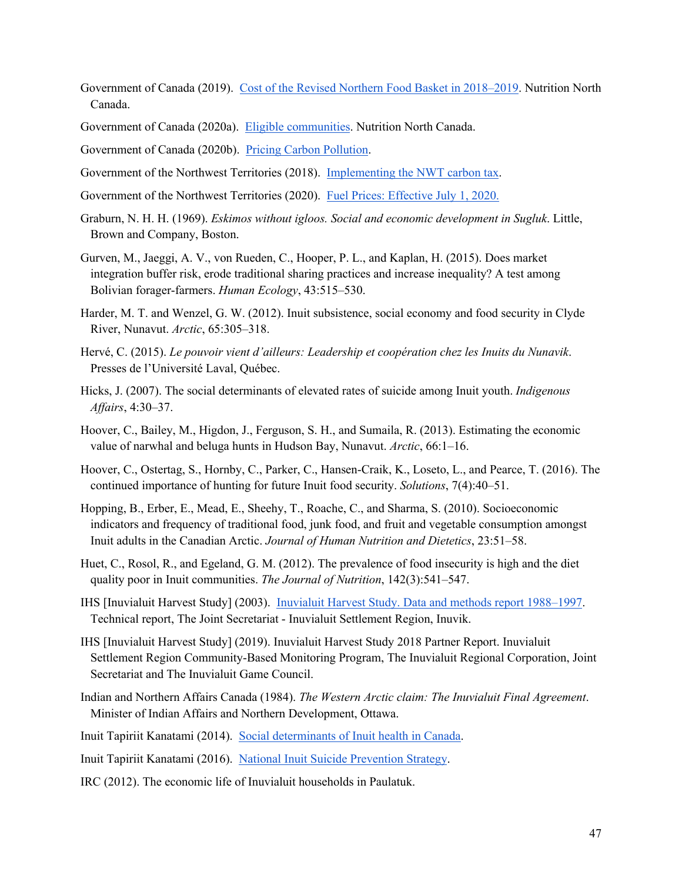Government of Canada (2019). [Cost of the Revised Northern Food Basket in 2018–2019](). Nutrition North Canada.

Government of Canada (2020a). [Eligible communities](). Nutrition North Canada.

Government of Canada (2020b). [Pricing Carbon Pollution]().

Government of the Northwest Territories (2018). [Implementing the NWT carbon tax]().

Government of the Northwest Territories (2020). [Fuel Prices: Effective July 1, 2020.]()

Graburn, N. H. H. (1969). *Eskimos without igloos. Social and economic development in Sugluk*. Little, Brown and Company, Boston.

Gurven, M., Jaeggi, A. V., von Rueden, C., Hooper, P. L., and Kaplan, H. (2015). Does market integration buffer risk, erode traditional sharing practices and increase inequality? A test among Bolivian forager-farmers. *Human Ecology*, 43:515–530.

Harder, M. T. and Wenzel, G. W. (2012). Inuit subsistence, social economy and food security in Clyde River, Nunavut. *Arctic*, 65:305–318.

Hervé, C. (2015). *Le pouvoir vient d'ailleurs: Leadership et coopération chez les Inuits du Nunavik*. Presses de l'Université Laval, Québec.

Hicks, J. (2007). The social determinants of elevated rates of suicide among Inuit youth. *Indigenous Affairs*, 4:30–37.

Hoover, C., Bailey, M., Higdon, J., Ferguson, S. H., and Sumaila, R. (2013). Estimating the economic value of narwhal and beluga hunts in Hudson Bay, Nunavut. *Arctic*, 66:1–16.

Hoover, C., Ostertag, S., Hornby, C., Parker, C., Hansen-Craik, K., Loseto, L., and Pearce, T. (2016). The continued importance of hunting for future Inuit food security. *Solutions*, 7(4):40–51.

Hopping, B., Erber, E., Mead, E., Sheehy, T., Roache, C., and Sharma, S. (2010). Socioeconomic indicators and frequency of traditional food, junk food, and fruit and vegetable consumption amongst Inuit adults in the Canadian Arctic. *Journal of Human Nutrition and Dietetics*, 23:51–58.

Huet, C., Rosol, R., and Egeland, G. M. (2012). The prevalence of food insecurity is high and the diet quality poor in Inuit communities. *The Journal of Nutrition*, 142(3):541–547.

IHS [Inuvialuit Harvest Study] (2003). [Inuvialuit Harvest Study. Data and methods report 1988–1997](). Technical report, The Joint Secretariat - Inuvialuit Settlement Region, Inuvik.

IHS [Inuvialuit Harvest Study] (2019). Inuvialuit Harvest Study 2018 Partner Report. Inuvialuit Settlement Region Community-Based Monitoring Program, The Inuvialuit Regional Corporation, Joint Secretariat and The Inuvialuit Game Council.

Indian and Northern Affairs Canada (1984). *The Western Arctic claim: The Inuvialuit Final Agreement*. Minister of Indian Affairs and Northern Development, Ottawa.

Inuit Tapiriit Kanatami (2014). [Social determinants of Inuit health in Canada]().

Inuit Tapiriit Kanatami (2016). [National Inuit Suicide Prevention Strategy]().

IRC (2012). The economic life of Inuvialuit households in Paulatuk.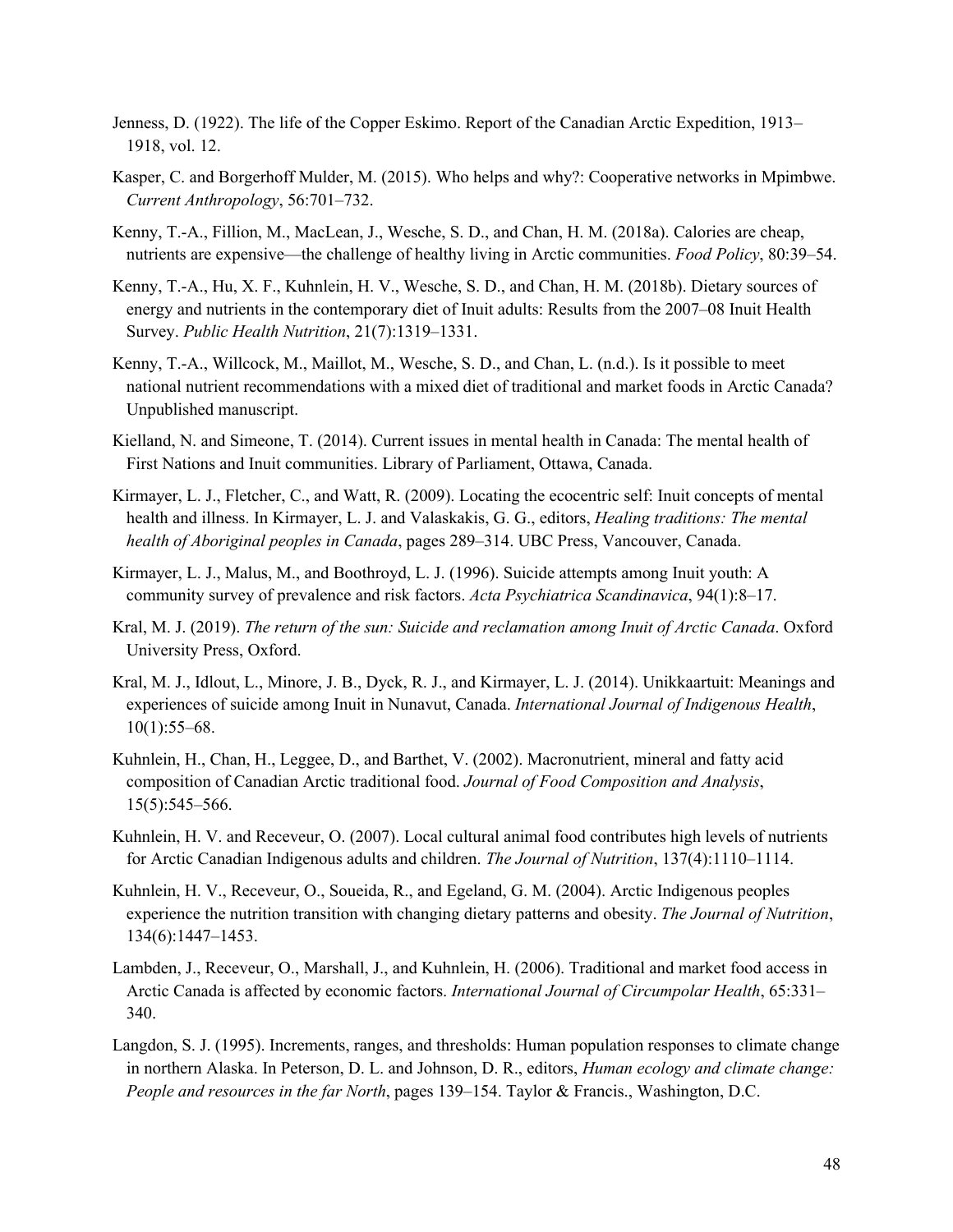Jenness, D. (1922). The life of the Copper Eskimo. Report of the Canadian Arctic Expedition, 1913–1918, vol. 12.

Kasper, C. and Borgerhoff Mulder, M. (2015). Who helps and why?: Cooperative networks in Mpimbwe. *Current Anthropology*, 56:701–732.

Kenny, T.-A., Fillion, M., MacLean, J., Wesche, S. D., and Chan, H. M. (2018a). Calories are cheap, nutrients are expensive—the challenge of healthy living in Arctic communities. *Food Policy*, 80:39–54.

Kenny, T.-A., Hu, X. F., Kuhnlein, H. V., Wesche, S. D., and Chan, H. M. (2018b). Dietary sources of energy and nutrients in the contemporary diet of Inuit adults: Results from the 2007–08 Inuit Health Survey. *Public Health Nutrition*, 21(7):1319–1331.

Kenny, T.-A., Willcock, M., Maillot, M., Wesche, S. D., and Chan, L. (n.d.). Is it possible to meet national nutrient recommendations with a mixed diet of traditional and market foods in Arctic Canada? Unpublished manuscript.

Kielland, N. and Simeone, T. (2014). Current issues in mental health in Canada: The mental health of First Nations and Inuit communities. Library of Parliament, Ottawa, Canada.

Kirmayer, L. J., Fletcher, C., and Watt, R. (2009). Locating the ecocentric self: Inuit concepts of mental health and illness. In Kirmayer, L. J. and Valaskakis, G. G., editors, *Healing traditions: The mental health of Aboriginal peoples in Canada*, pages 289–314. UBC Press, Vancouver, Canada.

Kirmayer, L. J., Malus, M., and Boothroyd, L. J. (1996). Suicide attempts among Inuit youth: A community survey of prevalence and risk factors. *Acta Psychiatrica Scandinavica*, 94(1):8–17.

Kral, M. J. (2019). *The return of the sun: Suicide and reclamation among Inuit of Arctic Canada*. Oxford University Press, Oxford.

Kral, M. J., Idlout, L., Minore, J. B., Dyck, R. J., and Kirmayer, L. J. (2014). Unikkaartuit: Meanings and experiences of suicide among Inuit in Nunavut, Canada. *International Journal of Indigenous Health*, 10(1):55–68.

Kuhnlein, H., Chan, H., Leggee, D., and Barthet, V. (2002). Macronutrient, mineral and fatty acid composition of Canadian Arctic traditional food. *Journal of Food Composition and Analysis*, 15(5):545–566.

Kuhnlein, H. V. and Receveur, O. (2007). Local cultural animal food contributes high levels of nutrients for Arctic Canadian Indigenous adults and children. *The Journal of Nutrition*, 137(4):1110–1114.

Kuhnlein, H. V., Receveur, O., Soueida, R., and Egeland, G. M. (2004). Arctic Indigenous peoples experience the nutrition transition with changing dietary patterns and obesity. *The Journal of Nutrition*, 134(6):1447–1453.

Lambden, J., Receveur, O., Marshall, J., and Kuhnlein, H. (2006). Traditional and market food access in Arctic Canada is affected by economic factors. *International Journal of Circumpolar Health*, 65:331–340.

Langdon, S. J. (1995). Increments, ranges, and thresholds: Human population responses to climate change in northern Alaska. In Peterson, D. L. and Johnson, D. R., editors, *Human ecology and climate change: People and resources in the far North*, pages 139–154. Taylor & Francis., Washington, D.C.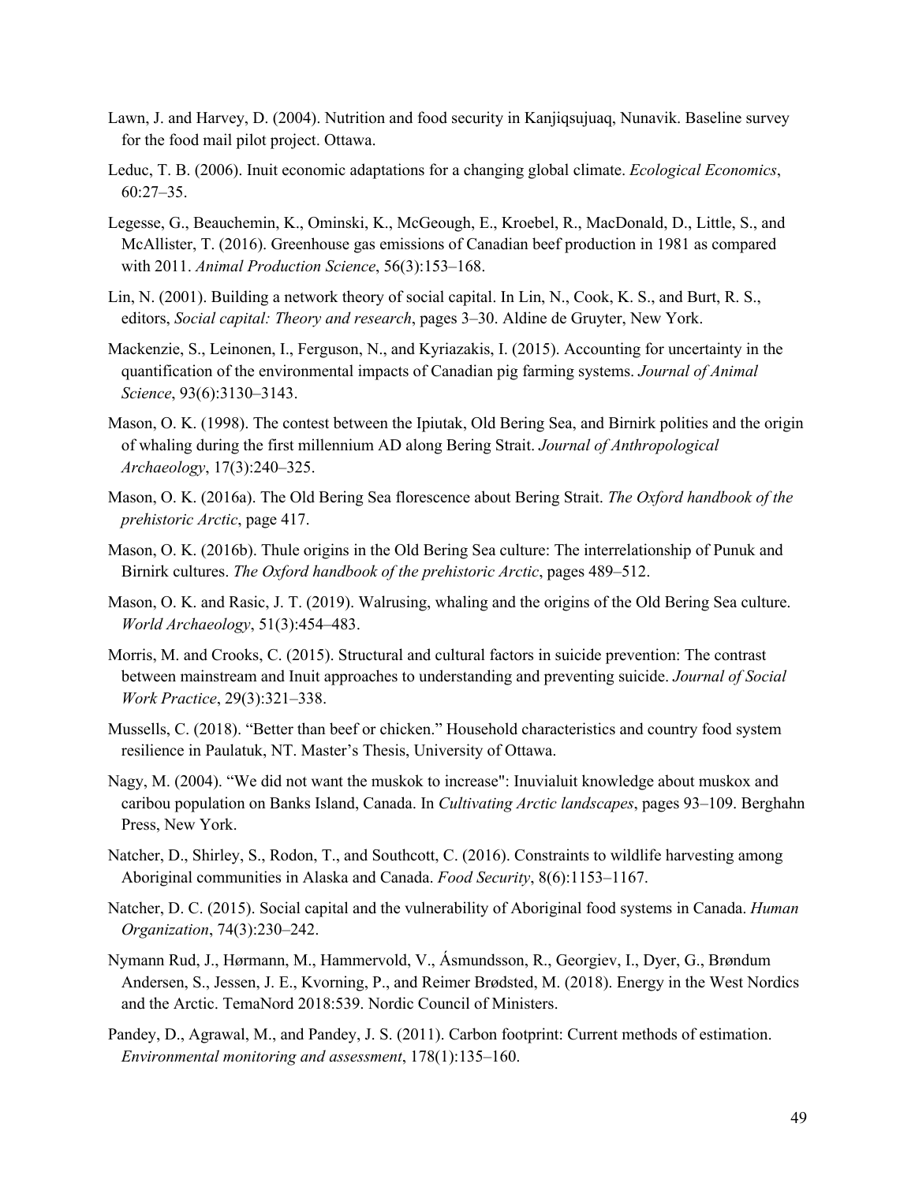Lawn, J. and Harvey, D. (2004). Nutrition and food security in Kanjiqsujuaq, Nunavik. Baseline survey for the food mail pilot project. Ottawa.

Leduc, T. B. (2006). Inuit economic adaptations for a changing global climate. *Ecological Economics*, 60:27–35.

Legesse, G., Beauchemin, K., Ominski, K., McGeough, E., Kroebel, R., MacDonald, D., Little, S., and McAllister, T. (2016). Greenhouse gas emissions of Canadian beef production in 1981 as compared with 2011. *Animal Production Science*, 56(3):153–168.

Lin, N. (2001). Building a network theory of social capital. In Lin, N., Cook, K. S., and Burt, R. S., editors, *Social capital: Theory and research*, pages 3–30. Aldine de Gruyter, New York.

Mackenzie, S., Leinonen, I., Ferguson, N., and Kyriazakis, I. (2015). Accounting for uncertainty in the quantification of the environmental impacts of Canadian pig farming systems. *Journal of Animal Science*, 93(6):3130–3143.

Mason, O. K. (1998). The contest between the Ipiutak, Old Bering Sea, and Birnirk polities and the origin of whaling during the first millennium AD along Bering Strait. *Journal of Anthropological Archaeology*, 17(3):240–325.

Mason, O. K. (2016a). The Old Bering Sea florescence about Bering Strait. *The Oxford handbook of the prehistoric Arctic*, page 417.

Mason, O. K. (2016b). Thule origins in the Old Bering Sea culture: The interrelationship of Punuk and Birnirk cultures. *The Oxford handbook of the prehistoric Arctic*, pages 489–512.

Mason, O. K. and Rasic, J. T. (2019). Walrusing, whaling and the origins of the Old Bering Sea culture. *World Archaeology*, 51(3):454–483.

Morris, M. and Crooks, C. (2015). Structural and cultural factors in suicide prevention: The contrast between mainstream and Inuit approaches to understanding and preventing suicide. *Journal of Social Work Practice*, 29(3):321–338.

Mussells, C. (2018). "Better than beef or chicken." Household characteristics and country food system resilience in Paulatuk, NT. Master's Thesis, University of Ottawa.

Nagy, M. (2004). "We did not want the muskok to increase": Inuvialuit knowledge about muskox and caribou population on Banks Island, Canada. In *Cultivating Arctic landscapes*, pages 93–109. Berghahn Press, New York.

Natcher, D., Shirley, S., Rodon, T., and Southcott, C. (2016). Constraints to wildlife harvesting among Aboriginal communities in Alaska and Canada. *Food Security*, 8(6):1153–1167.

Natcher, D. C. (2015). Social capital and the vulnerability of Aboriginal food systems in Canada. *Human Organization*, 74(3):230–242.

Nymann Rud, J., Hørmann, M., Hammervold, V., Ásmundsson, R., Georgiev, I., Dyer, G., Brøndum Andersen, S., Jessen, J. E., Kvorning, P., and Reimer Brødsted, M. (2018). Energy in the West Nordics and the Arctic. TemaNord 2018:539. Nordic Council of Ministers.

Pandey, D., Agrawal, M., and Pandey, J. S. (2011). Carbon footprint: Current methods of estimation. *Environmental monitoring and assessment*, 178(1):135–160.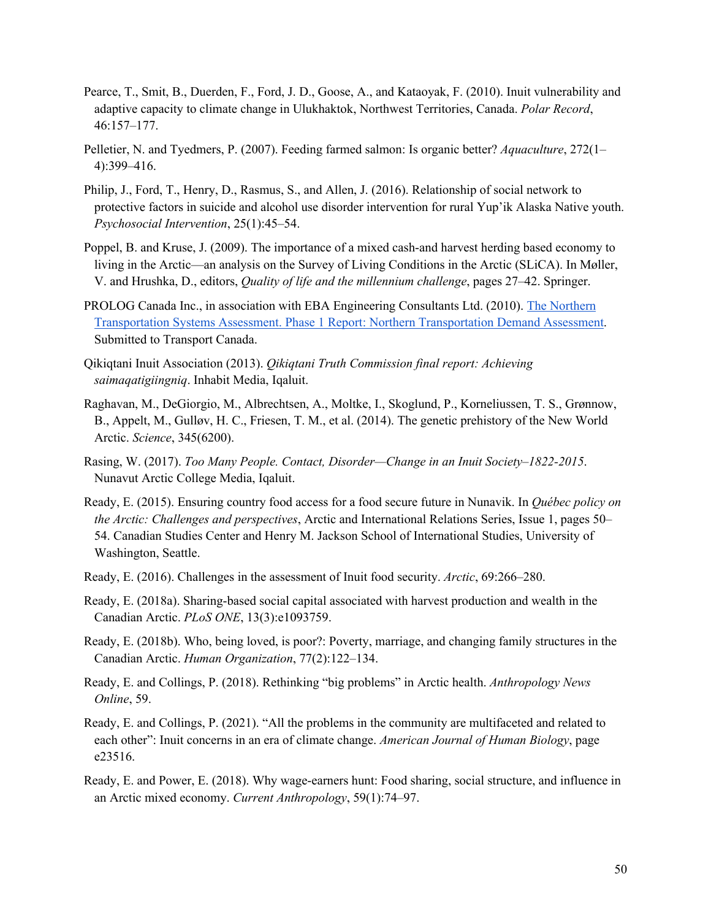Pearce, T., Smit, B., Duerden, F., Ford, J. D., Goose, A., and Kataoyak, F. (2010). Inuit vulnerability and adaptive capacity to climate change in Ulukhaktok, Northwest Territories, Canada. *Polar Record*, 46:157–177.

Pelletier, N. and Tyedmers, P. (2007). Feeding farmed salmon: Is organic better? *Aquaculture*, 272(1–4):399–416.

Philip, J., Ford, T., Henry, D., Rasmus, S., and Allen, J. (2016). Relationship of social network to protective factors in suicide and alcohol use disorder intervention for rural Yup'ik Alaska Native youth. *Psychosocial Intervention*, 25(1):45–54.

Poppel, B. and Kruse, J. (2009). The importance of a mixed cash-and harvest herding based economy to living in the Arctic—an analysis on the Survey of Living Conditions in the Arctic (SLiCA). In Møller, V. and Hrushka, D., editors, *Quality of life and the millennium challenge*, pages 27–42. Springer.

PROLOG Canada Inc., in association with EBA Engineering Consultants Ltd. (2010). The Northern Transportation Systems Assessment. Phase 1 Report: Northern Transportation Demand Assessment. Submitted to Transport Canada.

Qikiqtani Inuit Association (2013). *Qikiqtani Truth Commission final report: Achieving saimaqatigiingniq*. Inhabit Media, Iqaluit.

Raghavan, M., DeGiorgio, M., Albrechtsen, A., Moltke, I., Skoglund, P., Korneliussen, T. S., Grønnow, B., Appelt, M., Gulløv, H. C., Friesen, T. M., et al. (2014). The genetic prehistory of the New World Arctic. *Science*, 345(6200).

Rasing, W. (2017). *Too Many People. Contact, Disorder—Change in an Inuit Society–1822-2015*. Nunavut Arctic College Media, Iqaluit.

Ready, E. (2015). Ensuring country food access for a food secure future in Nunavik. In *Québec policy on the Arctic: Challenges and perspectives*, Arctic and International Relations Series, Issue 1, pages 50–54. Canadian Studies Center and Henry M. Jackson School of International Studies, University of Washington, Seattle.

Ready, E. (2016). Challenges in the assessment of Inuit food security. *Arctic*, 69:266–280.

Ready, E. (2018a). Sharing-based social capital associated with harvest production and wealth in the Canadian Arctic. *PLoS ONE*, 13(3):e1093759.

Ready, E. (2018b). Who, being loved, is poor?: Poverty, marriage, and changing family structures in the Canadian Arctic. *Human Organization*, 77(2):122–134.

Ready, E. and Collings, P. (2018). Rethinking "big problems" in Arctic health. *Anthropology News Online*, 59.

Ready, E. and Collings, P. (2021). "All the problems in the community are multifaceted and related to each other": Inuit concerns in an era of climate change. *American Journal of Human Biology*, page e23516.

Ready, E. and Power, E. (2018). Why wage-earners hunt: Food sharing, social structure, and influence in an Arctic mixed economy. *Current Anthropology*, 59(1):74–97.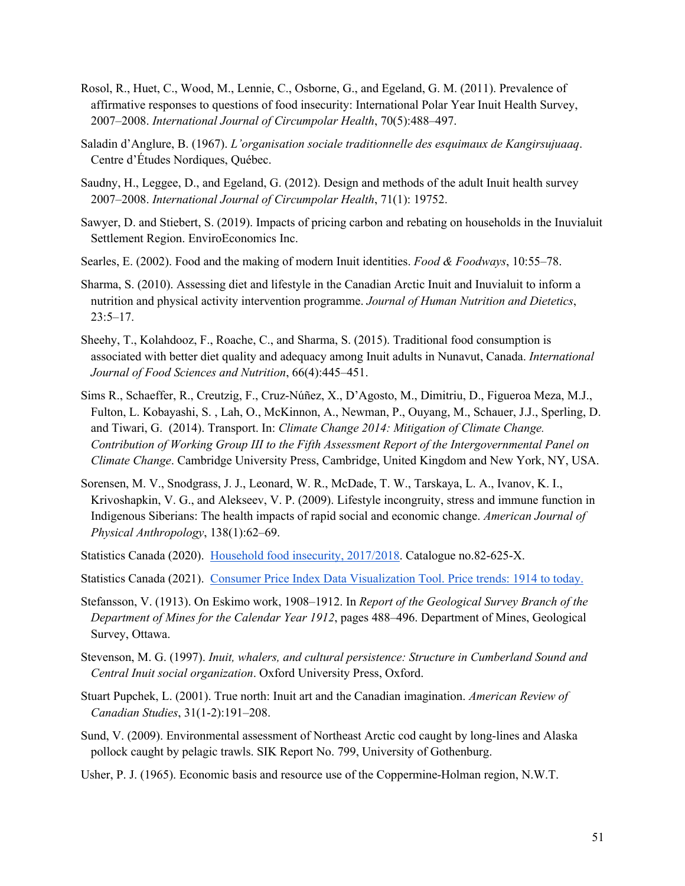Rosol, R., Huet, C., Wood, M., Lennie, C., Osborne, G., and Egeland, G. M. (2011). Prevalence of affirmative responses to questions of food insecurity: International Polar Year Inuit Health Survey, 2007–2008. *International Journal of Circumpolar Health*, 70(5):488–497.

Saladin d'Anglure, B. (1967). *L'organisation sociale traditionnelle des esquimaux de Kangirsujuaaq*. Centre d'Études Nordiques, Québec.

Saudny, H., Leggee, D., and Egeland, G. (2012). Design and methods of the adult Inuit health survey 2007–2008. *International Journal of Circumpolar Health*, 71(1): 19752.

Sawyer, D. and Stiebert, S. (2019). Impacts of pricing carbon and rebating on households in the Inuvialuit Settlement Region. EnviroEconomics Inc.

Searles, E. (2002). Food and the making of modern Inuit identities. *Food & Foodways*, 10:55–78.

Sharma, S. (2010). Assessing diet and lifestyle in the Canadian Arctic Inuit and Inuvialuit to inform a nutrition and physical activity intervention programme. *Journal of Human Nutrition and Dietetics*, 23:5–17.

Sheehy, T., Kolahdooz, F., Roache, C., and Sharma, S. (2015). Traditional food consumption is associated with better diet quality and adequacy among Inuit adults in Nunavut, Canada. *International Journal of Food Sciences and Nutrition*, 66(4):445–451.

Sims R., Schaeffer, R., Creutzig, F., Cruz-Núñez, X., D'Agosto, M., Dimitriu, D., Figueroa Meza, M.J., Fulton, L. Kobayashi, S. , Lah, O., McKinnon, A., Newman, P., Ouyang, M., Schauer, J.J., Sperling, D. and Tiwari, G. (2014). Transport. In: *Climate Change 2014: Mitigation of Climate Change. Contribution of Working Group III to the Fifth Assessment Report of the Intergovernmental Panel on Climate Change*. Cambridge University Press, Cambridge, United Kingdom and New York, NY, USA.

Sorensen, M. V., Snodgrass, J. J., Leonard, W. R., McDade, T. W., Tarskaya, L. A., Ivanov, K. I., Krivoshapkin, V. G., and Alekseev, V. P. (2009). Lifestyle incongruity, stress and immune function in Indigenous Siberians: The health impacts of rapid social and economic change. *American Journal of Physical Anthropology*, 138(1):62–69.

Statistics Canada (2020). Household food insecurity, 2017/2018. Catalogue no.82-625-X.

Statistics Canada (2021). Consumer Price Index Data Visualization Tool. Price trends: 1914 to today.

Stefansson, V. (1913). On Eskimo work, 1908–1912. In *Report of the Geological Survey Branch of the Department of Mines for the Calendar Year 1912*, pages 488–496. Department of Mines, Geological Survey, Ottawa.

Stevenson, M. G. (1997). *Inuit, whalers, and cultural persistence: Structure in Cumberland Sound and Central Inuit social organization*. Oxford University Press, Oxford.

Stuart Pupchek, L. (2001). True north: Inuit art and the Canadian imagination. *American Review of Canadian Studies*, 31(1-2):191–208.

Sund, V. (2009). Environmental assessment of Northeast Arctic cod caught by long-lines and Alaska pollock caught by pelagic trawls. SIK Report No. 799, University of Gothenburg.

Usher, P. J. (1965). Economic basis and resource use of the Coppermine-Holman region, N.W.T.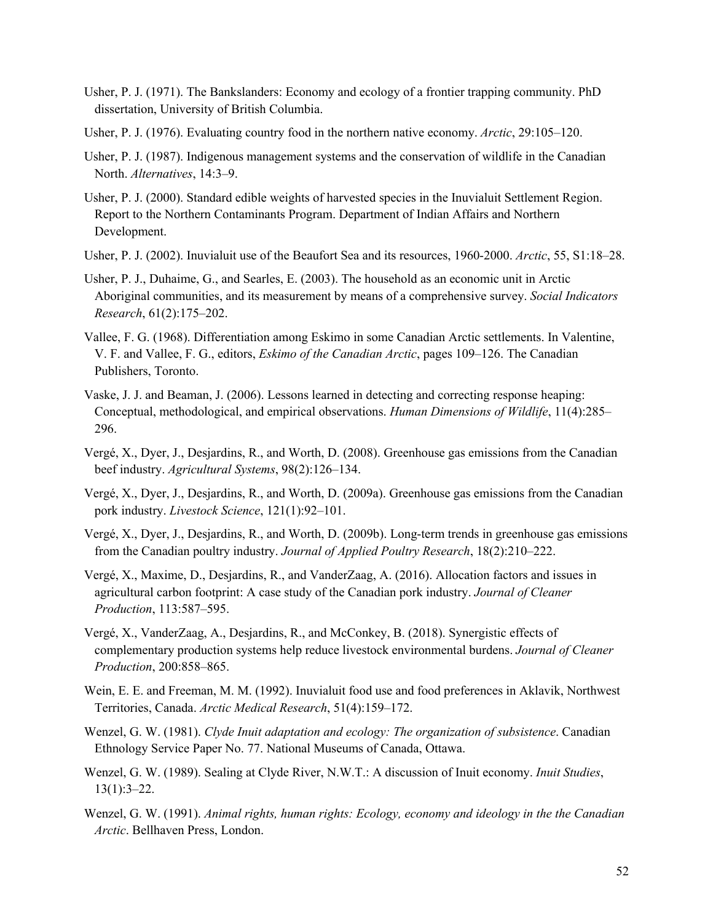Usher, P. J. (1971). The Bankslanders: Economy and ecology of a frontier trapping community. PhD dissertation, University of British Columbia.

Usher, P. J. (1976). Evaluating country food in the northern native economy. *Arctic*, 29:105–120.

Usher, P. J. (1987). Indigenous management systems and the conservation of wildlife in the Canadian North. *Alternatives*, 14:3–9.

Usher, P. J. (2000). Standard edible weights of harvested species in the Inuvialuit Settlement Region. Report to the Northern Contaminants Program. Department of Indian Affairs and Northern Development.

Usher, P. J. (2002). Inuvialuit use of the Beaufort Sea and its resources, 1960-2000. *Arctic*, 55, S1:18–28.

Usher, P. J., Duhaime, G., and Searles, E. (2003). The household as an economic unit in Arctic Aboriginal communities, and its measurement by means of a comprehensive survey. *Social Indicators Research*, 61(2):175–202.

Vallee, F. G. (1968). Differentiation among Eskimo in some Canadian Arctic settlements. In Valentine, V. F. and Vallee, F. G., editors, *Eskimo of the Canadian Arctic*, pages 109–126. The Canadian Publishers, Toronto.

Vaske, J. J. and Beaman, J. (2006). Lessons learned in detecting and correcting response heaping: Conceptual, methodological, and empirical observations. *Human Dimensions of Wildlife*, 11(4):285–296.

Vergé, X., Dyer, J., Desjardins, R., and Worth, D. (2008). Greenhouse gas emissions from the Canadian beef industry. *Agricultural Systems*, 98(2):126–134.

Vergé, X., Dyer, J., Desjardins, R., and Worth, D. (2009a). Greenhouse gas emissions from the Canadian pork industry. *Livestock Science*, 121(1):92–101.

Vergé, X., Dyer, J., Desjardins, R., and Worth, D. (2009b). Long-term trends in greenhouse gas emissions from the Canadian poultry industry. *Journal of Applied Poultry Research*, 18(2):210–222.

Vergé, X., Maxime, D., Desjardins, R., and VanderZaag, A. (2016). Allocation factors and issues in agricultural carbon footprint: A case study of the Canadian pork industry. *Journal of Cleaner Production*, 113:587–595.

Vergé, X., VanderZaag, A., Desjardins, R., and McConkey, B. (2018). Synergistic effects of complementary production systems help reduce livestock environmental burdens. *Journal of Cleaner Production*, 200:858–865.

Wein, E. E. and Freeman, M. M. (1992). Inuvialuit food use and food preferences in Aklavik, Northwest Territories, Canada. *Arctic Medical Research*, 51(4):159–172.

Wenzel, G. W. (1981). *Clyde Inuit adaptation and ecology: The organization of subsistence*. Canadian Ethnology Service Paper No. 77. National Museums of Canada, Ottawa.

Wenzel, G. W. (1989). Sealing at Clyde River, N.W.T.: A discussion of Inuit economy. *Inuit Studies*, 13(1):3–22.

Wenzel, G. W. (1991). *Animal rights, human rights: Ecology, economy and ideology in the the Canadian Arctic*. Bellhaven Press, London.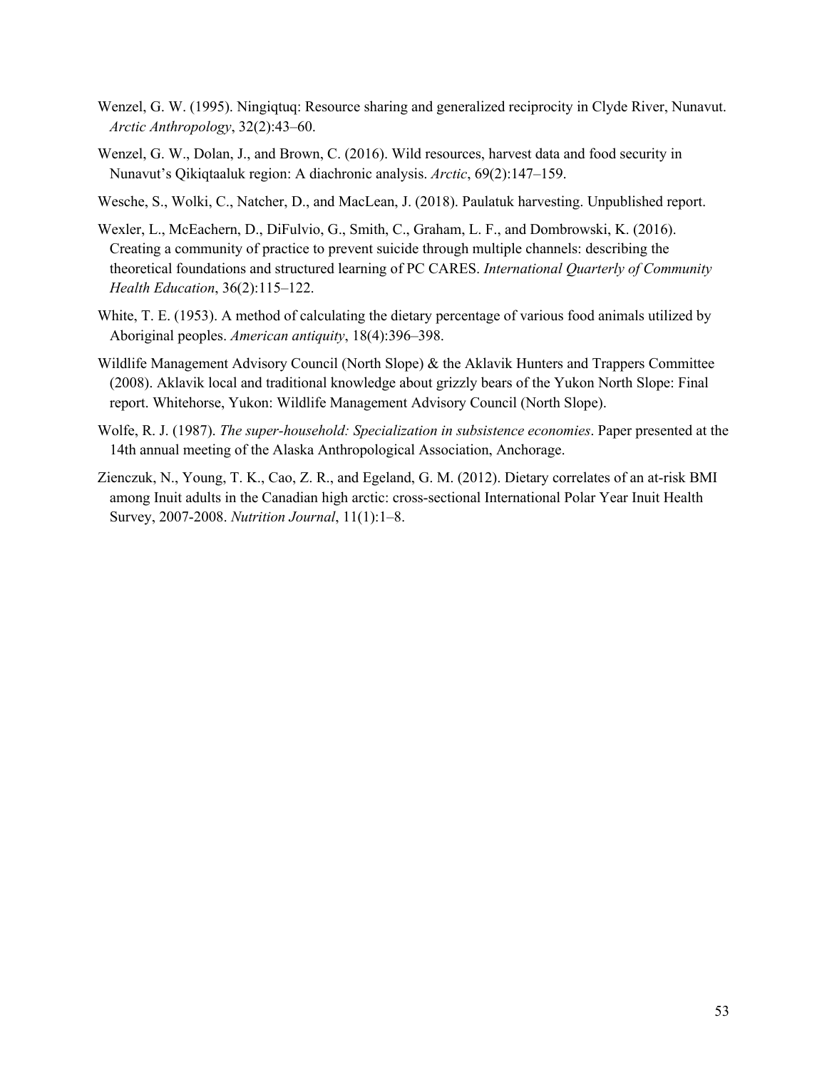Wenzel, G. W. (1995). Ningiqtuq: Resource sharing and generalized reciprocity in Clyde River, Nunavut. *Arctic Anthropology*, 32(2):43–60.

Wenzel, G. W., Dolan, J., and Brown, C. (2016). Wild resources, harvest data and food security in Nunavut's Qikiqtaaluk region: A diachronic analysis. *Arctic*, 69(2):147–159.

Wesche, S., Wolki, C., Natcher, D., and MacLean, J. (2018). Paulatuk harvesting. Unpublished report.

Wexler, L., McEachern, D., DiFulvio, G., Smith, C., Graham, L. F., and Dombrowski, K. (2016). Creating a community of practice to prevent suicide through multiple channels: describing the theoretical foundations and structured learning of PC CARES. *International Quarterly of Community Health Education*, 36(2):115–122.

White, T. E. (1953). A method of calculating the dietary percentage of various food animals utilized by Aboriginal peoples. *American antiquity*, 18(4):396–398.

Wildlife Management Advisory Council (North Slope) & the Aklavik Hunters and Trappers Committee (2008). Aklavik local and traditional knowledge about grizzly bears of the Yukon North Slope: Final report. Whitehorse, Yukon: Wildlife Management Advisory Council (North Slope).

Wolfe, R. J. (1987). *The super-household: Specialization in subsistence economies*. Paper presented at the 14th annual meeting of the Alaska Anthropological Association, Anchorage.

Zienczuk, N., Young, T. K., Cao, Z. R., and Egeland, G. M. (2012). Dietary correlates of an at-risk BMI among Inuit adults in the Canadian high arctic: cross-sectional International Polar Year Inuit Health Survey, 2007-2008. *Nutrition Journal*, 11(1):1–8.